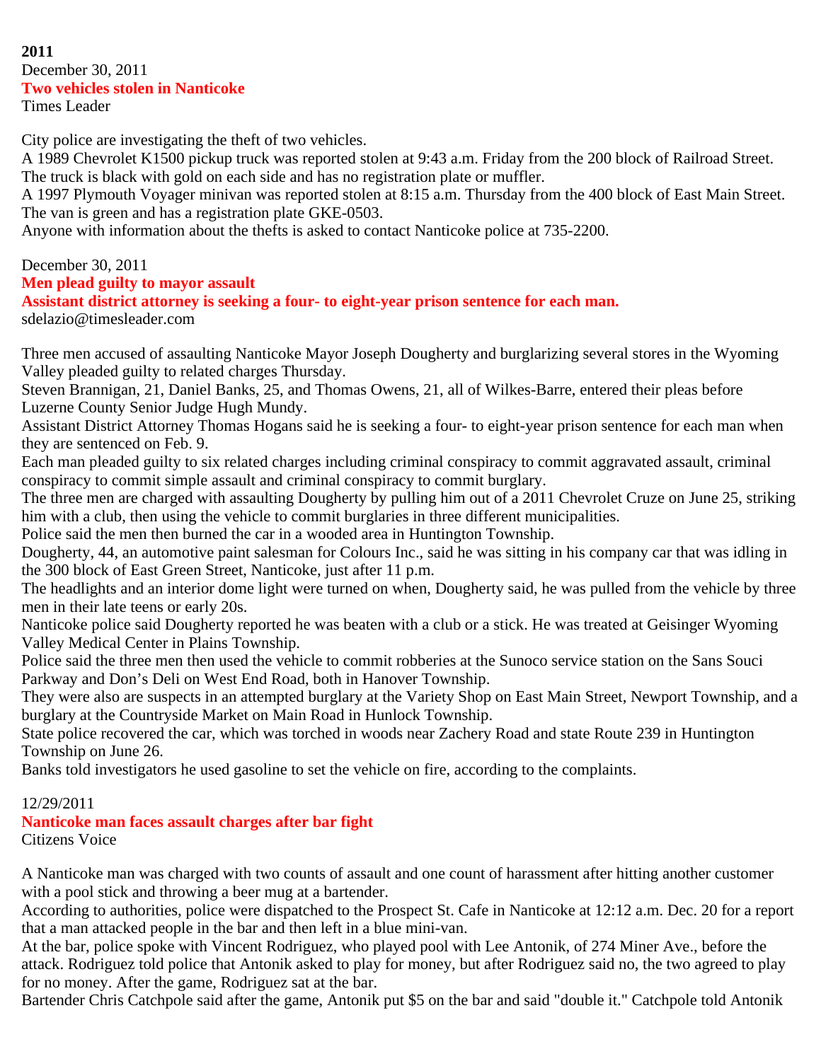**2011**

December 30, 2011

## Two vehicles stolen in Nanticoke

Times Leader

City police are investigating the theft of two vehicles.

A 1989 Chevrolet K1500 pickup truck was reported stolen at 9:43 a.m. Friday from the 200 block of Railroad Street. The truck is black with gold on each side and has no registration plate or muffler.

A 1997 Plymouth Voyager minivan was reported stolen at 8:15 a.m. Thursday from the 400 block of East Main Street. The van is green and has a registration plate GKE-0503.

Anyone with information about the thefts is asked to contact Nanticoke police at 735-2200.

December 30, 2011

## Men plead guilty to mayor assault

### Assistant district attorney is seeking a four- to eight-year prison sentence for each man.

sdelazio@timesleader.com

Three men accused of assaulting Nanticoke Mayor Joseph Dougherty and burglarizing several stores in the Wyoming Valley pleaded guilty to related charges Thursday.

Steven Brannigan, 21, Daniel Banks, 25, and Thomas Owens, 21, all of Wilkes-Barre, entered their pleas before Luzerne County Senior Judge Hugh Mundy.

Assistant District Attorney Thomas Hogans said he is seeking a four- to eight-year prison sentence for each man when they are sentenced on Feb. 9.

Each man pleaded guilty to six related charges including criminal conspiracy to commit aggravated assault, criminal conspiracy to commit simple assault and criminal conspiracy to commit burglary.

The three men are charged with assaulting Dougherty by pulling him out of a 2011 Chevrolet Cruze on June 25, striking him with a club, then using the vehicle to commit burglaries in three different municipalities.

Police said the men then burned the car in a wooded area in Huntington Township.

Dougherty, 44, an automotive paint salesman for Colours Inc., said he was sitting in his company car that was idling in the 300 block of East Green Street, Nanticoke, just after 11 p.m.

The headlights and an interior dome light were turned on when, Dougherty said, he was pulled from the vehicle by three men in their late teens or early 20s.

Nanticoke police said Dougherty reported he was beaten with a club or a stick. He was treated at Geisinger Wyoming Valley Medical Center in Plains Township.

Police said the three men then used the vehicle to commit robberies at the Sunoco service station on the Sans Souci Parkway and Don's Deli on West End Road, both in Hanover Township.

They were also are suspects in an attempted burglary at the Variety Shop on East Main Street, Newport Township, and a burglary at the Countryside Market on Main Road in Hunlock Township.

State police recovered the car, which was torched in woods near Zachery Road and state Route 239 in Huntington Township on June 26.

Banks told investigators he used gasoline to set the vehicle on fire, according to the complaints.

12/29/2011

## Nanticoke man faces assault charges after bar fight

Citizens Voice

A Nanticoke man was charged with two counts of assault and one count of harassment after hitting another customer with a pool stick and throwing a beer mug at a bartender.

According to authorities, police were dispatched to the Prospect St. Cafe in Nanticoke at 12:12 a.m. Dec. 20 for a report that a man attacked people in the bar and then left in a blue mini-van.

At the bar, police spoke with Vincent Rodriguez, who played pool with Lee Antonik, of 274 Miner Ave., before the attack. Rodriguez told police that Antonik asked to play for money, but after Rodriguez said no, the two agreed to play for no money. After the game, Rodriguez sat at the bar.

Bartender Chris Catchpole said after the game, Antonik put $5 on the bar and said "double it." Catchpole told Antonik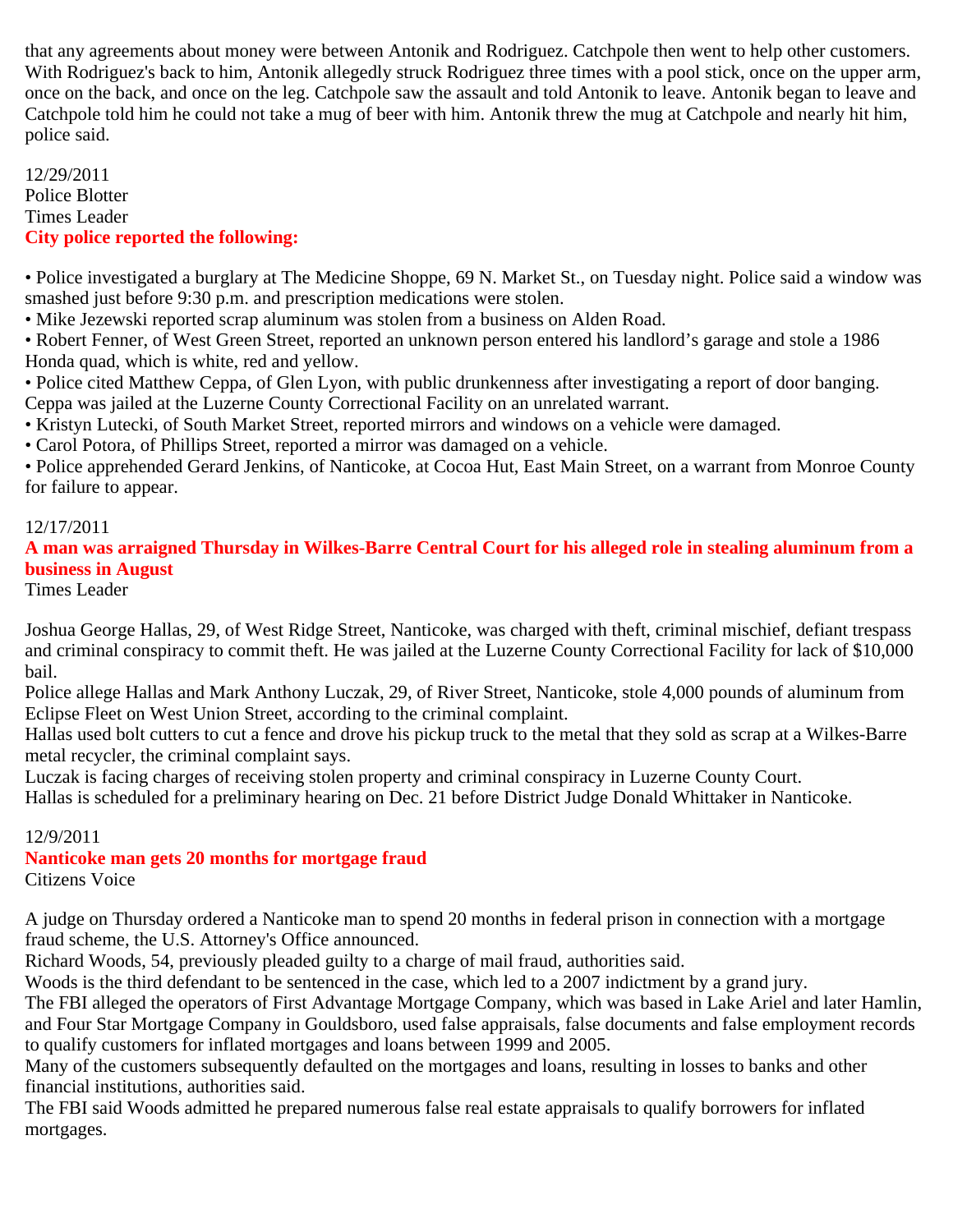that any agreements about money were between Antonik and Rodriguez. Catchpole then went to help other customers. With Rodriguez's back to him, Antonik allegedly struck Rodriguez three times with a pool stick, once on the upper arm, once on the back, and once on the leg. Catchpole saw the assault and told Antonik to leave. Antonik began to leave and Catchpole told him he could not take a mug of beer with him. Antonik threw the mug at Catchpole and nearly hit him, police said.

12/29/2011
Police Blotter
Times Leader

**City police reported the following:**

• Police investigated a burglary at The Medicine Shoppe, 69 N. Market St., on Tuesday night. Police said a window was smashed just before 9:30 p.m. and prescription medications were stolen.
• Mike Jezewski reported scrap aluminum was stolen from a business on Alden Road.
• Robert Fenner, of West Green Street, reported an unknown person entered his landlord's garage and stole a 1986 Honda quad, which is white, red and yellow.
• Police cited Matthew Ceppa, of Glen Lyon, with public drunkenness after investigating a report of door banging. Ceppa was jailed at the Luzerne County Correctional Facility on an unrelated warrant.
• Kristyn Lutecki, of South Market Street, reported mirrors and windows on a vehicle were damaged.
• Carol Potora, of Phillips Street, reported a mirror was damaged on a vehicle.
• Police apprehended Gerard Jenkins, of Nanticoke, at Cocoa Hut, East Main Street, on a warrant from Monroe County for failure to appear.

12/17/2011

**A man was arraigned Thursday in Wilkes-Barre Central Court for his alleged role in stealing aluminum from a business in August**

Times Leader

Joshua George Hallas, 29, of West Ridge Street, Nanticoke, was charged with theft, criminal mischief, defiant trespass and criminal conspiracy to commit theft. He was jailed at the Luzerne County Correctional Facility for lack of $10,000 bail.
Police allege Hallas and Mark Anthony Luczak, 29, of River Street, Nanticoke, stole 4,000 pounds of aluminum from Eclipse Fleet on West Union Street, according to the criminal complaint.
Hallas used bolt cutters to cut a fence and drove his pickup truck to the metal that they sold as scrap at a Wilkes-Barre metal recycler, the criminal complaint says.
Luczak is facing charges of receiving stolen property and criminal conspiracy in Luzerne County Court.
Hallas is scheduled for a preliminary hearing on Dec. 21 before District Judge Donald Whittaker in Nanticoke.

12/9/2011

**Nanticoke man gets 20 months for mortgage fraud**

Citizens Voice

A judge on Thursday ordered a Nanticoke man to spend 20 months in federal prison in connection with a mortgage fraud scheme, the U.S. Attorney's Office announced.
Richard Woods, 54, previously pleaded guilty to a charge of mail fraud, authorities said.
Woods is the third defendant to be sentenced in the case, which led to a 2007 indictment by a grand jury.
The FBI alleged the operators of First Advantage Mortgage Company, which was based in Lake Ariel and later Hamlin, and Four Star Mortgage Company in Gouldsboro, used false appraisals, false documents and false employment records to qualify customers for inflated mortgages and loans between 1999 and 2005.
Many of the customers subsequently defaulted on the mortgages and loans, resulting in losses to banks and other financial institutions, authorities said.
The FBI said Woods admitted he prepared numerous false real estate appraisals to qualify borrowers for inflated mortgages.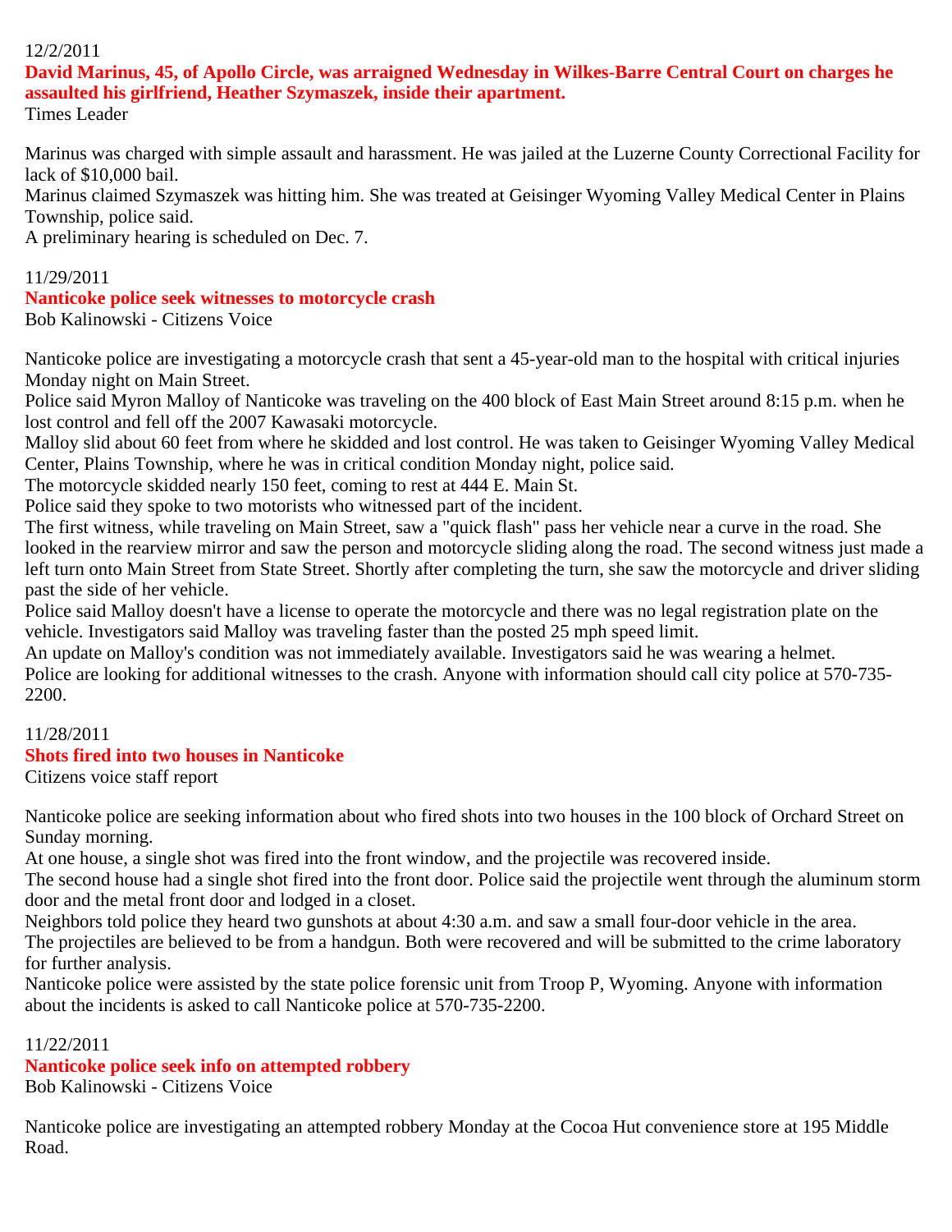12/2/2011

**David Marinus, 45, of Apollo Circle, was arraigned Wednesday in Wilkes-Barre Central Court on charges he assaulted his girlfriend, Heather Szymaszek, inside their apartment.**

Times Leader

Marinus was charged with simple assault and harassment. He was jailed at the Luzerne County Correctional Facility for lack of $10,000 bail.
Marinus claimed Szymaszek was hitting him. She was treated at Geisinger Wyoming Valley Medical Center in Plains Township, police said.
A preliminary hearing is scheduled on Dec. 7.

11/29/2011

**Nanticoke police seek witnesses to motorcycle crash**

Bob Kalinowski - Citizens Voice

Nanticoke police are investigating a motorcycle crash that sent a 45-year-old man to the hospital with critical injuries Monday night on Main Street.
Police said Myron Malloy of Nanticoke was traveling on the 400 block of East Main Street around 8:15 p.m. when he lost control and fell off the 2007 Kawasaki motorcycle.
Malloy slid about 60 feet from where he skidded and lost control. He was taken to Geisinger Wyoming Valley Medical Center, Plains Township, where he was in critical condition Monday night, police said.
The motorcycle skidded nearly 150 feet, coming to rest at 444 E. Main St.
Police said they spoke to two motorists who witnessed part of the incident.
The first witness, while traveling on Main Street, saw a "quick flash" pass her vehicle near a curve in the road. She looked in the rearview mirror and saw the person and motorcycle sliding along the road. The second witness just made a left turn onto Main Street from State Street. Shortly after completing the turn, she saw the motorcycle and driver sliding past the side of her vehicle.
Police said Malloy doesn't have a license to operate the motorcycle and there was no legal registration plate on the vehicle. Investigators said Malloy was traveling faster than the posted 25 mph speed limit.
An update on Malloy's condition was not immediately available. Investigators said he was wearing a helmet.
Police are looking for additional witnesses to the crash. Anyone with information should call city police at 570-735-2200.

11/28/2011

**Shots fired into two houses in Nanticoke**

Citizens voice staff report

Nanticoke police are seeking information about who fired shots into two houses in the 100 block of Orchard Street on Sunday morning.
At one house, a single shot was fired into the front window, and the projectile was recovered inside.
The second house had a single shot fired into the front door. Police said the projectile went through the aluminum storm door and the metal front door and lodged in a closet.
Neighbors told police they heard two gunshots at about 4:30 a.m. and saw a small four-door vehicle in the area.
The projectiles are believed to be from a handgun. Both were recovered and will be submitted to the crime laboratory for further analysis.
Nanticoke police were assisted by the state police forensic unit from Troop P, Wyoming. Anyone with information about the incidents is asked to call Nanticoke police at 570-735-2200.

11/22/2011

**Nanticoke police seek info on attempted robbery**

Bob Kalinowski - Citizens Voice

Nanticoke police are investigating an attempted robbery Monday at the Cocoa Hut convenience store at 195 Middle Road.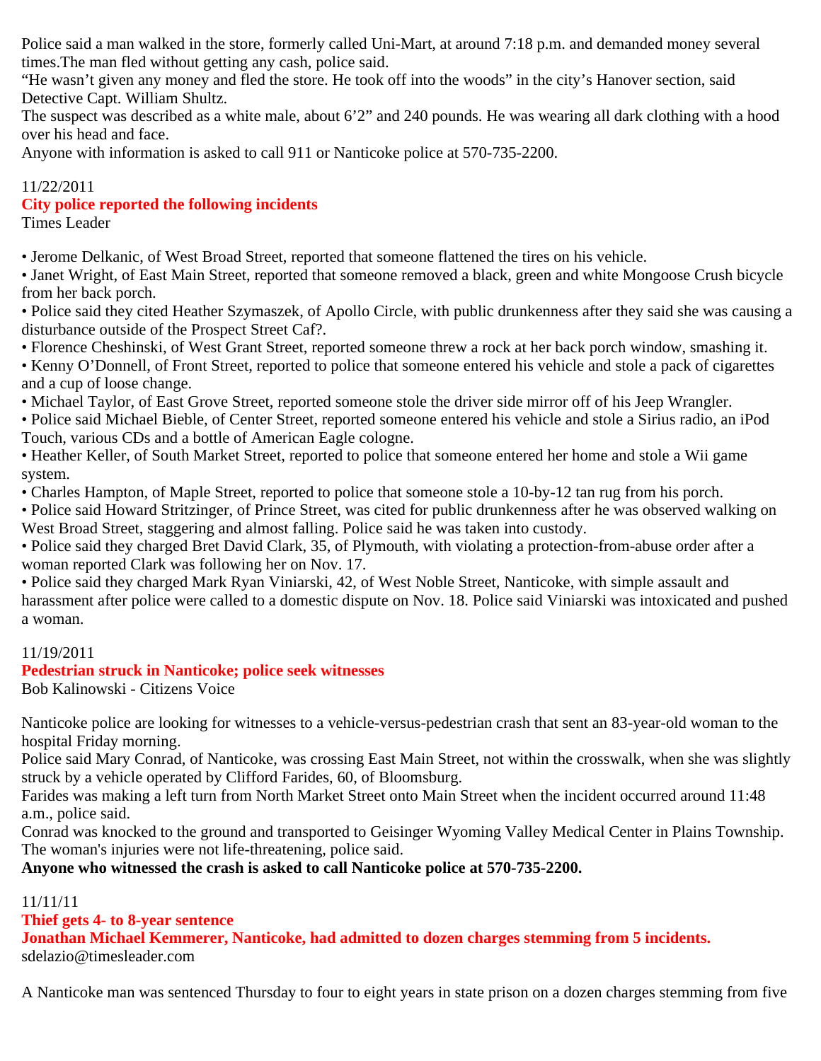Police said a man walked in the store, formerly called Uni-Mart, at around 7:18 p.m. and demanded money several times.The man fled without getting any cash, police said.

"He wasn't given any money and fled the store. He took off into the woods" in the city's Hanover section, said Detective Capt. William Shultz.

The suspect was described as a white male, about 6'2" and 240 pounds. He was wearing all dark clothing with a hood over his head and face.

Anyone with information is asked to call 911 or Nanticoke police at 570-735-2200.

11/22/2011

## City police reported the following incidents

Times Leader

- Jerome Delkanic, of West Broad Street, reported that someone flattened the tires on his vehicle.
- Janet Wright, of East Main Street, reported that someone removed a black, green and white Mongoose Crush bicycle from her back porch.
- Police said they cited Heather Szymaszek, of Apollo Circle, with public drunkenness after they said she was causing a disturbance outside of the Prospect Street Caf?.
- Florence Cheshinski, of West Grant Street, reported someone threw a rock at her back porch window, smashing it.
- Kenny O'Donnell, of Front Street, reported to police that someone entered his vehicle and stole a pack of cigarettes and a cup of loose change.
- Michael Taylor, of East Grove Street, reported someone stole the driver side mirror off of his Jeep Wrangler.
- Police said Michael Bieble, of Center Street, reported someone entered his vehicle and stole a Sirius radio, an iPod Touch, various CDs and a bottle of American Eagle cologne.
- Heather Keller, of South Market Street, reported to police that someone entered her home and stole a Wii game system.
- Charles Hampton, of Maple Street, reported to police that someone stole a 10-by-12 tan rug from his porch.
- Police said Howard Stritzinger, of Prince Street, was cited for public drunkenness after he was observed walking on West Broad Street, staggering and almost falling. Police said he was taken into custody.
- Police said they charged Bret David Clark, 35, of Plymouth, with violating a protection-from-abuse order after a woman reported Clark was following her on Nov. 17.
- Police said they charged Mark Ryan Viniarski, 42, of West Noble Street, Nanticoke, with simple assault and harassment after police were called to a domestic dispute on Nov. 18. Police said Viniarski was intoxicated and pushed a woman.

11/19/2011

## Pedestrian struck in Nanticoke; police seek witnesses

Bob Kalinowski - Citizens Voice

Nanticoke police are looking for witnesses to a vehicle-versus-pedestrian crash that sent an 83-year-old woman to the hospital Friday morning.

Police said Mary Conrad, of Nanticoke, was crossing East Main Street, not within the crosswalk, when she was slightly struck by a vehicle operated by Clifford Farides, 60, of Bloomsburg.

Farides was making a left turn from North Market Street onto Main Street when the incident occurred around 11:48 a.m., police said.

Conrad was knocked to the ground and transported to Geisinger Wyoming Valley Medical Center in Plains Township. The woman's injuries were not life-threatening, police said.

**Anyone who witnessed the crash is asked to call Nanticoke police at 570-735-2200.**

11/11/11

## Thief gets 4- to 8-year sentence

### Jonathan Michael Kemmerer, Nanticoke, had admitted to dozen charges stemming from 5 incidents.

sdelazio@timesleader.com

A Nanticoke man was sentenced Thursday to four to eight years in state prison on a dozen charges stemming from five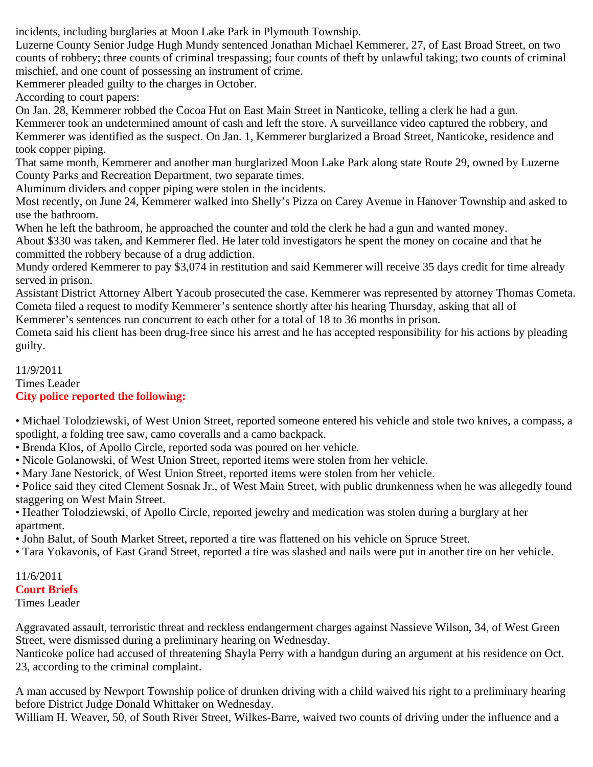incidents, including burglaries at Moon Lake Park in Plymouth Township.

Luzerne County Senior Judge Hugh Mundy sentenced Jonathan Michael Kemmerer, 27, of East Broad Street, on two counts of robbery; three counts of criminal trespassing; four counts of theft by unlawful taking; two counts of criminal mischief, and one count of possessing an instrument of crime.

Kemmerer pleaded guilty to the charges in October.

According to court papers:

On Jan. 28, Kemmerer robbed the Cocoa Hut on East Main Street in Nanticoke, telling a clerk he had a gun. Kemmerer took an undetermined amount of cash and left the store. A surveillance video captured the robbery, and Kemmerer was identified as the suspect. On Jan. 1, Kemmerer burglarized a Broad Street, Nanticoke, residence and took copper piping.

That same month, Kemmerer and another man burglarized Moon Lake Park along state Route 29, owned by Luzerne County Parks and Recreation Department, two separate times.

Aluminum dividers and copper piping were stolen in the incidents.

Most recently, on June 24, Kemmerer walked into Shelly's Pizza on Carey Avenue in Hanover Township and asked to use the bathroom.

When he left the bathroom, he approached the counter and told the clerk he had a gun and wanted money.

About $330 was taken, and Kemmerer fled. He later told investigators he spent the money on cocaine and that he committed the robbery because of a drug addiction.

Mundy ordered Kemmerer to pay $3,074 in restitution and said Kemmerer will receive 35 days credit for time already served in prison.

Assistant District Attorney Albert Yacoub prosecuted the case. Kemmerer was represented by attorney Thomas Cometa.

Cometa filed a request to modify Kemmerer's sentence shortly after his hearing Thursday, asking that all of Kemmerer's sentences run concurrent to each other for a total of 18 to 36 months in prison.

Cometa said his client has been drug-free since his arrest and he has accepted responsibility for his actions by pleading guilty.

11/9/2011
Times Leader

**City police reported the following:**

- Michael Tolodziewski, of West Union Street, reported someone entered his vehicle and stole two knives, a compass, a spotlight, a folding tree saw, camo coveralls and a camo backpack.
- Brenda Klos, of Apollo Circle, reported soda was poured on her vehicle.
- Nicole Golanowski, of West Union Street, reported items were stolen from her vehicle.
- Mary Jane Nestorick, of West Union Street, reported items were stolen from her vehicle.
- Police said they cited Clement Sosnak Jr., of West Main Street, with public drunkenness when he was allegedly found staggering on West Main Street.
- Heather Tolodziewski, of Apollo Circle, reported jewelry and medication was stolen during a burglary at her apartment.
- John Balut, of South Market Street, reported a tire was flattened on his vehicle on Spruce Street.
- Tara Yokavonis, of East Grand Street, reported a tire was slashed and nails were put in another tire on her vehicle.

11/6/2011

**Court Briefs**

Times Leader

Aggravated assault, terroristic threat and reckless endangerment charges against Nassieve Wilson, 34, of West Green Street, were dismissed during a preliminary hearing on Wednesday.

Nanticoke police had accused of threatening Shayla Perry with a handgun during an argument at his residence on Oct. 23, according to the criminal complaint.

A man accused by Newport Township police of drunken driving with a child waived his right to a preliminary hearing before District Judge Donald Whittaker on Wednesday.

William H. Weaver, 50, of South River Street, Wilkes-Barre, waived two counts of driving under the influence and a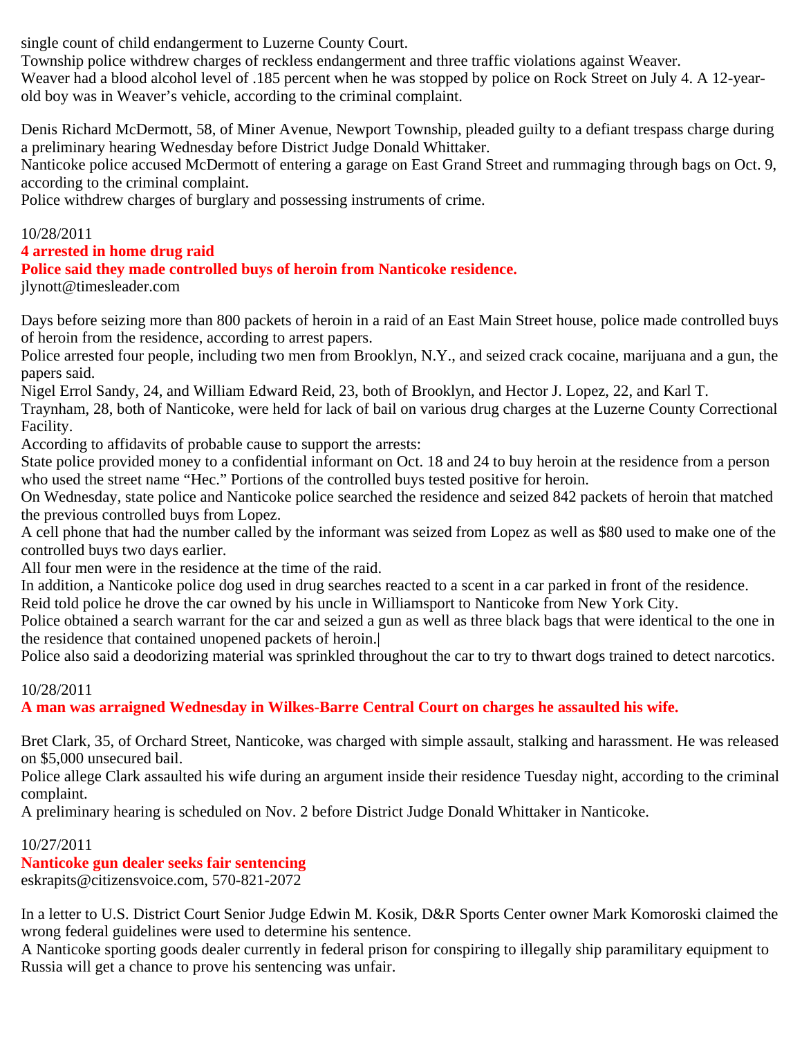single count of child endangerment to Luzerne County Court.

Township police withdrew charges of reckless endangerment and three traffic violations against Weaver.

Weaver had a blood alcohol level of .185 percent when he was stopped by police on Rock Street on July 4. A 12-year-old boy was in Weaver's vehicle, according to the criminal complaint.

Denis Richard McDermott, 58, of Miner Avenue, Newport Township, pleaded guilty to a defiant trespass charge during a preliminary hearing Wednesday before District Judge Donald Whittaker.

Nanticoke police accused McDermott of entering a garage on East Grand Street and rummaging through bags on Oct. 9, according to the criminal complaint.

Police withdrew charges of burglary and possessing instruments of crime.

10/28/2011

## 4 arrested in home drug raid

### Police said they made controlled buys of heroin from Nanticoke residence.

jlynott@timesleader.com

Days before seizing more than 800 packets of heroin in a raid of an East Main Street house, police made controlled buys of heroin from the residence, according to arrest papers.

Police arrested four people, including two men from Brooklyn, N.Y., and seized crack cocaine, marijuana and a gun, the papers said.

Nigel Errol Sandy, 24, and William Edward Reid, 23, both of Brooklyn, and Hector J. Lopez, 22, and Karl T. Traynham, 28, both of Nanticoke, were held for lack of bail on various drug charges at the Luzerne County Correctional Facility.

According to affidavits of probable cause to support the arrests:

State police provided money to a confidential informant on Oct. 18 and 24 to buy heroin at the residence from a person who used the street name "Hec." Portions of the controlled buys tested positive for heroin.

On Wednesday, state police and Nanticoke police searched the residence and seized 842 packets of heroin that matched the previous controlled buys from Lopez.

A cell phone that had the number called by the informant was seized from Lopez as well as $80 used to make one of the controlled buys two days earlier.

All four men were in the residence at the time of the raid.

In addition, a Nanticoke police dog used in drug searches reacted to a scent in a car parked in front of the residence.

Reid told police he drove the car owned by his uncle in Williamsport to Nanticoke from New York City.

Police obtained a search warrant for the car and seized a gun as well as three black bags that were identical to the one in the residence that contained unopened packets of heroin.|

Police also said a deodorizing material was sprinkled throughout the car to try to thwart dogs trained to detect narcotics.

10/28/2011

## A man was arraigned Wednesday in Wilkes-Barre Central Court on charges he assaulted his wife.

Bret Clark, 35, of Orchard Street, Nanticoke, was charged with simple assault, stalking and harassment. He was released on $5,000 unsecured bail.

Police allege Clark assaulted his wife during an argument inside their residence Tuesday night, according to the criminal complaint.

A preliminary hearing is scheduled on Nov. 2 before District Judge Donald Whittaker in Nanticoke.

10/27/2011

## Nanticoke gun dealer seeks fair sentencing

eskrapits@citizensvoice.com, 570-821-2072

In a letter to U.S. District Court Senior Judge Edwin M. Kosik, D&R Sports Center owner Mark Komoroski claimed the wrong federal guidelines were used to determine his sentence.

A Nanticoke sporting goods dealer currently in federal prison for conspiring to illegally ship paramilitary equipment to Russia will get a chance to prove his sentencing was unfair.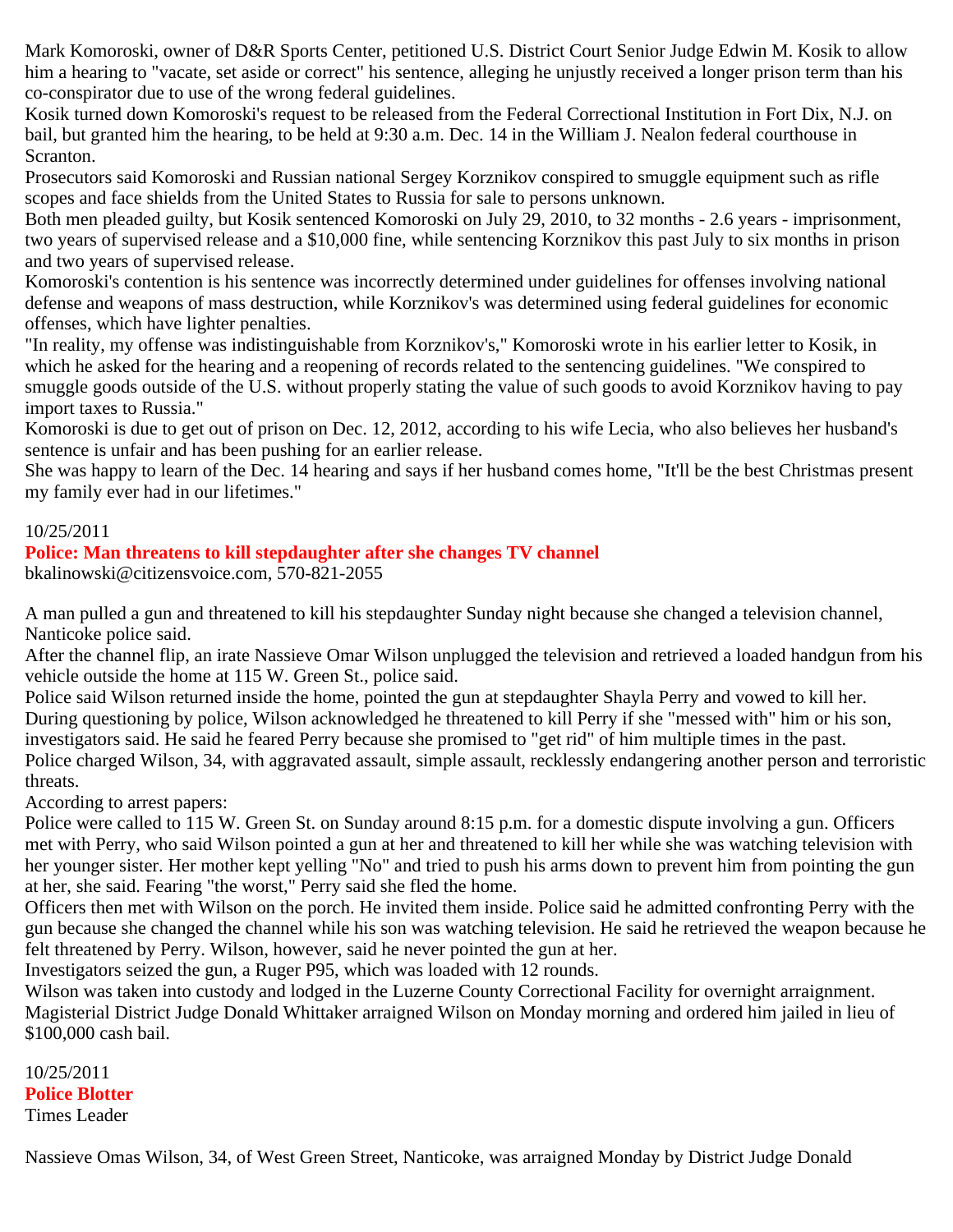Mark Komoroski, owner of D&R Sports Center, petitioned U.S. District Court Senior Judge Edwin M. Kosik to allow him a hearing to "vacate, set aside or correct" his sentence, alleging he unjustly received a longer prison term than his co-conspirator due to use of the wrong federal guidelines.

Kosik turned down Komoroski's request to be released from the Federal Correctional Institution in Fort Dix, N.J. on bail, but granted him the hearing, to be held at 9:30 a.m. Dec. 14 in the William J. Nealon federal courthouse in Scranton.

Prosecutors said Komoroski and Russian national Sergey Korznikov conspired to smuggle equipment such as rifle scopes and face shields from the United States to Russia for sale to persons unknown.

Both men pleaded guilty, but Kosik sentenced Komoroski on July 29, 2010, to 32 months - 2.6 years - imprisonment, two years of supervised release and a $10,000 fine, while sentencing Korznikov this past July to six months in prison and two years of supervised release.

Komoroski's contention is his sentence was incorrectly determined under guidelines for offenses involving national defense and weapons of mass destruction, while Korznikov's was determined using federal guidelines for economic offenses, which have lighter penalties.

"In reality, my offense was indistinguishable from Korznikov's," Komoroski wrote in his earlier letter to Kosik, in which he asked for the hearing and a reopening of records related to the sentencing guidelines. "We conspired to smuggle goods outside of the U.S. without properly stating the value of such goods to avoid Korznikov having to pay import taxes to Russia."

Komoroski is due to get out of prison on Dec. 12, 2012, according to his wife Lecia, who also believes her husband's sentence is unfair and has been pushing for an earlier release.

She was happy to learn of the Dec. 14 hearing and says if her husband comes home, "It'll be the best Christmas present my family ever had in our lifetimes."

10/25/2011

**Police: Man threatens to kill stepdaughter after she changes TV channel**

bkalinowski@citizensvoice.com, 570-821-2055

A man pulled a gun and threatened to kill his stepdaughter Sunday night because she changed a television channel, Nanticoke police said.

After the channel flip, an irate Nassieve Omar Wilson unplugged the television and retrieved a loaded handgun from his vehicle outside the home at 115 W. Green St., police said.

Police said Wilson returned inside the home, pointed the gun at stepdaughter Shayla Perry and vowed to kill her.

During questioning by police, Wilson acknowledged he threatened to kill Perry if she "messed with" him or his son, investigators said. He said he feared Perry because she promised to "get rid" of him multiple times in the past.

Police charged Wilson, 34, with aggravated assault, simple assault, recklessly endangering another person and terroristic threats.

According to arrest papers:

Police were called to 115 W. Green St. on Sunday around 8:15 p.m. for a domestic dispute involving a gun. Officers met with Perry, who said Wilson pointed a gun at her and threatened to kill her while she was watching television with her younger sister. Her mother kept yelling "No" and tried to push his arms down to prevent him from pointing the gun at her, she said. Fearing "the worst," Perry said she fled the home.

Officers then met with Wilson on the porch. He invited them inside. Police said he admitted confronting Perry with the gun because she changed the channel while his son was watching television. He said he retrieved the weapon because he felt threatened by Perry. Wilson, however, said he never pointed the gun at her.

Investigators seized the gun, a Ruger P95, which was loaded with 12 rounds.

Wilson was taken into custody and lodged in the Luzerne County Correctional Facility for overnight arraignment. Magisterial District Judge Donald Whittaker arraigned Wilson on Monday morning and ordered him jailed in lieu of $100,000 cash bail.

10/25/2011

**Police Blotter**

Times Leader

Nassieve Omas Wilson, 34, of West Green Street, Nanticoke, was arraigned Monday by District Judge Donald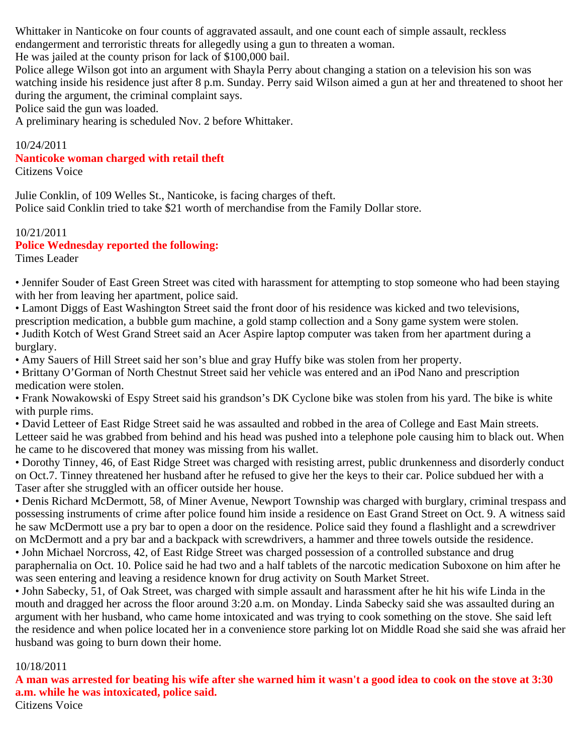Whittaker in Nanticoke on four counts of aggravated assault, and one count each of simple assault, reckless endangerment and terroristic threats for allegedly using a gun to threaten a woman.
He was jailed at the county prison for lack of $100,000 bail.
Police allege Wilson got into an argument with Shayla Perry about changing a station on a television his son was watching inside his residence just after 8 p.m. Sunday. Perry said Wilson aimed a gun at her and threatened to shoot her during the argument, the criminal complaint says.
Police said the gun was loaded.
A preliminary hearing is scheduled Nov. 2 before Whittaker.

10/24/2011
**Nanticoke woman charged with retail theft**
Citizens Voice

Julie Conklin, of 109 Welles St., Nanticoke, is facing charges of theft.
Police said Conklin tried to take $21 worth of merchandise from the Family Dollar store.

10/21/2011
**Police Wednesday reported the following:**
Times Leader

- Jennifer Souder of East Green Street was cited with harassment for attempting to stop someone who had been staying with her from leaving her apartment, police said.
- Lamont Diggs of East Washington Street said the front door of his residence was kicked and two televisions, prescription medication, a bubble gum machine, a gold stamp collection and a Sony game system were stolen.
- Judith Kotch of West Grand Street said an Acer Aspire laptop computer was taken from her apartment during a burglary.
- Amy Sauers of Hill Street said her son's blue and gray Huffy bike was stolen from her property.
- Brittany O'Gorman of North Chestnut Street said her vehicle was entered and an iPod Nano and prescription medication were stolen.
- Frank Nowakowski of Espy Street said his grandson's DK Cyclone bike was stolen from his yard. The bike is white with purple rims.
- David Letteer of East Ridge Street said he was assaulted and robbed in the area of College and East Main streets. Letteer said he was grabbed from behind and his head was pushed into a telephone pole causing him to black out. When he came to he discovered that money was missing from his wallet.
- Dorothy Tinney, 46, of East Ridge Street was charged with resisting arrest, public drunkenness and disorderly conduct on Oct.7. Tinney threatened her husband after he refused to give her the keys to their car. Police subdued her with a Taser after she struggled with an officer outside her house.
- Denis Richard McDermott, 58, of Miner Avenue, Newport Township was charged with burglary, criminal trespass and possessing instruments of crime after police found him inside a residence on East Grand Street on Oct. 9. A witness said he saw McDermott use a pry bar to open a door on the residence. Police said they found a flashlight and a screwdriver on McDermott and a pry bar and a backpack with screwdrivers, a hammer and three towels outside the residence.
- John Michael Norcross, 42, of East Ridge Street was charged possession of a controlled substance and drug paraphernalia on Oct. 10. Police said he had two and a half tablets of the narcotic medication Suboxone on him after he was seen entering and leaving a residence known for drug activity on South Market Street.
- John Sabecky, 51, of Oak Street, was charged with simple assault and harassment after he hit his wife Linda in the mouth and dragged her across the floor around 3:20 a.m. on Monday. Linda Sabecky said she was assaulted during an argument with her husband, who came home intoxicated and was trying to cook something on the stove. She said left the residence and when police located her in a convenience store parking lot on Middle Road she said she was afraid her husband was going to burn down their home.

10/18/2011
**A man was arrested for beating his wife after she warned him it wasn't a good idea to cook on the stove at 3:30 a.m. while he was intoxicated, police said.**
Citizens Voice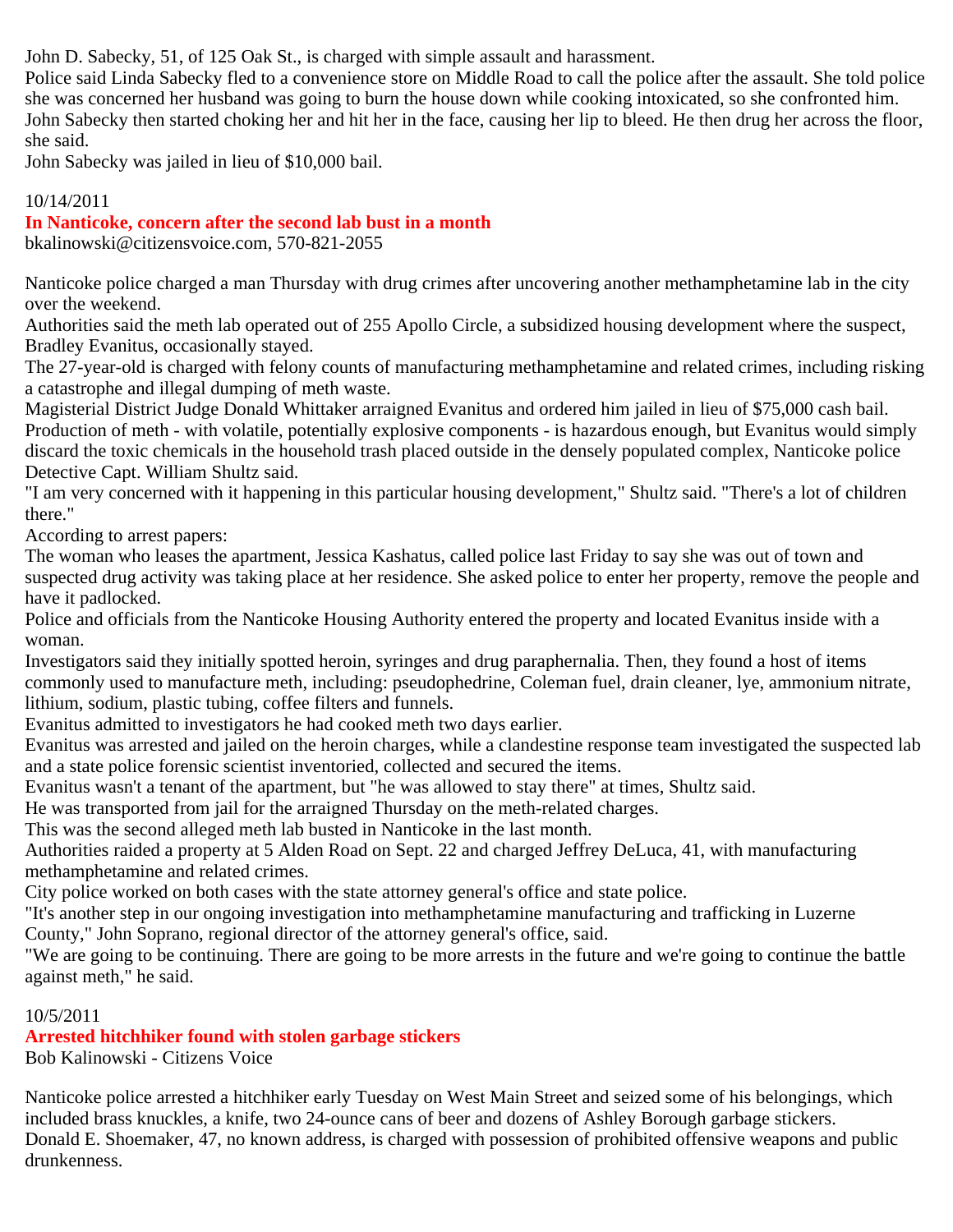John D. Sabecky, 51, of 125 Oak St., is charged with simple assault and harassment.

Police said Linda Sabecky fled to a convenience store on Middle Road to call the police after the assault. She told police she was concerned her husband was going to burn the house down while cooking intoxicated, so she confronted him. John Sabecky then started choking her and hit her in the face, causing her lip to bleed. He then drug her across the floor, she said.

John Sabecky was jailed in lieu of $10,000 bail.

10/14/2011

## In Nanticoke, concern after the second lab bust in a month

bkalinowski@citizensvoice.com, 570-821-2055

Nanticoke police charged a man Thursday with drug crimes after uncovering another methamphetamine lab in the city over the weekend.

Authorities said the meth lab operated out of 255 Apollo Circle, a subsidized housing development where the suspect, Bradley Evanitus, occasionally stayed.

The 27-year-old is charged with felony counts of manufacturing methamphetamine and related crimes, including risking a catastrophe and illegal dumping of meth waste.

Magisterial District Judge Donald Whittaker arraigned Evanitus and ordered him jailed in lieu of $75,000 cash bail.

Production of meth - with volatile, potentially explosive components - is hazardous enough, but Evanitus would simply discard the toxic chemicals in the household trash placed outside in the densely populated complex, Nanticoke police Detective Capt. William Shultz said.

"I am very concerned with it happening in this particular housing development," Shultz said. "There's a lot of children there."

According to arrest papers:

The woman who leases the apartment, Jessica Kashatus, called police last Friday to say she was out of town and suspected drug activity was taking place at her residence. She asked police to enter her property, remove the people and have it padlocked.

Police and officials from the Nanticoke Housing Authority entered the property and located Evanitus inside with a woman.

Investigators said they initially spotted heroin, syringes and drug paraphernalia. Then, they found a host of items commonly used to manufacture meth, including: pseudophedrine, Coleman fuel, drain cleaner, lye, ammonium nitrate, lithium, sodium, plastic tubing, coffee filters and funnels.

Evanitus admitted to investigators he had cooked meth two days earlier.

Evanitus was arrested and jailed on the heroin charges, while a clandestine response team investigated the suspected lab and a state police forensic scientist inventoried, collected and secured the items.

Evanitus wasn't a tenant of the apartment, but "he was allowed to stay there" at times, Shultz said.

He was transported from jail for the arraigned Thursday on the meth-related charges.

This was the second alleged meth lab busted in Nanticoke in the last month.

Authorities raided a property at 5 Alden Road on Sept. 22 and charged Jeffrey DeLuca, 41, with manufacturing methamphetamine and related crimes.

City police worked on both cases with the state attorney general's office and state police.

"It's another step in our ongoing investigation into methamphetamine manufacturing and trafficking in Luzerne County," John Soprano, regional director of the attorney general's office, said.

"We are going to be continuing. There are going to be more arrests in the future and we're going to continue the battle against meth," he said.

10/5/2011

## Arrested hitchhiker found with stolen garbage stickers

Bob Kalinowski - Citizens Voice

Nanticoke police arrested a hitchhiker early Tuesday on West Main Street and seized some of his belongings, which included brass knuckles, a knife, two 24-ounce cans of beer and dozens of Ashley Borough garbage stickers.

Donald E. Shoemaker, 47, no known address, is charged with possession of prohibited offensive weapons and public drunkenness.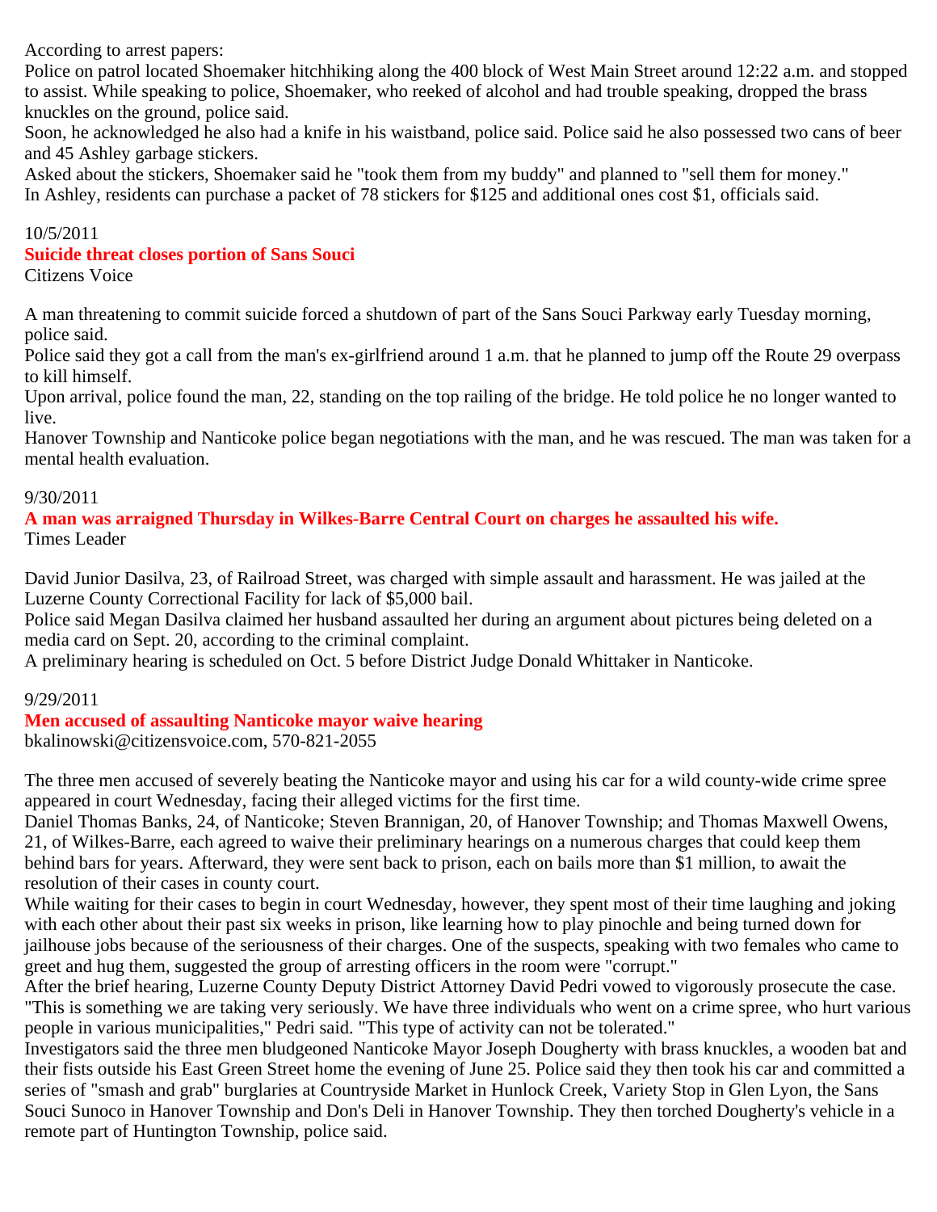According to arrest papers:

Police on patrol located Shoemaker hitchhiking along the 400 block of West Main Street around 12:22 a.m. and stopped to assist. While speaking to police, Shoemaker, who reeked of alcohol and had trouble speaking, dropped the brass knuckles on the ground, police said.

Soon, he acknowledged he also had a knife in his waistband, police said. Police said he also possessed two cans of beer and 45 Ashley garbage stickers.

Asked about the stickers, Shoemaker said he "took them from my buddy" and planned to "sell them for money."

In Ashley, residents can purchase a packet of 78 stickers for $125 and additional ones cost $1, officials said.

10/5/2011

**Suicide threat closes portion of Sans Souci**

Citizens Voice

A man threatening to commit suicide forced a shutdown of part of the Sans Souci Parkway early Tuesday morning, police said.

Police said they got a call from the man's ex-girlfriend around 1 a.m. that he planned to jump off the Route 29 overpass to kill himself.

Upon arrival, police found the man, 22, standing on the top railing of the bridge. He told police he no longer wanted to live.

Hanover Township and Nanticoke police began negotiations with the man, and he was rescued. The man was taken for a mental health evaluation.

9/30/2011

**A man was arraigned Thursday in Wilkes-Barre Central Court on charges he assaulted his wife.**

Times Leader

David Junior Dasilva, 23, of Railroad Street, was charged with simple assault and harassment. He was jailed at the Luzerne County Correctional Facility for lack of $5,000 bail.

Police said Megan Dasilva claimed her husband assaulted her during an argument about pictures being deleted on a media card on Sept. 20, according to the criminal complaint.

A preliminary hearing is scheduled on Oct. 5 before District Judge Donald Whittaker in Nanticoke.

9/29/2011

**Men accused of assaulting Nanticoke mayor waive hearing**

bkalinowski@citizensvoice.com, 570-821-2055

The three men accused of severely beating the Nanticoke mayor and using his car for a wild county-wide crime spree appeared in court Wednesday, facing their alleged victims for the first time.

Daniel Thomas Banks, 24, of Nanticoke; Steven Brannigan, 20, of Hanover Township; and Thomas Maxwell Owens, 21, of Wilkes-Barre, each agreed to waive their preliminary hearings on a numerous charges that could keep them behind bars for years. Afterward, they were sent back to prison, each on bails more than $1 million, to await the resolution of their cases in county court.

While waiting for their cases to begin in court Wednesday, however, they spent most of their time laughing and joking with each other about their past six weeks in prison, like learning how to play pinochle and being turned down for jailhouse jobs because of the seriousness of their charges. One of the suspects, speaking with two females who came to greet and hug them, suggested the group of arresting officers in the room were "corrupt."

After the brief hearing, Luzerne County Deputy District Attorney David Pedri vowed to vigorously prosecute the case. "This is something we are taking very seriously. We have three individuals who went on a crime spree, who hurt various people in various municipalities," Pedri said. "This type of activity can not be tolerated."

Investigators said the three men bludgeoned Nanticoke Mayor Joseph Dougherty with brass knuckles, a wooden bat and their fists outside his East Green Street home the evening of June 25. Police said they then took his car and committed a series of "smash and grab" burglaries at Countryside Market in Hunlock Creek, Variety Stop in Glen Lyon, the Sans Souci Sunoco in Hanover Township and Don's Deli in Hanover Township. They then torched Dougherty's vehicle in a remote part of Huntington Township, police said.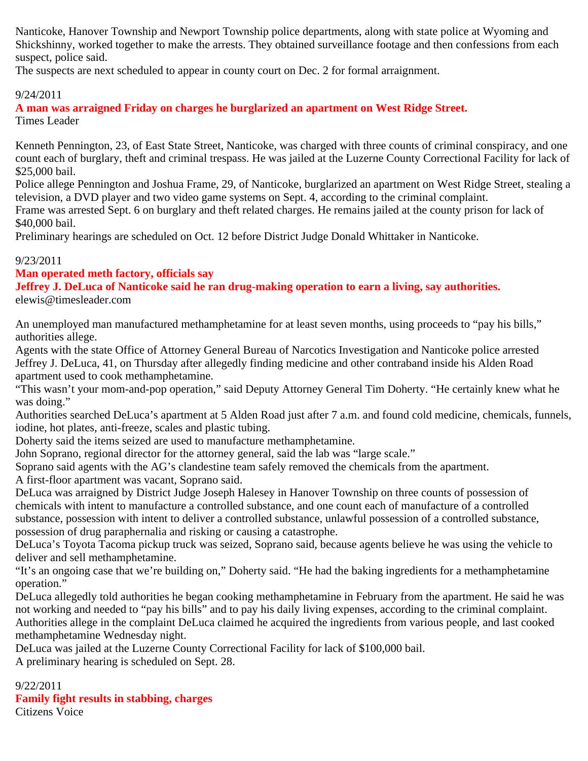Nanticoke, Hanover Township and Newport Township police departments, along with state police at Wyoming and Shickshinny, worked together to make the arrests. They obtained surveillance footage and then confessions from each suspect, police said.

The suspects are next scheduled to appear in county court on Dec. 2 for formal arraignment.

9/24/2011

**A man was arraigned Friday on charges he burglarized an apartment on West Ridge Street.**

Times Leader

Kenneth Pennington, 23, of East State Street, Nanticoke, was charged with three counts of criminal conspiracy, and one count each of burglary, theft and criminal trespass. He was jailed at the Luzerne County Correctional Facility for lack of $25,000 bail.

Police allege Pennington and Joshua Frame, 29, of Nanticoke, burglarized an apartment on West Ridge Street, stealing a television, a DVD player and two video game systems on Sept. 4, according to the criminal complaint.

Frame was arrested Sept. 6 on burglary and theft related charges. He remains jailed at the county prison for lack of $40,000 bail.

Preliminary hearings are scheduled on Oct. 12 before District Judge Donald Whittaker in Nanticoke.

9/23/2011

**Man operated meth factory, officials say**

**Jeffrey J. DeLuca of Nanticoke said he ran drug-making operation to earn a living, say authorities.**

elewis@timesleader.com

An unemployed man manufactured methamphetamine for at least seven months, using proceeds to "pay his bills," authorities allege.

Agents with the state Office of Attorney General Bureau of Narcotics Investigation and Nanticoke police arrested Jeffrey J. DeLuca, 41, on Thursday after allegedly finding medicine and other contraband inside his Alden Road apartment used to cook methamphetamine.

"This wasn't your mom-and-pop operation," said Deputy Attorney General Tim Doherty. "He certainly knew what he was doing."

Authorities searched DeLuca's apartment at 5 Alden Road just after 7 a.m. and found cold medicine, chemicals, funnels, iodine, hot plates, anti-freeze, scales and plastic tubing.

Doherty said the items seized are used to manufacture methamphetamine.

John Soprano, regional director for the attorney general, said the lab was "large scale."

Soprano said agents with the AG's clandestine team safely removed the chemicals from the apartment.

A first-floor apartment was vacant, Soprano said.

DeLuca was arraigned by District Judge Joseph Halesey in Hanover Township on three counts of possession of chemicals with intent to manufacture a controlled substance, and one count each of manufacture of a controlled substance, possession with intent to deliver a controlled substance, unlawful possession of a controlled substance, possession of drug paraphernalia and risking or causing a catastrophe.

DeLuca's Toyota Tacoma pickup truck was seized, Soprano said, because agents believe he was using the vehicle to deliver and sell methamphetamine.

"It's an ongoing case that we're building on," Doherty said. "He had the baking ingredients for a methamphetamine operation."

DeLuca allegedly told authorities he began cooking methamphetamine in February from the apartment. He said he was not working and needed to "pay his bills" and to pay his daily living expenses, according to the criminal complaint.

Authorities allege in the complaint DeLuca claimed he acquired the ingredients from various people, and last cooked methamphetamine Wednesday night.

DeLuca was jailed at the Luzerne County Correctional Facility for lack of $100,000 bail.

A preliminary hearing is scheduled on Sept. 28.

9/22/2011

**Family fight results in stabbing, charges**

Citizens Voice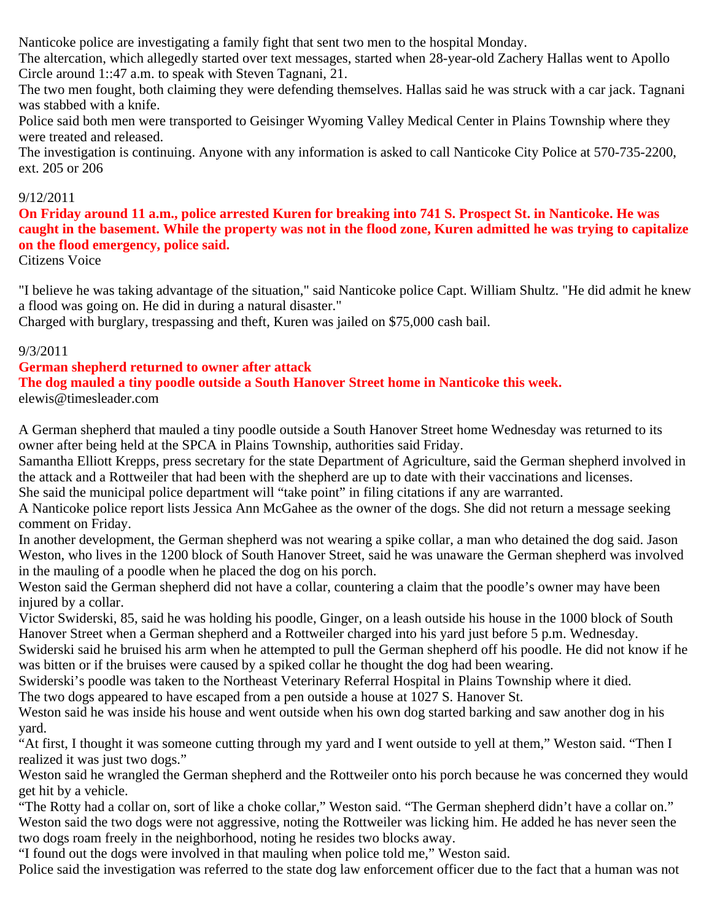Nanticoke police are investigating a family fight that sent two men to the hospital Monday.
The altercation, which allegedly started over text messages, started when 28-year-old Zachery Hallas went to Apollo Circle around 1::47 a.m. to speak with Steven Tagnani, 21.
The two men fought, both claiming they were defending themselves. Hallas said he was struck with a car jack. Tagnani was stabbed with a knife.
Police said both men were transported to Geisinger Wyoming Valley Medical Center in Plains Township where they were treated and released.
The investigation is continuing. Anyone with any information is asked to call Nanticoke City Police at 570-735-2200, ext. 205 or 206

9/12/2011

**On Friday around 11 a.m., police arrested Kuren for breaking into 741 S. Prospect St. in Nanticoke. He was caught in the basement. While the property was not in the flood zone, Kuren admitted he was trying to capitalize on the flood emergency, police said.**

Citizens Voice

"I believe he was taking advantage of the situation," said Nanticoke police Capt. William Shultz. "He did admit he knew a flood was going on. He did in during a natural disaster."
Charged with burglary, trespassing and theft, Kuren was jailed on $75,000 cash bail.

9/3/2011

**German shepherd returned to owner after attack**

**The dog mauled a tiny poodle outside a South Hanover Street home in Nanticoke this week.**

elewis@timesleader.com

A German shepherd that mauled a tiny poodle outside a South Hanover Street home Wednesday was returned to its owner after being held at the SPCA in Plains Township, authorities said Friday.
Samantha Elliott Krepps, press secretary for the state Department of Agriculture, said the German shepherd involved in the attack and a Rottweiler that had been with the shepherd are up to date with their vaccinations and licenses.
She said the municipal police department will "take point" in filing citations if any are warranted.
A Nanticoke police report lists Jessica Ann McGahee as the owner of the dogs. She did not return a message seeking comment on Friday.
In another development, the German shepherd was not wearing a spike collar, a man who detained the dog said. Jason Weston, who lives in the 1200 block of South Hanover Street, said he was unaware the German shepherd was involved in the mauling of a poodle when he placed the dog on his porch.
Weston said the German shepherd did not have a collar, countering a claim that the poodle's owner may have been injured by a collar.
Victor Swiderski, 85, said he was holding his poodle, Ginger, on a leash outside his house in the 1000 block of South Hanover Street when a German shepherd and a Rottweiler charged into his yard just before 5 p.m. Wednesday.
Swiderski said he bruised his arm when he attempted to pull the German shepherd off his poodle. He did not know if he was bitten or if the bruises were caused by a spiked collar he thought the dog had been wearing.
Swiderski's poodle was taken to the Northeast Veterinary Referral Hospital in Plains Township where it died.
The two dogs appeared to have escaped from a pen outside a house at 1027 S. Hanover St.
Weston said he was inside his house and went outside when his own dog started barking and saw another dog in his yard.
"At first, I thought it was someone cutting through my yard and I went outside to yell at them," Weston said. "Then I realized it was just two dogs."
Weston said he wrangled the German shepherd and the Rottweiler onto his porch because he was concerned they would get hit by a vehicle.
"The Rotty had a collar on, sort of like a choke collar," Weston said. "The German shepherd didn't have a collar on."
Weston said the two dogs were not aggressive, noting the Rottweiler was licking him. He added he has never seen the two dogs roam freely in the neighborhood, noting he resides two blocks away.
"I found out the dogs were involved in that mauling when police told me," Weston said.
Police said the investigation was referred to the state dog law enforcement officer due to the fact that a human was not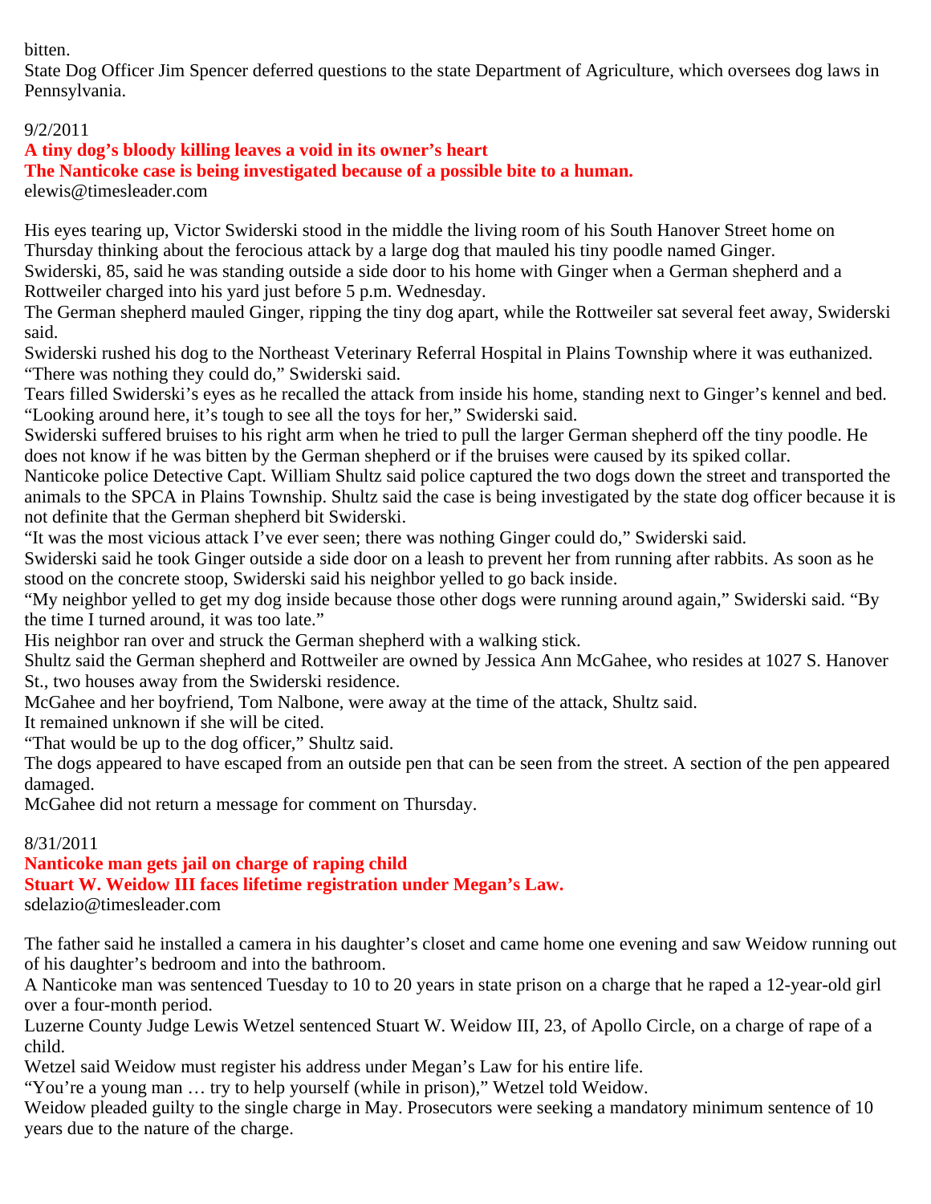bitten.

State Dog Officer Jim Spencer deferred questions to the state Department of Agriculture, which oversees dog laws in Pennsylvania.

9/2/2011

**A tiny dog's bloody killing leaves a void in its owner's heart**

**The Nanticoke case is being investigated because of a possible bite to a human.**

elewis@timesleader.com

His eyes tearing up, Victor Swiderski stood in the middle the living room of his South Hanover Street home on Thursday thinking about the ferocious attack by a large dog that mauled his tiny poodle named Ginger.

Swiderski, 85, said he was standing outside a side door to his home with Ginger when a German shepherd and a Rottweiler charged into his yard just before 5 p.m. Wednesday.

The German shepherd mauled Ginger, ripping the tiny dog apart, while the Rottweiler sat several feet away, Swiderski said.

Swiderski rushed his dog to the Northeast Veterinary Referral Hospital in Plains Township where it was euthanized. "There was nothing they could do," Swiderski said.

Tears filled Swiderski's eyes as he recalled the attack from inside his home, standing next to Ginger's kennel and bed. "Looking around here, it's tough to see all the toys for her," Swiderski said.

Swiderski suffered bruises to his right arm when he tried to pull the larger German shepherd off the tiny poodle. He does not know if he was bitten by the German shepherd or if the bruises were caused by its spiked collar.

Nanticoke police Detective Capt. William Shultz said police captured the two dogs down the street and transported the animals to the SPCA in Plains Township. Shultz said the case is being investigated by the state dog officer because it is not definite that the German shepherd bit Swiderski.

"It was the most vicious attack I've ever seen; there was nothing Ginger could do," Swiderski said.

Swiderski said he took Ginger outside a side door on a leash to prevent her from running after rabbits. As soon as he stood on the concrete stoop, Swiderski said his neighbor yelled to go back inside.

"My neighbor yelled to get my dog inside because those other dogs were running around again," Swiderski said. "By the time I turned around, it was too late."

His neighbor ran over and struck the German shepherd with a walking stick.

Shultz said the German shepherd and Rottweiler are owned by Jessica Ann McGahee, who resides at 1027 S. Hanover St., two houses away from the Swiderski residence.

McGahee and her boyfriend, Tom Nalbone, were away at the time of the attack, Shultz said.

It remained unknown if she will be cited.

"That would be up to the dog officer," Shultz said.

The dogs appeared to have escaped from an outside pen that can be seen from the street. A section of the pen appeared damaged.

McGahee did not return a message for comment on Thursday.

8/31/2011

**Nanticoke man gets jail on charge of raping child**

**Stuart W. Weidow III faces lifetime registration under Megan's Law.**

sdelazio@timesleader.com

The father said he installed a camera in his daughter's closet and came home one evening and saw Weidow running out of his daughter's bedroom and into the bathroom.

A Nanticoke man was sentenced Tuesday to 10 to 20 years in state prison on a charge that he raped a 12-year-old girl over a four-month period.

Luzerne County Judge Lewis Wetzel sentenced Stuart W. Weidow III, 23, of Apollo Circle, on a charge of rape of a child.

Wetzel said Weidow must register his address under Megan's Law for his entire life.

"You're a young man … try to help yourself (while in prison)," Wetzel told Weidow.

Weidow pleaded guilty to the single charge in May. Prosecutors were seeking a mandatory minimum sentence of 10 years due to the nature of the charge.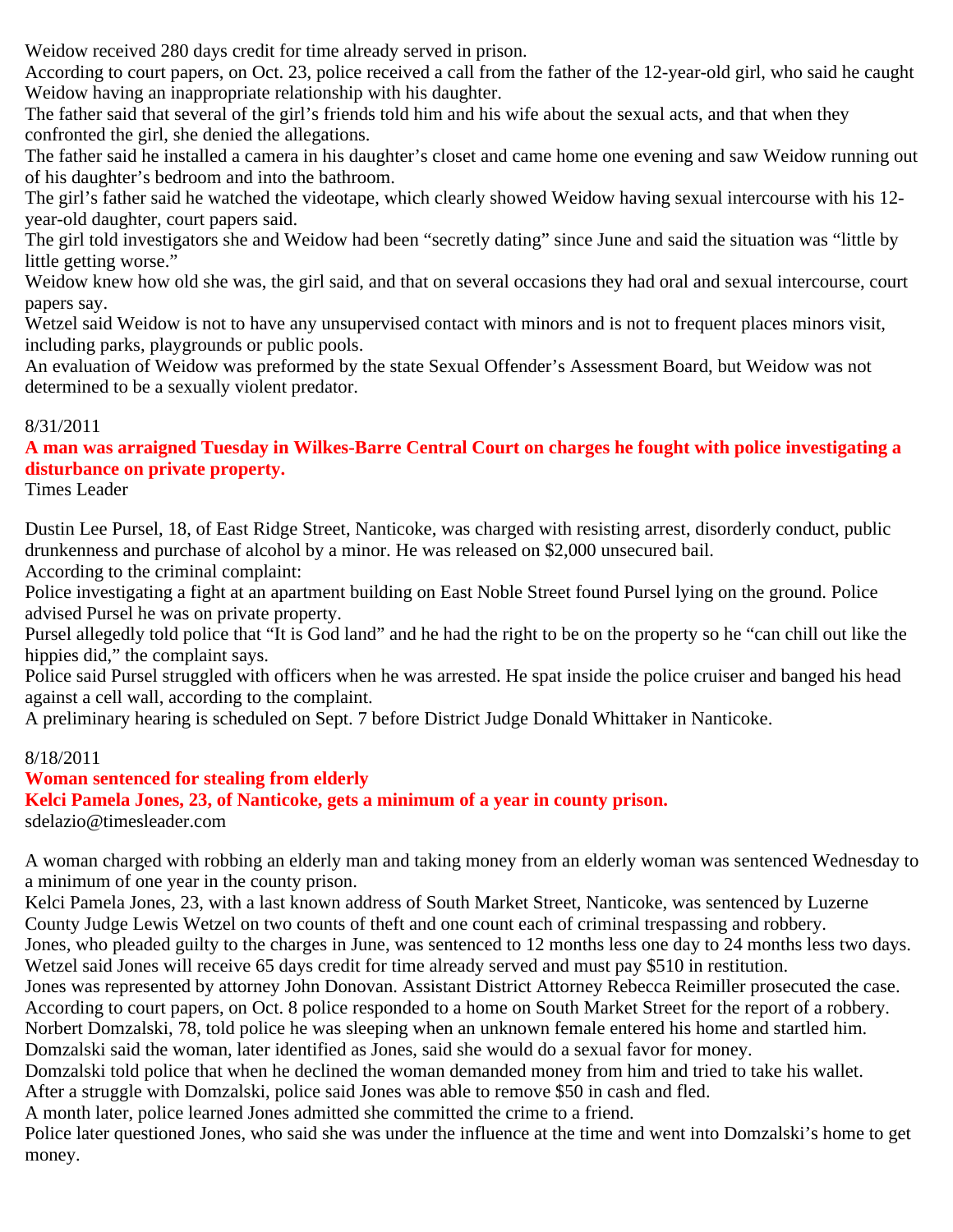Weidow received 280 days credit for time already served in prison.

According to court papers, on Oct. 23, police received a call from the father of the 12-year-old girl, who said he caught Weidow having an inappropriate relationship with his daughter.

The father said that several of the girl's friends told him and his wife about the sexual acts, and that when they confronted the girl, she denied the allegations.

The father said he installed a camera in his daughter's closet and came home one evening and saw Weidow running out of his daughter's bedroom and into the bathroom.

The girl's father said he watched the videotape, which clearly showed Weidow having sexual intercourse with his 12-year-old daughter, court papers said.

The girl told investigators she and Weidow had been "secretly dating" since June and said the situation was "little by little getting worse."

Weidow knew how old she was, the girl said, and that on several occasions they had oral and sexual intercourse, court papers say.

Wetzel said Weidow is not to have any unsupervised contact with minors and is not to frequent places minors visit, including parks, playgrounds or public pools.

An evaluation of Weidow was preformed by the state Sexual Offender's Assessment Board, but Weidow was not determined to be a sexually violent predator.

8/31/2011

**A man was arraigned Tuesday in Wilkes-Barre Central Court on charges he fought with police investigating a disturbance on private property.**

Times Leader

Dustin Lee Pursel, 18, of East Ridge Street, Nanticoke, was charged with resisting arrest, disorderly conduct, public drunkenness and purchase of alcohol by a minor. He was released on $2,000 unsecured bail.

According to the criminal complaint:

Police investigating a fight at an apartment building on East Noble Street found Pursel lying on the ground. Police advised Pursel he was on private property.

Pursel allegedly told police that "It is God land" and he had the right to be on the property so he "can chill out like the hippies did," the complaint says.

Police said Pursel struggled with officers when he was arrested. He spat inside the police cruiser and banged his head against a cell wall, according to the complaint.

A preliminary hearing is scheduled on Sept. 7 before District Judge Donald Whittaker in Nanticoke.

8/18/2011

**Woman sentenced for stealing from elderly**

**Kelci Pamela Jones, 23, of Nanticoke, gets a minimum of a year in county prison.**

sdelazio@timesleader.com

A woman charged with robbing an elderly man and taking money from an elderly woman was sentenced Wednesday to a minimum of one year in the county prison.

Kelci Pamela Jones, 23, with a last known address of South Market Street, Nanticoke, was sentenced by Luzerne County Judge Lewis Wetzel on two counts of theft and one count each of criminal trespassing and robbery.

Jones, who pleaded guilty to the charges in June, was sentenced to 12 months less one day to 24 months less two days. Wetzel said Jones will receive 65 days credit for time already served and must pay $510 in restitution.

Jones was represented by attorney John Donovan. Assistant District Attorney Rebecca Reimiller prosecuted the case.

According to court papers, on Oct. 8 police responded to a home on South Market Street for the report of a robbery.

Norbert Domzalski, 78, told police he was sleeping when an unknown female entered his home and startled him.

Domzalski said the woman, later identified as Jones, said she would do a sexual favor for money.

Domzalski told police that when he declined the woman demanded money from him and tried to take his wallet.

After a struggle with Domzalski, police said Jones was able to remove $50 in cash and fled.

A month later, police learned Jones admitted she committed the crime to a friend.

Police later questioned Jones, who said she was under the influence at the time and went into Domzalski's home to get money.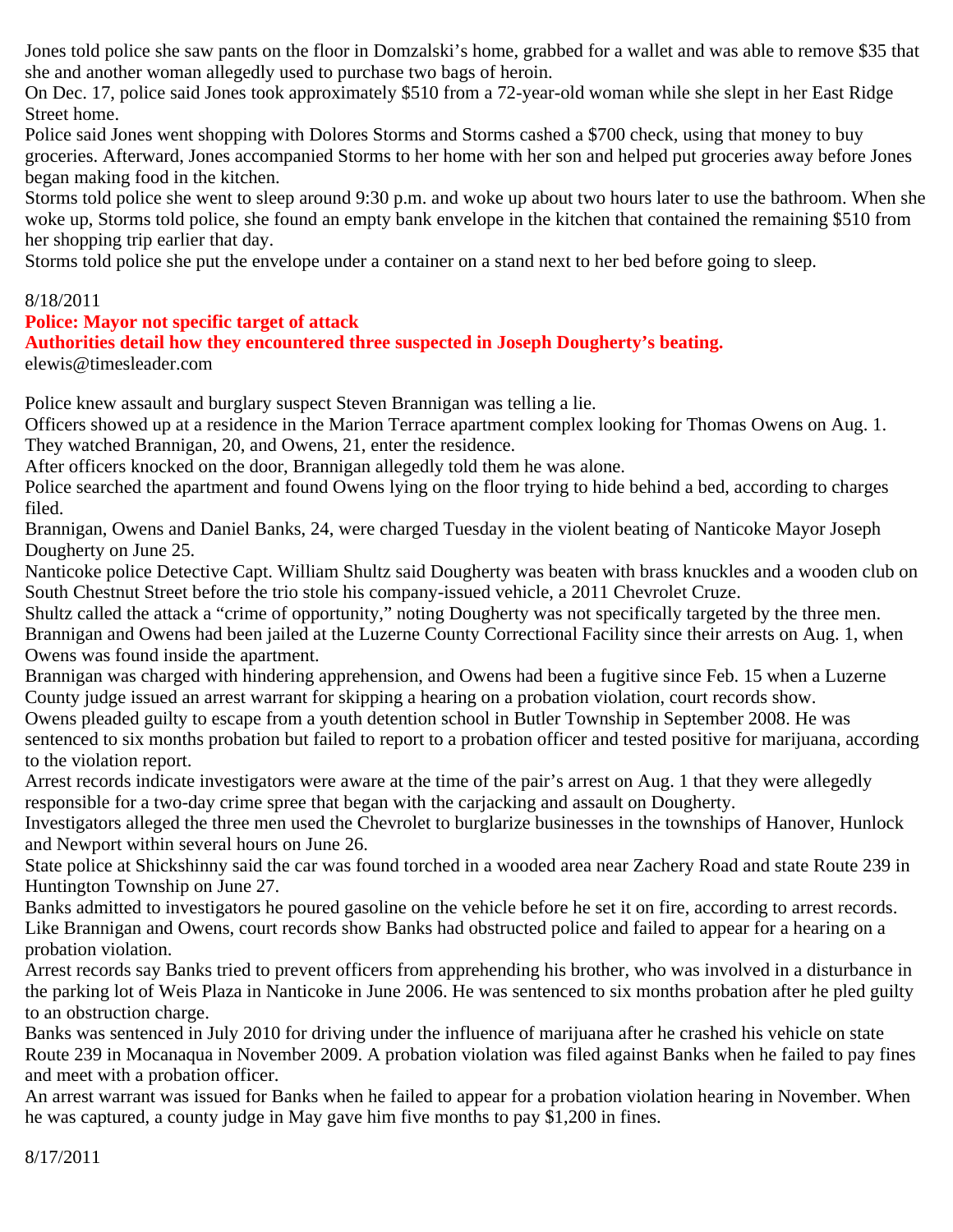Jones told police she saw pants on the floor in Domzalski's home, grabbed for a wallet and was able to remove $35 that she and another woman allegedly used to purchase two bags of heroin.

On Dec. 17, police said Jones took approximately $510 from a 72-year-old woman while she slept in her East Ridge Street home.

Police said Jones went shopping with Dolores Storms and Storms cashed a $700 check, using that money to buy groceries. Afterward, Jones accompanied Storms to her home with her son and helped put groceries away before Jones began making food in the kitchen.

Storms told police she went to sleep around 9:30 p.m. and woke up about two hours later to use the bathroom. When she woke up, Storms told police, she found an empty bank envelope in the kitchen that contained the remaining $510 from her shopping trip earlier that day.

Storms told police she put the envelope under a container on a stand next to her bed before going to sleep.

8/18/2011

**Police: Mayor not specific target of attack**

**Authorities detail how they encountered three suspected in Joseph Dougherty's beating.**

elewis@timesleader.com

Police knew assault and burglary suspect Steven Brannigan was telling a lie.

Officers showed up at a residence in the Marion Terrace apartment complex looking for Thomas Owens on Aug. 1. They watched Brannigan, 20, and Owens, 21, enter the residence.

After officers knocked on the door, Brannigan allegedly told them he was alone.

Police searched the apartment and found Owens lying on the floor trying to hide behind a bed, according to charges filed.

Brannigan, Owens and Daniel Banks, 24, were charged Tuesday in the violent beating of Nanticoke Mayor Joseph Dougherty on June 25.

Nanticoke police Detective Capt. William Shultz said Dougherty was beaten with brass knuckles and a wooden club on South Chestnut Street before the trio stole his company-issued vehicle, a 2011 Chevrolet Cruze.

Shultz called the attack a "crime of opportunity," noting Dougherty was not specifically targeted by the three men.

Brannigan and Owens had been jailed at the Luzerne County Correctional Facility since their arrests on Aug. 1, when Owens was found inside the apartment.

Brannigan was charged with hindering apprehension, and Owens had been a fugitive since Feb. 15 when a Luzerne County judge issued an arrest warrant for skipping a hearing on a probation violation, court records show.

Owens pleaded guilty to escape from a youth detention school in Butler Township in September 2008. He was sentenced to six months probation but failed to report to a probation officer and tested positive for marijuana, according to the violation report.

Arrest records indicate investigators were aware at the time of the pair's arrest on Aug. 1 that they were allegedly responsible for a two-day crime spree that began with the carjacking and assault on Dougherty.

Investigators alleged the three men used the Chevrolet to burglarize businesses in the townships of Hanover, Hunlock and Newport within several hours on June 26.

State police at Shickshinny said the car was found torched in a wooded area near Zachery Road and state Route 239 in Huntington Township on June 27.

Banks admitted to investigators he poured gasoline on the vehicle before he set it on fire, according to arrest records.

Like Brannigan and Owens, court records show Banks had obstructed police and failed to appear for a hearing on a probation violation.

Arrest records say Banks tried to prevent officers from apprehending his brother, who was involved in a disturbance in the parking lot of Weis Plaza in Nanticoke in June 2006. He was sentenced to six months probation after he pled guilty to an obstruction charge.

Banks was sentenced in July 2010 for driving under the influence of marijuana after he crashed his vehicle on state Route 239 in Mocanaqua in November 2009. A probation violation was filed against Banks when he failed to pay fines and meet with a probation officer.

An arrest warrant was issued for Banks when he failed to appear for a probation violation hearing in November. When he was captured, a county judge in May gave him five months to pay $1,200 in fines.

8/17/2011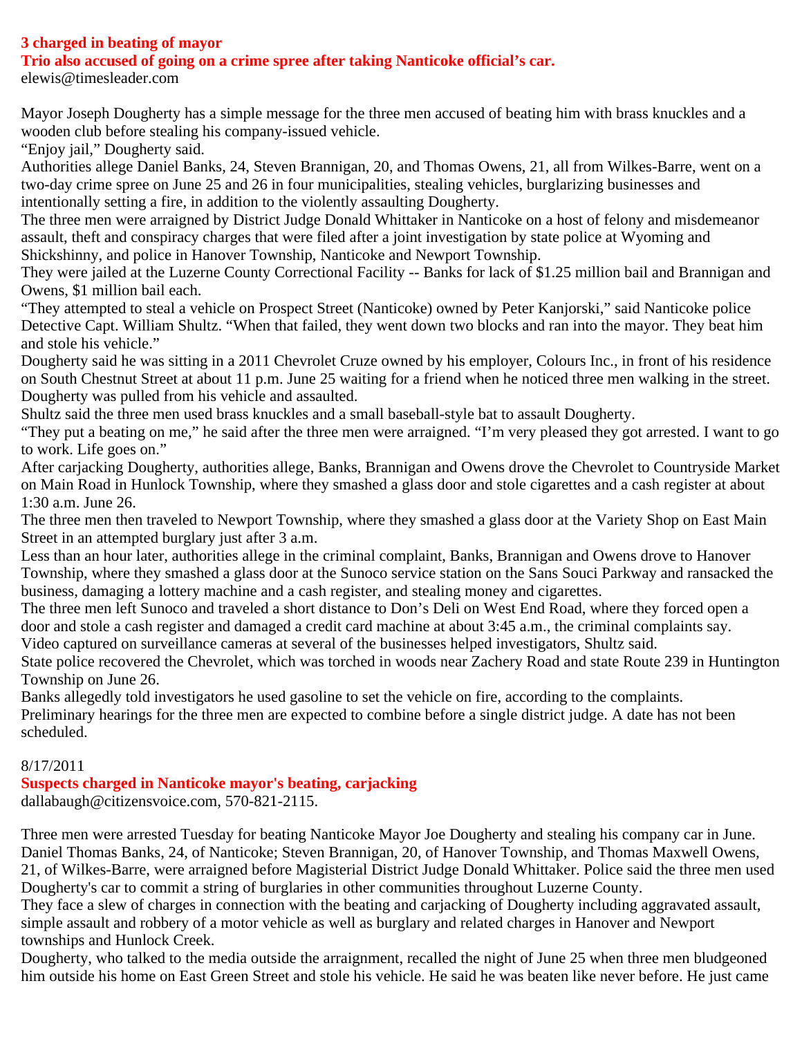## 3 charged in beating of mayor

### Trio also accused of going on a crime spree after taking Nanticoke official's car.

elewis@timesleader.com

Mayor Joseph Dougherty has a simple message for the three men accused of beating him with brass knuckles and a wooden club before stealing his company-issued vehicle.

"Enjoy jail," Dougherty said.

Authorities allege Daniel Banks, 24, Steven Brannigan, 20, and Thomas Owens, 21, all from Wilkes-Barre, went on a two-day crime spree on June 25 and 26 in four municipalities, stealing vehicles, burglarizing businesses and intentionally setting a fire, in addition to the violently assaulting Dougherty.

The three men were arraigned by District Judge Donald Whittaker in Nanticoke on a host of felony and misdemeanor assault, theft and conspiracy charges that were filed after a joint investigation by state police at Wyoming and Shickshinny, and police in Hanover Township, Nanticoke and Newport Township.

They were jailed at the Luzerne County Correctional Facility -- Banks for lack of $1.25 million bail and Brannigan and Owens, $1 million bail each.

"They attempted to steal a vehicle on Prospect Street (Nanticoke) owned by Peter Kanjorski," said Nanticoke police Detective Capt. William Shultz. "When that failed, they went down two blocks and ran into the mayor. They beat him and stole his vehicle."

Dougherty said he was sitting in a 2011 Chevrolet Cruze owned by his employer, Colours Inc., in front of his residence on South Chestnut Street at about 11 p.m. June 25 waiting for a friend when he noticed three men walking in the street. Dougherty was pulled from his vehicle and assaulted.

Shultz said the three men used brass knuckles and a small baseball-style bat to assault Dougherty.

"They put a beating on me," he said after the three men were arraigned. "I'm very pleased they got arrested. I want to go to work. Life goes on."

After carjacking Dougherty, authorities allege, Banks, Brannigan and Owens drove the Chevrolet to Countryside Market on Main Road in Hunlock Township, where they smashed a glass door and stole cigarettes and a cash register at about 1:30 a.m. June 26.

The three men then traveled to Newport Township, where they smashed a glass door at the Variety Shop on East Main Street in an attempted burglary just after 3 a.m.

Less than an hour later, authorities allege in the criminal complaint, Banks, Brannigan and Owens drove to Hanover Township, where they smashed a glass door at the Sunoco service station on the Sans Souci Parkway and ransacked the business, damaging a lottery machine and a cash register, and stealing money and cigarettes.

The three men left Sunoco and traveled a short distance to Don's Deli on West End Road, where they forced open a door and stole a cash register and damaged a credit card machine at about 3:45 a.m., the criminal complaints say.

Video captured on surveillance cameras at several of the businesses helped investigators, Shultz said.

State police recovered the Chevrolet, which was torched in woods near Zachery Road and state Route 239 in Huntington Township on June 26.

Banks allegedly told investigators he used gasoline to set the vehicle on fire, according to the complaints.

Preliminary hearings for the three men are expected to combine before a single district judge. A date has not been scheduled.

8/17/2011

## Suspects charged in Nanticoke mayor's beating, carjacking

dallabaugh@citizensvoice.com, 570-821-2115.

Three men were arrested Tuesday for beating Nanticoke Mayor Joe Dougherty and stealing his company car in June.

Daniel Thomas Banks, 24, of Nanticoke; Steven Brannigan, 20, of Hanover Township, and Thomas Maxwell Owens, 21, of Wilkes-Barre, were arraigned before Magisterial District Judge Donald Whittaker. Police said the three men used Dougherty's car to commit a string of burglaries in other communities throughout Luzerne County.

They face a slew of charges in connection with the beating and carjacking of Dougherty including aggravated assault, simple assault and robbery of a motor vehicle as well as burglary and related charges in Hanover and Newport townships and Hunlock Creek.

Dougherty, who talked to the media outside the arraignment, recalled the night of June 25 when three men bludgeoned him outside his home on East Green Street and stole his vehicle. He said he was beaten like never before. He just came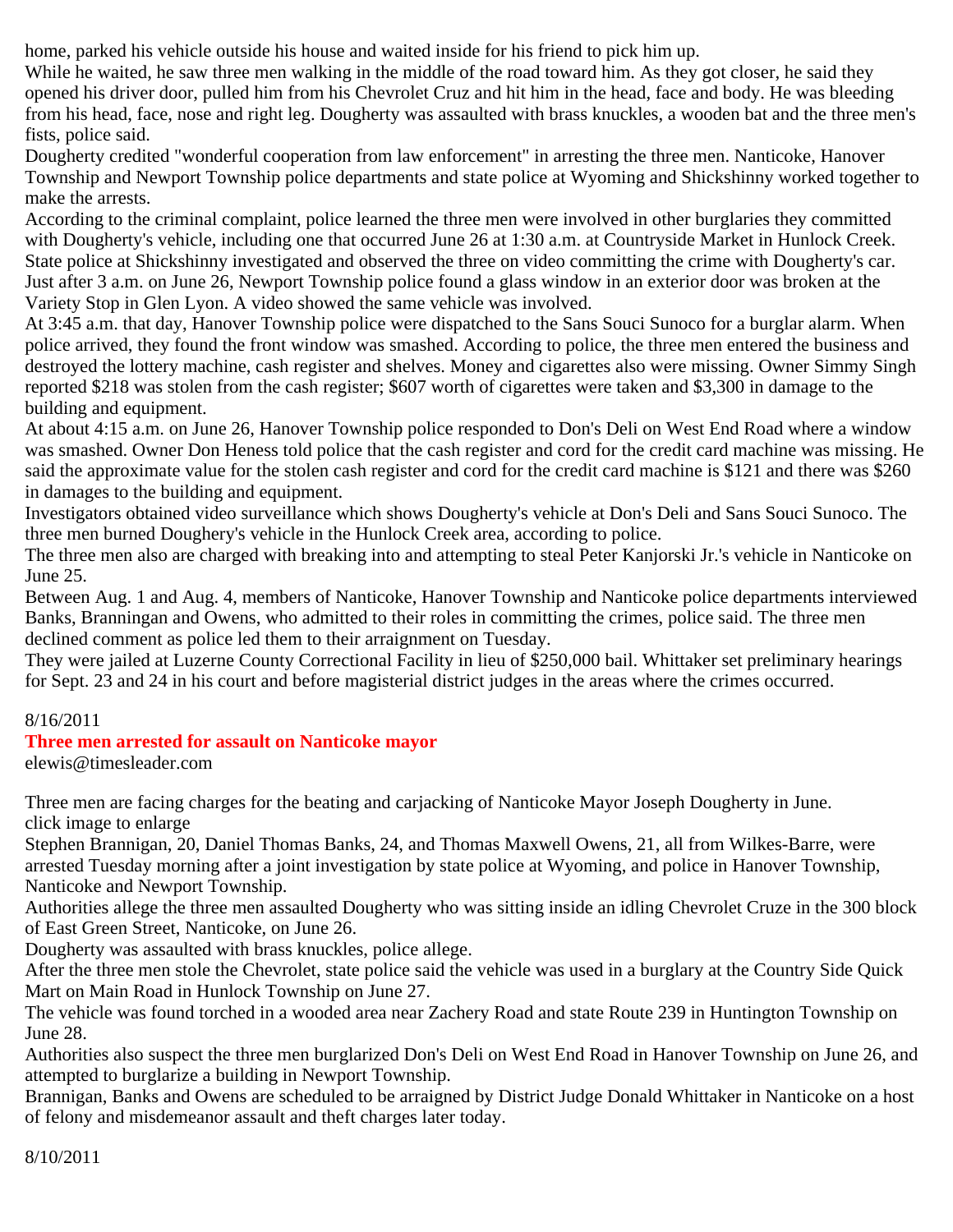home, parked his vehicle outside his house and waited inside for his friend to pick him up.

While he waited, he saw three men walking in the middle of the road toward him. As they got closer, he said they opened his driver door, pulled him from his Chevrolet Cruz and hit him in the head, face and body. He was bleeding from his head, face, nose and right leg. Dougherty was assaulted with brass knuckles, a wooden bat and the three men's fists, police said.

Dougherty credited "wonderful cooperation from law enforcement" in arresting the three men. Nanticoke, Hanover Township and Newport Township police departments and state police at Wyoming and Shickshinny worked together to make the arrests.

According to the criminal complaint, police learned the three men were involved in other burglaries they committed with Dougherty's vehicle, including one that occurred June 26 at 1:30 a.m. at Countryside Market in Hunlock Creek. State police at Shickshinny investigated and observed the three on video committing the crime with Dougherty's car.

Just after 3 a.m. on June 26, Newport Township police found a glass window in an exterior door was broken at the Variety Stop in Glen Lyon. A video showed the same vehicle was involved.

At 3:45 a.m. that day, Hanover Township police were dispatched to the Sans Souci Sunoco for a burglar alarm. When police arrived, they found the front window was smashed. According to police, the three men entered the business and destroyed the lottery machine, cash register and shelves. Money and cigarettes also were missing. Owner Simmy Singh reported $218 was stolen from the cash register; $607 worth of cigarettes were taken and $3,300 in damage to the building and equipment.

At about 4:15 a.m. on June 26, Hanover Township police responded to Don's Deli on West End Road where a window was smashed. Owner Don Heness told police that the cash register and cord for the credit card machine was missing. He said the approximate value for the stolen cash register and cord for the credit card machine is $121 and there was $260 in damages to the building and equipment.

Investigators obtained video surveillance which shows Dougherty's vehicle at Don's Deli and Sans Souci Sunoco. The three men burned Doughery's vehicle in the Hunlock Creek area, according to police.

The three men also are charged with breaking into and attempting to steal Peter Kanjorski Jr.'s vehicle in Nanticoke on June 25.

Between Aug. 1 and Aug. 4, members of Nanticoke, Hanover Township and Nanticoke police departments interviewed Banks, Branningan and Owens, who admitted to their roles in committing the crimes, police said. The three men declined comment as police led them to their arraignment on Tuesday.

They were jailed at Luzerne County Correctional Facility in lieu of $250,000 bail. Whittaker set preliminary hearings for Sept. 23 and 24 in his court and before magisterial district judges in the areas where the crimes occurred.

8/16/2011

**Three men arrested for assault on Nanticoke mayor**

elewis@timesleader.com

Three men are facing charges for the beating and carjacking of Nanticoke Mayor Joseph Dougherty in June.

click image to enlarge

Stephen Brannigan, 20, Daniel Thomas Banks, 24, and Thomas Maxwell Owens, 21, all from Wilkes-Barre, were arrested Tuesday morning after a joint investigation by state police at Wyoming, and police in Hanover Township, Nanticoke and Newport Township.

Authorities allege the three men assaulted Dougherty who was sitting inside an idling Chevrolet Cruze in the 300 block of East Green Street, Nanticoke, on June 26.

Dougherty was assaulted with brass knuckles, police allege.

After the three men stole the Chevrolet, state police said the vehicle was used in a burglary at the Country Side Quick Mart on Main Road in Hunlock Township on June 27.

The vehicle was found torched in a wooded area near Zachery Road and state Route 239 in Huntington Township on June 28.

Authorities also suspect the three men burglarized Don's Deli on West End Road in Hanover Township on June 26, and attempted to burglarize a building in Newport Township.

Brannigan, Banks and Owens are scheduled to be arraigned by District Judge Donald Whittaker in Nanticoke on a host of felony and misdemeanor assault and theft charges later today.

8/10/2011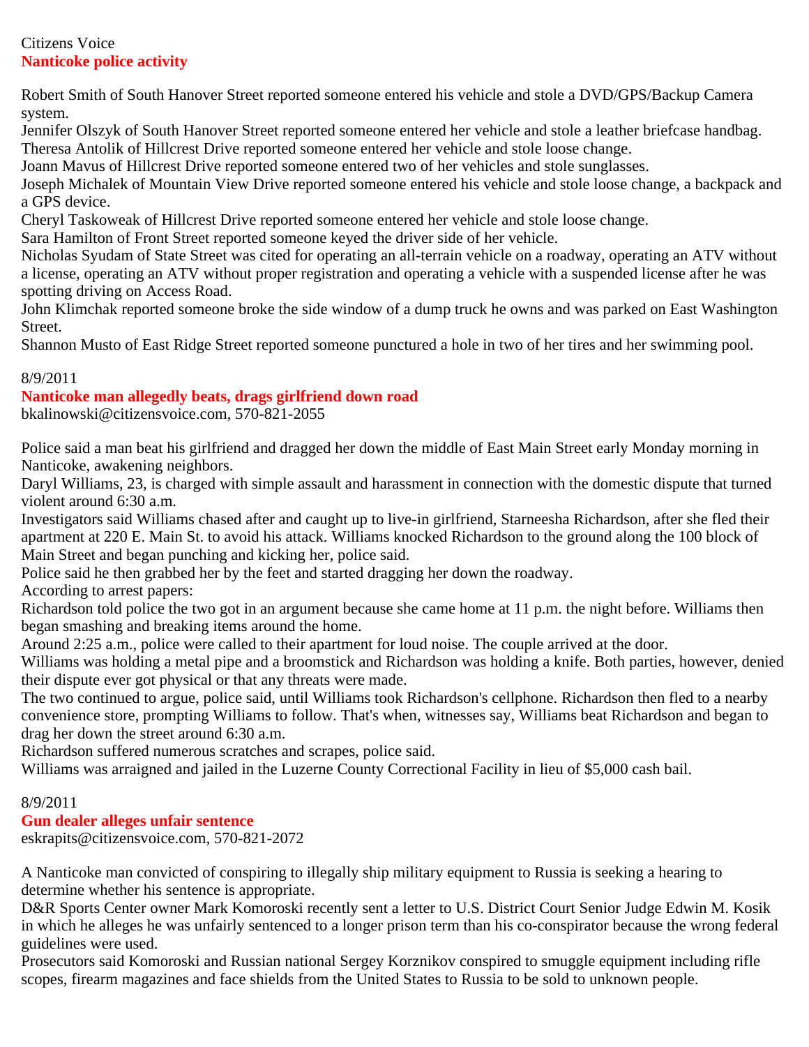Citizens Voice

## Nanticoke police activity

Robert Smith of South Hanover Street reported someone entered his vehicle and stole a DVD/GPS/Backup Camera system.

Jennifer Olszyk of South Hanover Street reported someone entered her vehicle and stole a leather briefcase handbag.

Theresa Antolik of Hillcrest Drive reported someone entered her vehicle and stole loose change.

Joann Mavus of Hillcrest Drive reported someone entered two of her vehicles and stole sunglasses.

Joseph Michalek of Mountain View Drive reported someone entered his vehicle and stole loose change, a backpack and a GPS device.

Cheryl Taskoweak of Hillcrest Drive reported someone entered her vehicle and stole loose change.

Sara Hamilton of Front Street reported someone keyed the driver side of her vehicle.

Nicholas Syudam of State Street was cited for operating an all-terrain vehicle on a roadway, operating an ATV without a license, operating an ATV without proper registration and operating a vehicle with a suspended license after he was spotting driving on Access Road.

John Klimchak reported someone broke the side window of a dump truck he owns and was parked on East Washington Street.

Shannon Musto of East Ridge Street reported someone punctured a hole in two of her tires and her swimming pool.

8/9/2011

## Nanticoke man allegedly beats, drags girlfriend down road

bkalinowski@citizensvoice.com, 570-821-2055

Police said a man beat his girlfriend and dragged her down the middle of East Main Street early Monday morning in Nanticoke, awakening neighbors.

Daryl Williams, 23, is charged with simple assault and harassment in connection with the domestic dispute that turned violent around 6:30 a.m.

Investigators said Williams chased after and caught up to live-in girlfriend, Starneesha Richardson, after she fled their apartment at 220 E. Main St. to avoid his attack. Williams knocked Richardson to the ground along the 100 block of Main Street and began punching and kicking her, police said.

Police said he then grabbed her by the feet and started dragging her down the roadway.

According to arrest papers:

Richardson told police the two got in an argument because she came home at 11 p.m. the night before. Williams then began smashing and breaking items around the home.

Around 2:25 a.m., police were called to their apartment for loud noise. The couple arrived at the door.

Williams was holding a metal pipe and a broomstick and Richardson was holding a knife. Both parties, however, denied their dispute ever got physical or that any threats were made.

The two continued to argue, police said, until Williams took Richardson's cellphone. Richardson then fled to a nearby convenience store, prompting Williams to follow. That's when, witnesses say, Williams beat Richardson and began to drag her down the street around 6:30 a.m.

Richardson suffered numerous scratches and scrapes, police said.

Williams was arraigned and jailed in the Luzerne County Correctional Facility in lieu of $5,000 cash bail.

8/9/2011

## Gun dealer alleges unfair sentence

eskrapits@citizensvoice.com, 570-821-2072

A Nanticoke man convicted of conspiring to illegally ship military equipment to Russia is seeking a hearing to determine whether his sentence is appropriate.

D&R Sports Center owner Mark Komoroski recently sent a letter to U.S. District Court Senior Judge Edwin M. Kosik in which he alleges he was unfairly sentenced to a longer prison term than his co-conspirator because the wrong federal guidelines were used.

Prosecutors said Komoroski and Russian national Sergey Korznikov conspired to smuggle equipment including rifle scopes, firearm magazines and face shields from the United States to Russia to be sold to unknown people.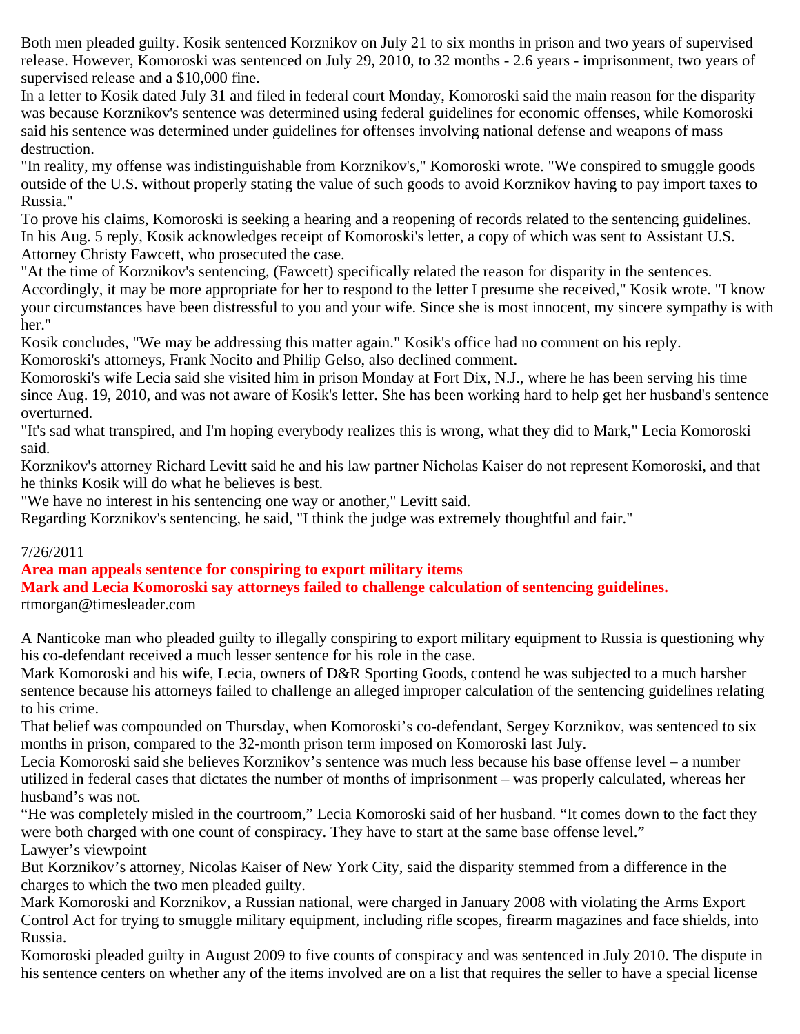Both men pleaded guilty. Kosik sentenced Korznikov on July 21 to six months in prison and two years of supervised release. However, Komoroski was sentenced on July 29, 2010, to 32 months - 2.6 years - imprisonment, two years of supervised release and a $10,000 fine.

In a letter to Kosik dated July 31 and filed in federal court Monday, Komoroski said the main reason for the disparity was because Korznikov's sentence was determined using federal guidelines for economic offenses, while Komoroski said his sentence was determined under guidelines for offenses involving national defense and weapons of mass destruction.

"In reality, my offense was indistinguishable from Korznikov's," Komoroski wrote. "We conspired to smuggle goods outside of the U.S. without properly stating the value of such goods to avoid Korznikov having to pay import taxes to Russia."

To prove his claims, Komoroski is seeking a hearing and a reopening of records related to the sentencing guidelines.

In his Aug. 5 reply, Kosik acknowledges receipt of Komoroski's letter, a copy of which was sent to Assistant U.S. Attorney Christy Fawcett, who prosecuted the case.

"At the time of Korznikov's sentencing, (Fawcett) specifically related the reason for disparity in the sentences. Accordingly, it may be more appropriate for her to respond to the letter I presume she received," Kosik wrote. "I know your circumstances have been distressful to you and your wife. Since she is most innocent, my sincere sympathy is with her."

Kosik concludes, "We may be addressing this matter again." Kosik's office had no comment on his reply.

Komoroski's attorneys, Frank Nocito and Philip Gelso, also declined comment.

Komoroski's wife Lecia said she visited him in prison Monday at Fort Dix, N.J., where he has been serving his time since Aug. 19, 2010, and was not aware of Kosik's letter. She has been working hard to help get her husband's sentence overturned.

"It's sad what transpired, and I'm hoping everybody realizes this is wrong, what they did to Mark," Lecia Komoroski said.

Korznikov's attorney Richard Levitt said he and his law partner Nicholas Kaiser do not represent Komoroski, and that he thinks Kosik will do what he believes is best.

"We have no interest in his sentencing one way or another," Levitt said.

Regarding Korznikov's sentencing, he said, "I think the judge was extremely thoughtful and fair."

7/26/2011

**Area man appeals sentence for conspiring to export military items**

**Mark and Lecia Komoroski say attorneys failed to challenge calculation of sentencing guidelines.**

rtmorgan@timesleader.com

A Nanticoke man who pleaded guilty to illegally conspiring to export military equipment to Russia is questioning why his co-defendant received a much lesser sentence for his role in the case.

Mark Komoroski and his wife, Lecia, owners of D&R Sporting Goods, contend he was subjected to a much harsher sentence because his attorneys failed to challenge an alleged improper calculation of the sentencing guidelines relating to his crime.

That belief was compounded on Thursday, when Komoroski's co-defendant, Sergey Korznikov, was sentenced to six months in prison, compared to the 32-month prison term imposed on Komoroski last July.

Lecia Komoroski said she believes Korznikov's sentence was much less because his base offense level – a number utilized in federal cases that dictates the number of months of imprisonment – was properly calculated, whereas her husband's was not.

"He was completely misled in the courtroom," Lecia Komoroski said of her husband. "It comes down to the fact they were both charged with one count of conspiracy. They have to start at the same base offense level."

Lawyer's viewpoint

But Korznikov's attorney, Nicolas Kaiser of New York City, said the disparity stemmed from a difference in the charges to which the two men pleaded guilty.

Mark Komoroski and Korznikov, a Russian national, were charged in January 2008 with violating the Arms Export Control Act for trying to smuggle military equipment, including rifle scopes, firearm magazines and face shields, into Russia.

Komoroski pleaded guilty in August 2009 to five counts of conspiracy and was sentenced in July 2010. The dispute in his sentence centers on whether any of the items involved are on a list that requires the seller to have a special license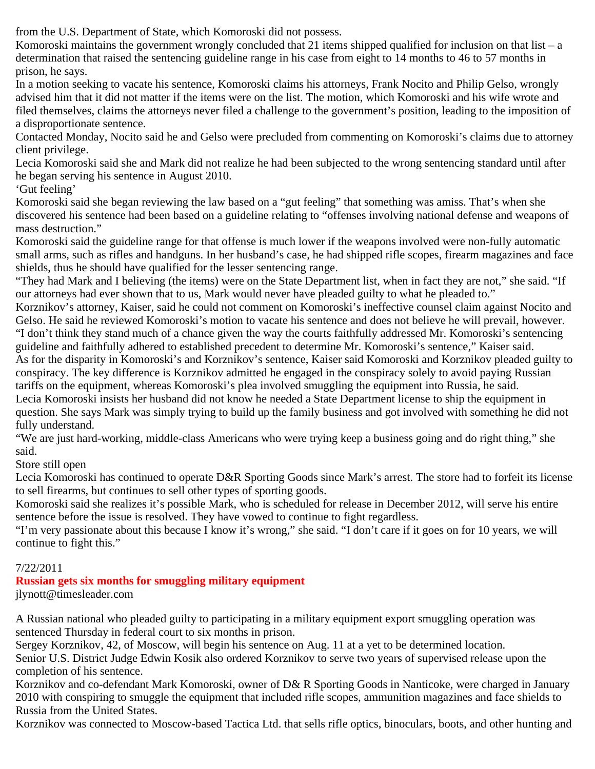from the U.S. Department of State, which Komoroski did not possess.

Komoroski maintains the government wrongly concluded that 21 items shipped qualified for inclusion on that list – a determination that raised the sentencing guideline range in his case from eight to 14 months to 46 to 57 months in prison, he says.

In a motion seeking to vacate his sentence, Komoroski claims his attorneys, Frank Nocito and Philip Gelso, wrongly advised him that it did not matter if the items were on the list. The motion, which Komoroski and his wife wrote and filed themselves, claims the attorneys never filed a challenge to the government's position, leading to the imposition of a disproportionate sentence.

Contacted Monday, Nocito said he and Gelso were precluded from commenting on Komoroski's claims due to attorney client privilege.

Lecia Komoroski said she and Mark did not realize he had been subjected to the wrong sentencing standard until after he began serving his sentence in August 2010.

'Gut feeling'

Komoroski said she began reviewing the law based on a "gut feeling" that something was amiss. That's when she discovered his sentence had been based on a guideline relating to "offenses involving national defense and weapons of mass destruction."

Komoroski said the guideline range for that offense is much lower if the weapons involved were non-fully automatic small arms, such as rifles and handguns. In her husband's case, he had shipped rifle scopes, firearm magazines and face shields, thus he should have qualified for the lesser sentencing range.

"They had Mark and I believing (the items) were on the State Department list, when in fact they are not," she said. "If our attorneys had ever shown that to us, Mark would never have pleaded guilty to what he pleaded to."

Korznikov's attorney, Kaiser, said he could not comment on Komoroski's ineffective counsel claim against Nocito and Gelso. He said he reviewed Komoroski's motion to vacate his sentence and does not believe he will prevail, however.

"I don't think they stand much of a chance given the way the courts faithfully addressed Mr. Komoroski's sentencing guideline and faithfully adhered to established precedent to determine Mr. Komoroski's sentence," Kaiser said.

As for the disparity in Komoroski's and Korznikov's sentence, Kaiser said Komoroski and Korznikov pleaded guilty to conspiracy. The key difference is Korznikov admitted he engaged in the conspiracy solely to avoid paying Russian tariffs on the equipment, whereas Komoroski's plea involved smuggling the equipment into Russia, he said.

Lecia Komoroski insists her husband did not know he needed a State Department license to ship the equipment in question. She says Mark was simply trying to build up the family business and got involved with something he did not fully understand.

"We are just hard-working, middle-class Americans who were trying keep a business going and do right thing," she said.

Store still open

Lecia Komoroski has continued to operate D&R Sporting Goods since Mark's arrest. The store had to forfeit its license to sell firearms, but continues to sell other types of sporting goods.

Komoroski said she realizes it's possible Mark, who is scheduled for release in December 2012, will serve his entire sentence before the issue is resolved. They have vowed to continue to fight regardless.

"I'm very passionate about this because I know it's wrong," she said. "I don't care if it goes on for 10 years, we will continue to fight this."

7/22/2011

**Russian gets six months for smuggling military equipment**

jlynott@timesleader.com

A Russian national who pleaded guilty to participating in a military equipment export smuggling operation was sentenced Thursday in federal court to six months in prison.

Sergey Korznikov, 42, of Moscow, will begin his sentence on Aug. 11 at a yet to be determined location.

Senior U.S. District Judge Edwin Kosik also ordered Korznikov to serve two years of supervised release upon the completion of his sentence.

Korznikov and co-defendant Mark Komoroski, owner of D& R Sporting Goods in Nanticoke, were charged in January 2010 with conspiring to smuggle the equipment that included rifle scopes, ammunition magazines and face shields to Russia from the United States.

Korznikov was connected to Moscow-based Tactica Ltd. that sells rifle optics, binoculars, boots, and other hunting and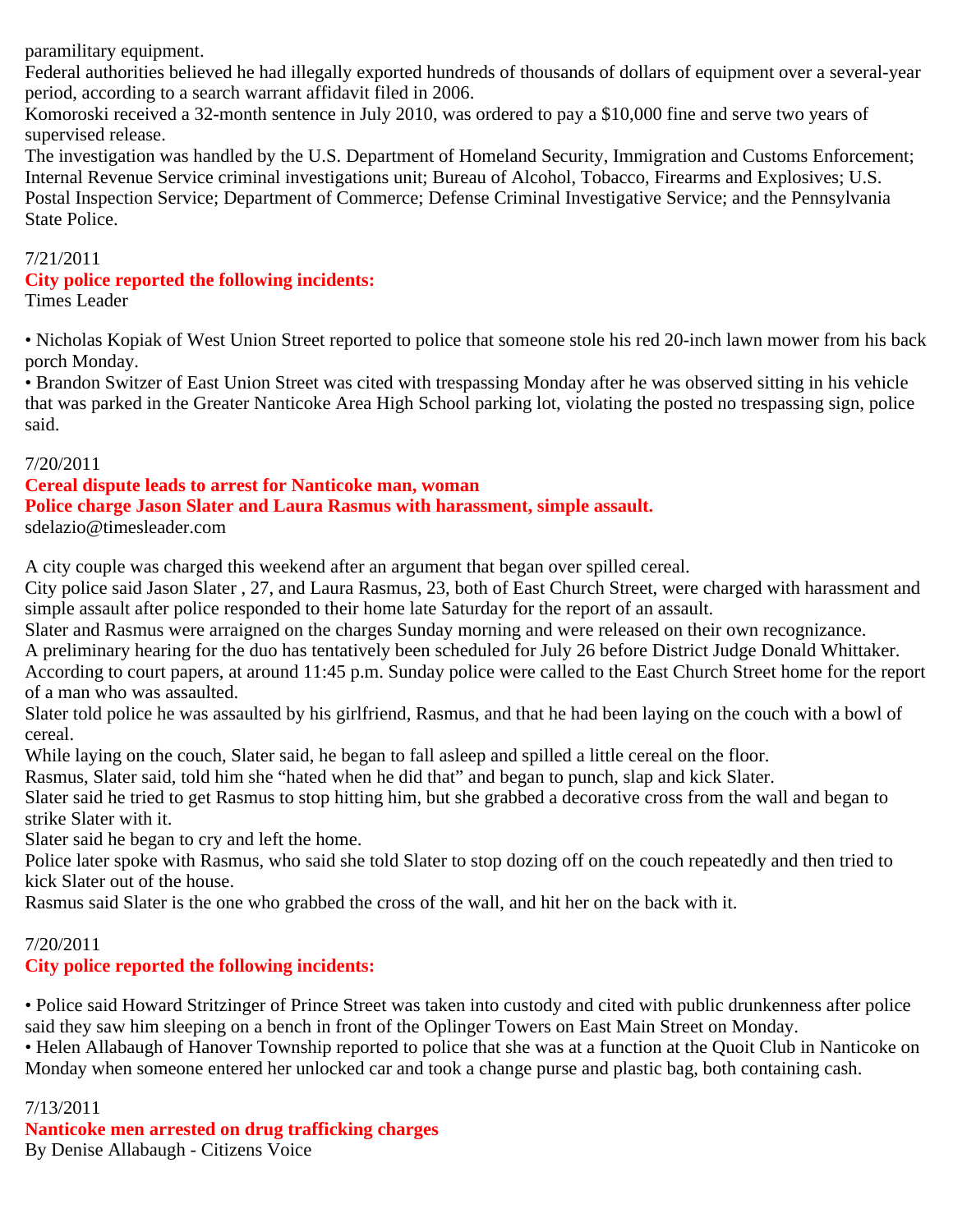paramilitary equipment.

Federal authorities believed he had illegally exported hundreds of thousands of dollars of equipment over a several-year period, according to a search warrant affidavit filed in 2006.

Komoroski received a 32-month sentence in July 2010, was ordered to pay a $10,000 fine and serve two years of supervised release.

The investigation was handled by the U.S. Department of Homeland Security, Immigration and Customs Enforcement; Internal Revenue Service criminal investigations unit; Bureau of Alcohol, Tobacco, Firearms and Explosives; U.S. Postal Inspection Service; Department of Commerce; Defense Criminal Investigative Service; and the Pennsylvania State Police.

7/21/2011

**City police reported the following incidents:**

Times Leader

• Nicholas Kopiak of West Union Street reported to police that someone stole his red 20-inch lawn mower from his back porch Monday.

• Brandon Switzer of East Union Street was cited with trespassing Monday after he was observed sitting in his vehicle that was parked in the Greater Nanticoke Area High School parking lot, violating the posted no trespassing sign, police said.

7/20/2011

**Cereal dispute leads to arrest for Nanticoke man, woman**

**Police charge Jason Slater and Laura Rasmus with harassment, simple assault.**

sdelazio@timesleader.com

A city couple was charged this weekend after an argument that began over spilled cereal.

City police said Jason Slater , 27, and Laura Rasmus, 23, both of East Church Street, were charged with harassment and simple assault after police responded to their home late Saturday for the report of an assault.

Slater and Rasmus were arraigned on the charges Sunday morning and were released on their own recognizance.

A preliminary hearing for the duo has tentatively been scheduled for July 26 before District Judge Donald Whittaker.

According to court papers, at around 11:45 p.m. Sunday police were called to the East Church Street home for the report of a man who was assaulted.

Slater told police he was assaulted by his girlfriend, Rasmus, and that he had been laying on the couch with a bowl of cereal.

While laying on the couch, Slater said, he began to fall asleep and spilled a little cereal on the floor.

Rasmus, Slater said, told him she "hated when he did that" and began to punch, slap and kick Slater.

Slater said he tried to get Rasmus to stop hitting him, but she grabbed a decorative cross from the wall and began to strike Slater with it.

Slater said he began to cry and left the home.

Police later spoke with Rasmus, who said she told Slater to stop dozing off on the couch repeatedly and then tried to kick Slater out of the house.

Rasmus said Slater is the one who grabbed the cross of the wall, and hit her on the back with it.

7/20/2011

**City police reported the following incidents:**

• Police said Howard Stritzinger of Prince Street was taken into custody and cited with public drunkenness after police said they saw him sleeping on a bench in front of the Oplinger Towers on East Main Street on Monday.

• Helen Allabaugh of Hanover Township reported to police that she was at a function at the Quoit Club in Nanticoke on Monday when someone entered her unlocked car and took a change purse and plastic bag, both containing cash.

7/13/2011

**Nanticoke men arrested on drug trafficking charges**

By Denise Allabaugh - Citizens Voice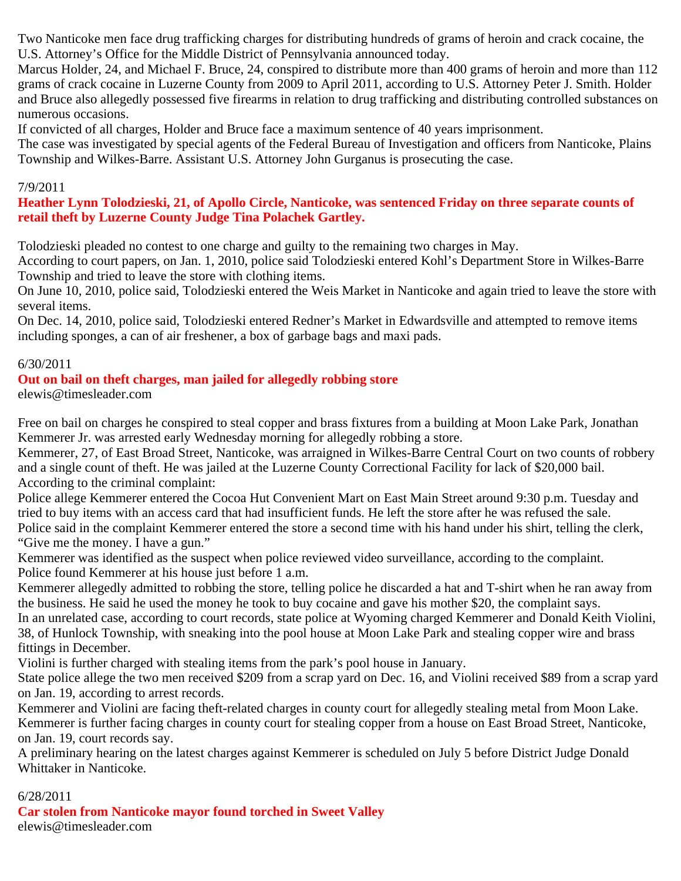Two Nanticoke men face drug trafficking charges for distributing hundreds of grams of heroin and crack cocaine, the U.S. Attorney's Office for the Middle District of Pennsylvania announced today.

Marcus Holder, 24, and Michael F. Bruce, 24, conspired to distribute more than 400 grams of heroin and more than 112 grams of crack cocaine in Luzerne County from 2009 to April 2011, according to U.S. Attorney Peter J. Smith. Holder and Bruce also allegedly possessed five firearms in relation to drug trafficking and distributing controlled substances on numerous occasions.

If convicted of all charges, Holder and Bruce face a maximum sentence of 40 years imprisonment.

The case was investigated by special agents of the Federal Bureau of Investigation and officers from Nanticoke, Plains Township and Wilkes-Barre. Assistant U.S. Attorney John Gurganus is prosecuting the case.

7/9/2011

**Heather Lynn Tolodzieski, 21, of Apollo Circle, Nanticoke, was sentenced Friday on three separate counts of retail theft by Luzerne County Judge Tina Polachek Gartley.**

Tolodzieski pleaded no contest to one charge and guilty to the remaining two charges in May.

According to court papers, on Jan. 1, 2010, police said Tolodzieski entered Kohl's Department Store in Wilkes-Barre Township and tried to leave the store with clothing items.

On June 10, 2010, police said, Tolodzieski entered the Weis Market in Nanticoke and again tried to leave the store with several items.

On Dec. 14, 2010, police said, Tolodzieski entered Redner's Market in Edwardsville and attempted to remove items including sponges, a can of air freshener, a box of garbage bags and maxi pads.

6/30/2011

**Out on bail on theft charges, man jailed for allegedly robbing store**

elewis@timesleader.com

Free on bail on charges he conspired to steal copper and brass fixtures from a building at Moon Lake Park, Jonathan Kemmerer Jr. was arrested early Wednesday morning for allegedly robbing a store.

Kemmerer, 27, of East Broad Street, Nanticoke, was arraigned in Wilkes-Barre Central Court on two counts of robbery and a single count of theft. He was jailed at the Luzerne County Correctional Facility for lack of $20,000 bail.

According to the criminal complaint:

Police allege Kemmerer entered the Cocoa Hut Convenient Mart on East Main Street around 9:30 p.m. Tuesday and tried to buy items with an access card that had insufficient funds. He left the store after he was refused the sale.

Police said in the complaint Kemmerer entered the store a second time with his hand under his shirt, telling the clerk, "Give me the money. I have a gun."

Kemmerer was identified as the suspect when police reviewed video surveillance, according to the complaint.

Police found Kemmerer at his house just before 1 a.m.

Kemmerer allegedly admitted to robbing the store, telling police he discarded a hat and T-shirt when he ran away from the business. He said he used the money he took to buy cocaine and gave his mother $20, the complaint says.

In an unrelated case, according to court records, state police at Wyoming charged Kemmerer and Donald Keith Violini, 38, of Hunlock Township, with sneaking into the pool house at Moon Lake Park and stealing copper wire and brass fittings in December.

Violini is further charged with stealing items from the park's pool house in January.

State police allege the two men received $209 from a scrap yard on Dec. 16, and Violini received $89 from a scrap yard on Jan. 19, according to arrest records.

Kemmerer and Violini are facing theft-related charges in county court for allegedly stealing metal from Moon Lake.

Kemmerer is further facing charges in county court for stealing copper from a house on East Broad Street, Nanticoke, on Jan. 19, court records say.

A preliminary hearing on the latest charges against Kemmerer is scheduled on July 5 before District Judge Donald Whittaker in Nanticoke.

6/28/2011

**Car stolen from Nanticoke mayor found torched in Sweet Valley**

elewis@timesleader.com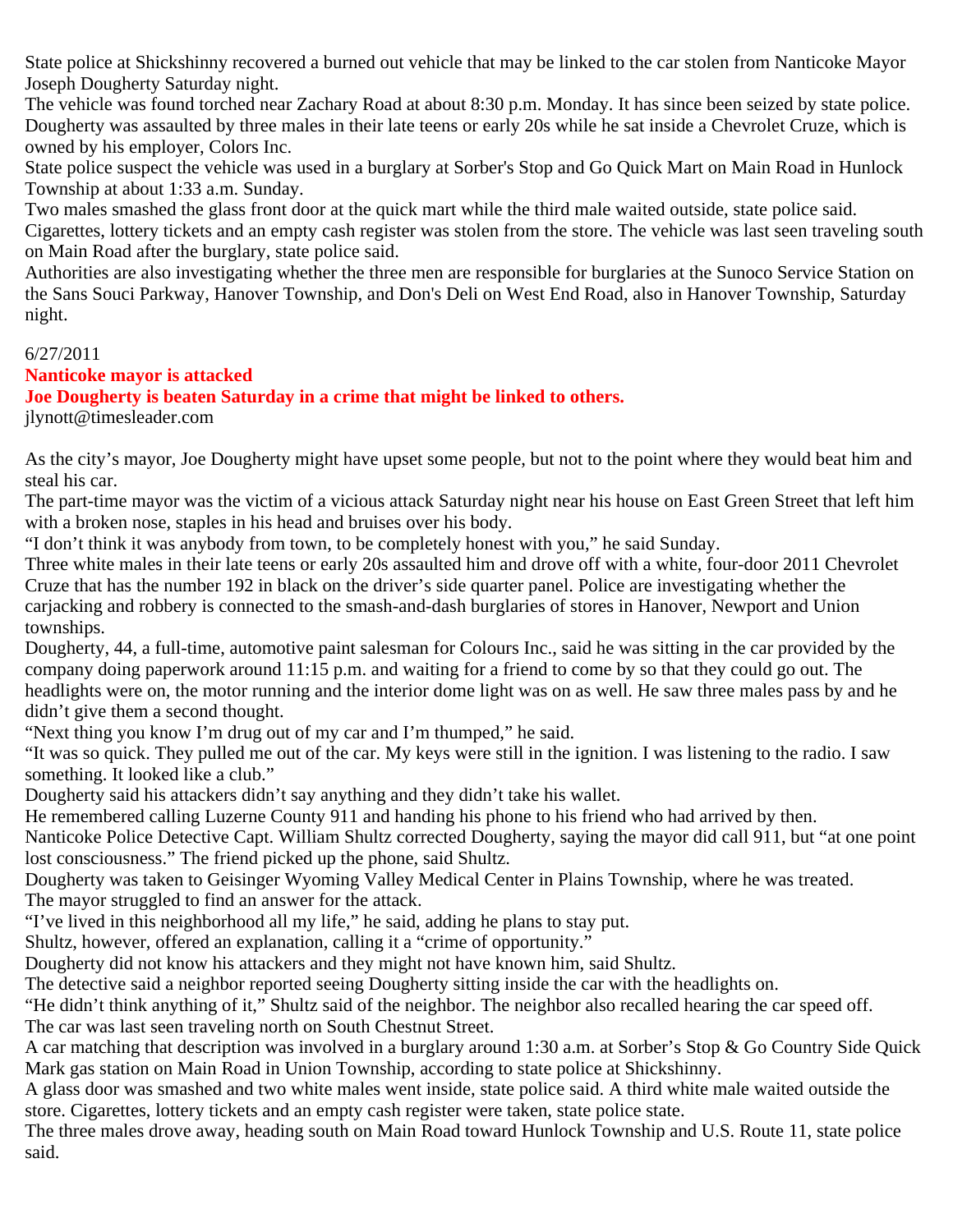State police at Shickshinny recovered a burned out vehicle that may be linked to the car stolen from Nanticoke Mayor Joseph Dougherty Saturday night.

The vehicle was found torched near Zachary Road at about 8:30 p.m. Monday. It has since been seized by state police.

Dougherty was assaulted by three males in their late teens or early 20s while he sat inside a Chevrolet Cruze, which is owned by his employer, Colors Inc.

State police suspect the vehicle was used in a burglary at Sorber's Stop and Go Quick Mart on Main Road in Hunlock Township at about 1:33 a.m. Sunday.

Two males smashed the glass front door at the quick mart while the third male waited outside, state police said.

Cigarettes, lottery tickets and an empty cash register was stolen from the store. The vehicle was last seen traveling south on Main Road after the burglary, state police said.

Authorities are also investigating whether the three men are responsible for burglaries at the Sunoco Service Station on the Sans Souci Parkway, Hanover Township, and Don's Deli on West End Road, also in Hanover Township, Saturday night.

6/27/2011

**Nanticoke mayor is attacked**

**Joe Dougherty is beaten Saturday in a crime that might be linked to others.**

jlynott@timesleader.com

As the city's mayor, Joe Dougherty might have upset some people, but not to the point where they would beat him and steal his car.

The part-time mayor was the victim of a vicious attack Saturday night near his house on East Green Street that left him with a broken nose, staples in his head and bruises over his body.

"I don't think it was anybody from town, to be completely honest with you," he said Sunday.

Three white males in their late teens or early 20s assaulted him and drove off with a white, four-door 2011 Chevrolet Cruze that has the number 192 in black on the driver's side quarter panel. Police are investigating whether the carjacking and robbery is connected to the smash-and-dash burglaries of stores in Hanover, Newport and Union townships.

Dougherty, 44, a full-time, automotive paint salesman for Colours Inc., said he was sitting in the car provided by the company doing paperwork around 11:15 p.m. and waiting for a friend to come by so that they could go out. The headlights were on, the motor running and the interior dome light was on as well. He saw three males pass by and he didn't give them a second thought.

"Next thing you know I'm drug out of my car and I'm thumped," he said.

"It was so quick. They pulled me out of the car. My keys were still in the ignition. I was listening to the radio. I saw something. It looked like a club."

Dougherty said his attackers didn't say anything and they didn't take his wallet.

He remembered calling Luzerne County 911 and handing his phone to his friend who had arrived by then.

Nanticoke Police Detective Capt. William Shultz corrected Dougherty, saying the mayor did call 911, but "at one point lost consciousness." The friend picked up the phone, said Shultz.

Dougherty was taken to Geisinger Wyoming Valley Medical Center in Plains Township, where he was treated.

The mayor struggled to find an answer for the attack.

"I've lived in this neighborhood all my life," he said, adding he plans to stay put.

Shultz, however, offered an explanation, calling it a "crime of opportunity."

Dougherty did not know his attackers and they might not have known him, said Shultz.

The detective said a neighbor reported seeing Dougherty sitting inside the car with the headlights on.

"He didn't think anything of it," Shultz said of the neighbor. The neighbor also recalled hearing the car speed off.

The car was last seen traveling north on South Chestnut Street.

A car matching that description was involved in a burglary around 1:30 a.m. at Sorber's Stop & Go Country Side Quick Mark gas station on Main Road in Union Township, according to state police at Shickshinny.

A glass door was smashed and two white males went inside, state police said. A third white male waited outside the store. Cigarettes, lottery tickets and an empty cash register were taken, state police state.

The three males drove away, heading south on Main Road toward Hunlock Township and U.S. Route 11, state police said.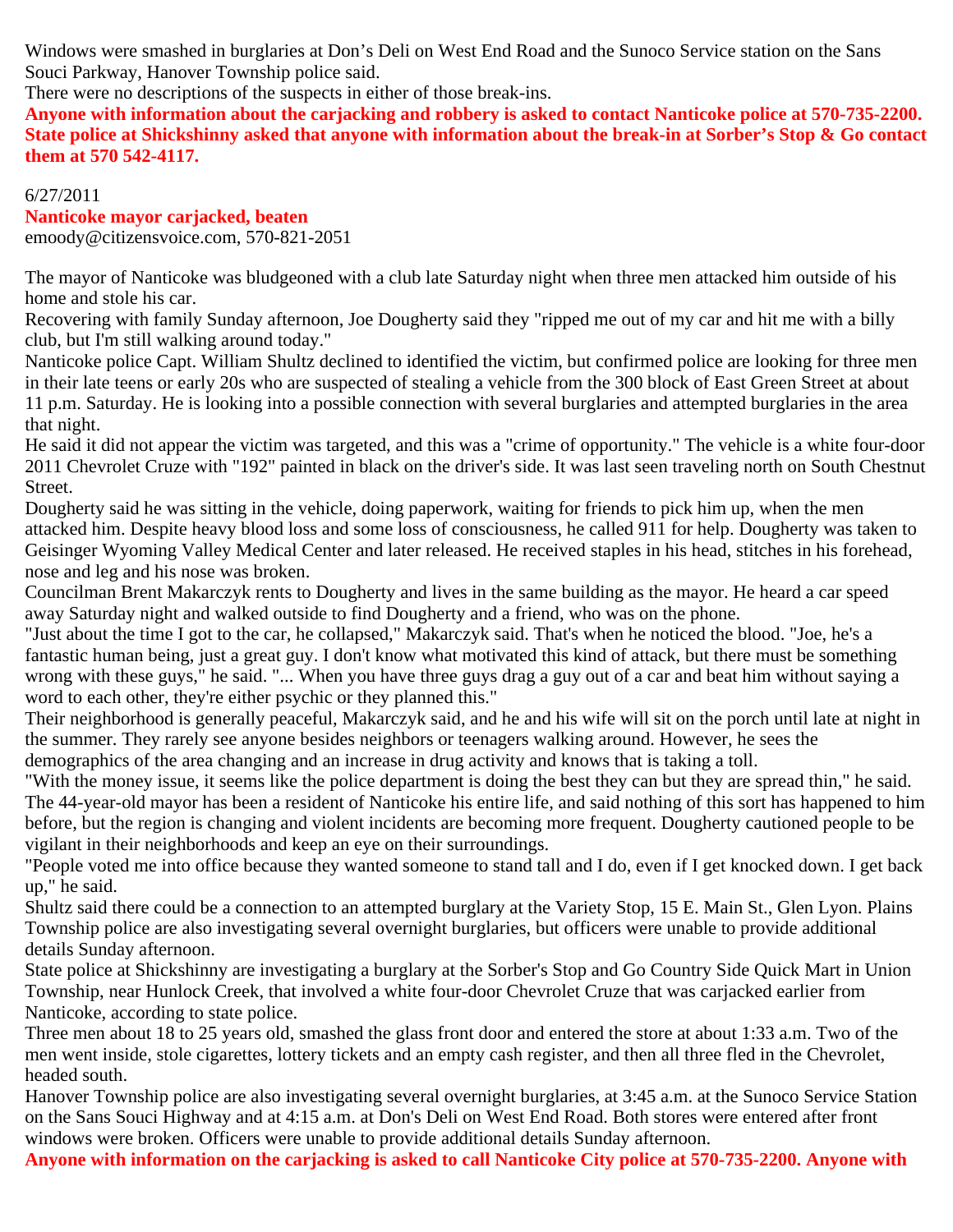Windows were smashed in burglaries at Don's Deli on West End Road and the Sunoco Service station on the Sans Souci Parkway, Hanover Township police said.

There were no descriptions of the suspects in either of those break-ins.

**Anyone with information about the carjacking and robbery is asked to contact Nanticoke police at 570-735-2200. State police at Shickshinny asked that anyone with information about the break-in at Sorber's Stop & Go contact them at 570 542-4117.**

6/27/2011

**Nanticoke mayor carjacked, beaten**

emoody@citizensvoice.com, 570-821-2051

The mayor of Nanticoke was bludgeoned with a club late Saturday night when three men attacked him outside of his home and stole his car.

Recovering with family Sunday afternoon, Joe Dougherty said they "ripped me out of my car and hit me with a billy club, but I'm still walking around today."

Nanticoke police Capt. William Shultz declined to identified the victim, but confirmed police are looking for three men in their late teens or early 20s who are suspected of stealing a vehicle from the 300 block of East Green Street at about 11 p.m. Saturday. He is looking into a possible connection with several burglaries and attempted burglaries in the area that night.

He said it did not appear the victim was targeted, and this was a "crime of opportunity." The vehicle is a white four-door 2011 Chevrolet Cruze with "192" painted in black on the driver's side. It was last seen traveling north on South Chestnut Street.

Dougherty said he was sitting in the vehicle, doing paperwork, waiting for friends to pick him up, when the men attacked him. Despite heavy blood loss and some loss of consciousness, he called 911 for help. Dougherty was taken to Geisinger Wyoming Valley Medical Center and later released. He received staples in his head, stitches in his forehead, nose and leg and his nose was broken.

Councilman Brent Makarczyk rents to Dougherty and lives in the same building as the mayor. He heard a car speed away Saturday night and walked outside to find Dougherty and a friend, who was on the phone.

"Just about the time I got to the car, he collapsed," Makarczyk said. That's when he noticed the blood. "Joe, he's a fantastic human being, just a great guy. I don't know what motivated this kind of attack, but there must be something wrong with these guys," he said. "... When you have three guys drag a guy out of a car and beat him without saying a word to each other, they're either psychic or they planned this."

Their neighborhood is generally peaceful, Makarczyk said, and he and his wife will sit on the porch until late at night in the summer. They rarely see anyone besides neighbors or teenagers walking around. However, he sees the demographics of the area changing and an increase in drug activity and knows that is taking a toll.

"With the money issue, it seems like the police department is doing the best they can but they are spread thin," he said.

The 44-year-old mayor has been a resident of Nanticoke his entire life, and said nothing of this sort has happened to him before, but the region is changing and violent incidents are becoming more frequent. Dougherty cautioned people to be vigilant in their neighborhoods and keep an eye on their surroundings.

"People voted me into office because they wanted someone to stand tall and I do, even if I get knocked down. I get back up," he said.

Shultz said there could be a connection to an attempted burglary at the Variety Stop, 15 E. Main St., Glen Lyon. Plains Township police are also investigating several overnight burglaries, but officers were unable to provide additional details Sunday afternoon.

State police at Shickshinny are investigating a burglary at the Sorber's Stop and Go Country Side Quick Mart in Union Township, near Hunlock Creek, that involved a white four-door Chevrolet Cruze that was carjacked earlier from Nanticoke, according to state police.

Three men about 18 to 25 years old, smashed the glass front door and entered the store at about 1:33 a.m. Two of the men went inside, stole cigarettes, lottery tickets and an empty cash register, and then all three fled in the Chevrolet, headed south.

Hanover Township police are also investigating several overnight burglaries, at 3:45 a.m. at the Sunoco Service Station on the Sans Souci Highway and at 4:15 a.m. at Don's Deli on West End Road. Both stores were entered after front windows were broken. Officers were unable to provide additional details Sunday afternoon.

**Anyone with information on the carjacking is asked to call Nanticoke City police at 570-735-2200. Anyone with**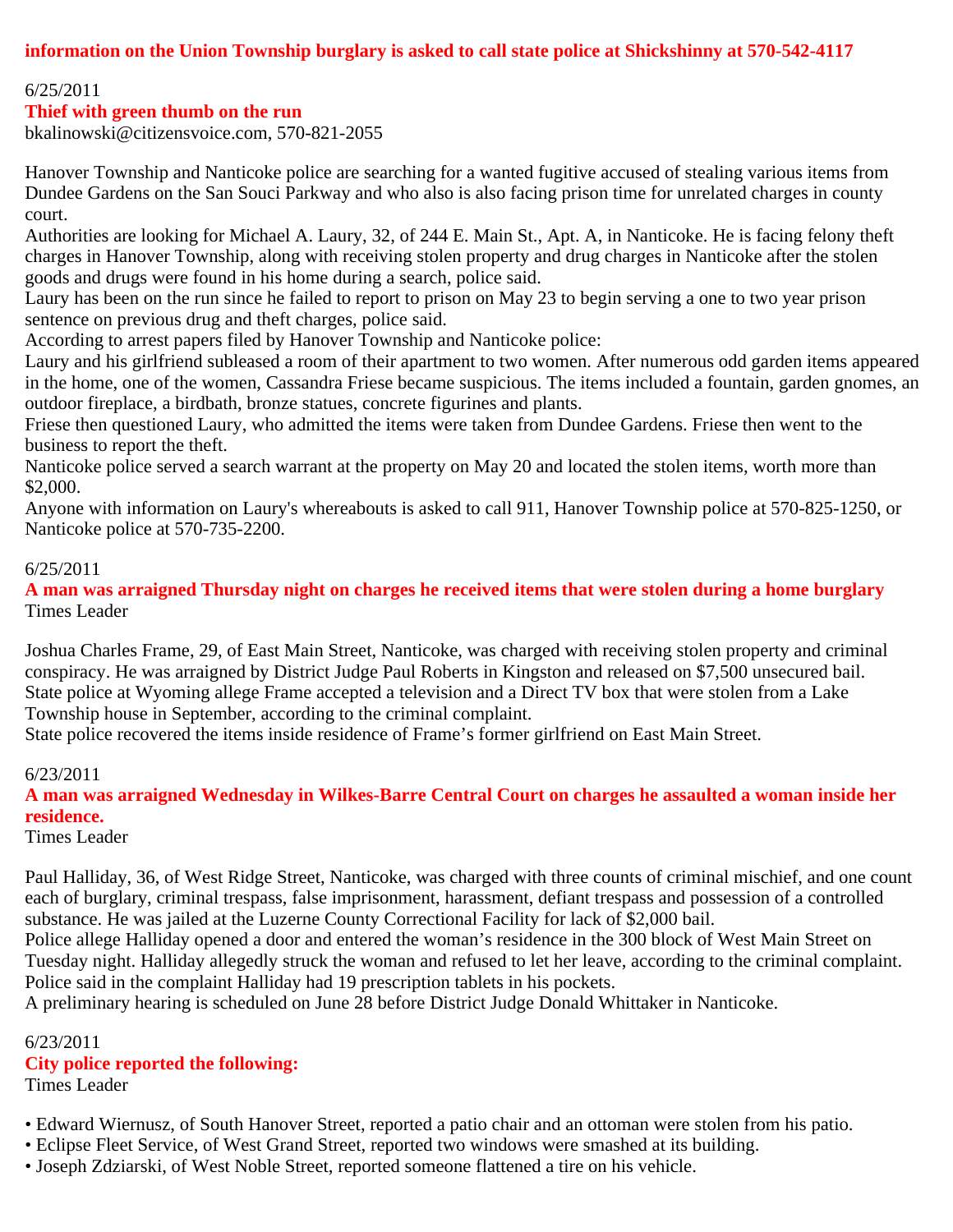**information on the Union Township burglary is asked to call state police at Shickshinny at 570-542-4117**

6/25/2011

**Thief with green thumb on the run**

bkalinowski@citizensvoice.com, 570-821-2055

Hanover Township and Nanticoke police are searching for a wanted fugitive accused of stealing various items from Dundee Gardens on the San Souci Parkway and who also is also facing prison time for unrelated charges in county court.

Authorities are looking for Michael A. Laury, 32, of 244 E. Main St., Apt. A, in Nanticoke. He is facing felony theft charges in Hanover Township, along with receiving stolen property and drug charges in Nanticoke after the stolen goods and drugs were found in his home during a search, police said.

Laury has been on the run since he failed to report to prison on May 23 to begin serving a one to two year prison sentence on previous drug and theft charges, police said.

According to arrest papers filed by Hanover Township and Nanticoke police:

Laury and his girlfriend subleased a room of their apartment to two women. After numerous odd garden items appeared in the home, one of the women, Cassandra Friese became suspicious. The items included a fountain, garden gnomes, an outdoor fireplace, a birdbath, bronze statues, concrete figurines and plants.

Friese then questioned Laury, who admitted the items were taken from Dundee Gardens. Friese then went to the business to report the theft.

Nanticoke police served a search warrant at the property on May 20 and located the stolen items, worth more than $2,000.

Anyone with information on Laury's whereabouts is asked to call 911, Hanover Township police at 570-825-1250, or Nanticoke police at 570-735-2200.

6/25/2011

**A man was arraigned Thursday night on charges he received items that were stolen during a home burglary**

Times Leader

Joshua Charles Frame, 29, of East Main Street, Nanticoke, was charged with receiving stolen property and criminal conspiracy. He was arraigned by District Judge Paul Roberts in Kingston and released on $7,500 unsecured bail.

State police at Wyoming allege Frame accepted a television and a Direct TV box that were stolen from a Lake Township house in September, according to the criminal complaint.

State police recovered the items inside residence of Frame's former girlfriend on East Main Street.

6/23/2011

**A man was arraigned Wednesday in Wilkes-Barre Central Court on charges he assaulted a woman inside her residence.**

Times Leader

Paul Halliday, 36, of West Ridge Street, Nanticoke, was charged with three counts of criminal mischief, and one count each of burglary, criminal trespass, false imprisonment, harassment, defiant trespass and possession of a controlled substance. He was jailed at the Luzerne County Correctional Facility for lack of $2,000 bail.

Police allege Halliday opened a door and entered the woman's residence in the 300 block of West Main Street on Tuesday night. Halliday allegedly struck the woman and refused to let her leave, according to the criminal complaint.

Police said in the complaint Halliday had 19 prescription tablets in his pockets.

A preliminary hearing is scheduled on June 28 before District Judge Donald Whittaker in Nanticoke.

6/23/2011

**City police reported the following:**

Times Leader

- Edward Wiernusz, of South Hanover Street, reported a patio chair and an ottoman were stolen from his patio.
- Eclipse Fleet Service, of West Grand Street, reported two windows were smashed at its building.
- Joseph Zdziarski, of West Noble Street, reported someone flattened a tire on his vehicle.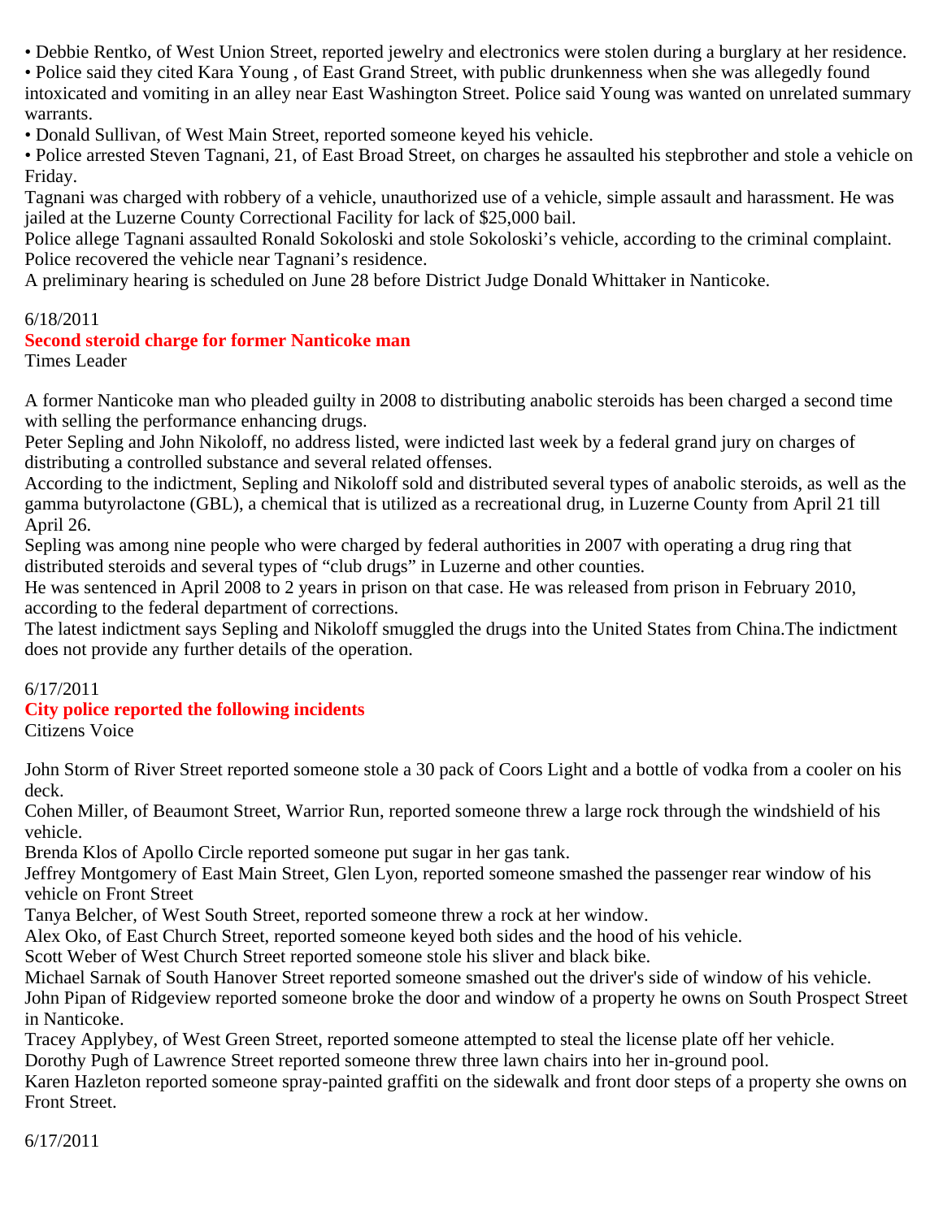• Debbie Rentko, of West Union Street, reported jewelry and electronics were stolen during a burglary at her residence.
• Police said they cited Kara Young , of East Grand Street, with public drunkenness when she was allegedly found intoxicated and vomiting in an alley near East Washington Street. Police said Young was wanted on unrelated summary warrants.
• Donald Sullivan, of West Main Street, reported someone keyed his vehicle.
• Police arrested Steven Tagnani, 21, of East Broad Street, on charges he assaulted his stepbrother and stole a vehicle on Friday.

Tagnani was charged with robbery of a vehicle, unauthorized use of a vehicle, simple assault and harassment. He was jailed at the Luzerne County Correctional Facility for lack of $25,000 bail.

Police allege Tagnani assaulted Ronald Sokoloski and stole Sokoloski's vehicle, according to the criminal complaint. Police recovered the vehicle near Tagnani's residence.

A preliminary hearing is scheduled on June 28 before District Judge Donald Whittaker in Nanticoke.

6/18/2011

**Second steroid charge for former Nanticoke man**

Times Leader

A former Nanticoke man who pleaded guilty in 2008 to distributing anabolic steroids has been charged a second time with selling the performance enhancing drugs.

Peter Sepling and John Nikoloff, no address listed, were indicted last week by a federal grand jury on charges of distributing a controlled substance and several related offenses.

According to the indictment, Sepling and Nikoloff sold and distributed several types of anabolic steroids, as well as the gamma butyrolactone (GBL), a chemical that is utilized as a recreational drug, in Luzerne County from April 21 till April 26.

Sepling was among nine people who were charged by federal authorities in 2007 with operating a drug ring that distributed steroids and several types of "club drugs" in Luzerne and other counties.

He was sentenced in April 2008 to 2 years in prison on that case. He was released from prison in February 2010, according to the federal department of corrections.

The latest indictment says Sepling and Nikoloff smuggled the drugs into the United States from China.The indictment does not provide any further details of the operation.

6/17/2011

**City police reported the following incidents**

Citizens Voice

John Storm of River Street reported someone stole a 30 pack of Coors Light and a bottle of vodka from a cooler on his deck.

Cohen Miller, of Beaumont Street, Warrior Run, reported someone threw a large rock through the windshield of his vehicle.

Brenda Klos of Apollo Circle reported someone put sugar in her gas tank.

Jeffrey Montgomery of East Main Street, Glen Lyon, reported someone smashed the passenger rear window of his vehicle on Front Street

Tanya Belcher, of West South Street, reported someone threw a rock at her window.

Alex Oko, of East Church Street, reported someone keyed both sides and the hood of his vehicle.

Scott Weber of West Church Street reported someone stole his sliver and black bike.

Michael Sarnak of South Hanover Street reported someone smashed out the driver's side of window of his vehicle.

John Pipan of Ridgeview reported someone broke the door and window of a property he owns on South Prospect Street in Nanticoke.

Tracey Applybey, of West Green Street, reported someone attempted to steal the license plate off her vehicle.

Dorothy Pugh of Lawrence Street reported someone threw three lawn chairs into her in-ground pool.

Karen Hazleton reported someone spray-painted graffiti on the sidewalk and front door steps of a property she owns on Front Street.

6/17/2011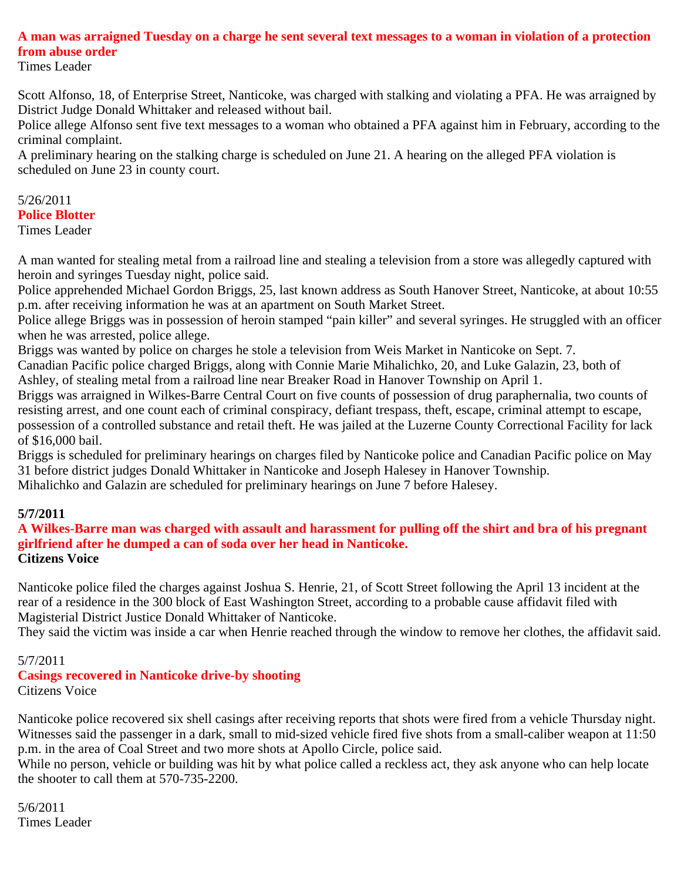**A man was arraigned Tuesday on a charge he sent several text messages to a woman in violation of a protection from abuse order**

Times Leader

Scott Alfonso, 18, of Enterprise Street, Nanticoke, was charged with stalking and violating a PFA. He was arraigned by District Judge Donald Whittaker and released without bail.

Police allege Alfonso sent five text messages to a woman who obtained a PFA against him in February, according to the criminal complaint.

A preliminary hearing on the stalking charge is scheduled on June 21. A hearing on the alleged PFA violation is scheduled on June 23 in county court.

5/26/2011

**Police Blotter**

Times Leader

A man wanted for stealing metal from a railroad line and stealing a television from a store was allegedly captured with heroin and syringes Tuesday night, police said.

Police apprehended Michael Gordon Briggs, 25, last known address as South Hanover Street, Nanticoke, at about 10:55 p.m. after receiving information he was at an apartment on South Market Street.

Police allege Briggs was in possession of heroin stamped “pain killer” and several syringes. He struggled with an officer when he was arrested, police allege.

Briggs was wanted by police on charges he stole a television from Weis Market in Nanticoke on Sept. 7.

Canadian Pacific police charged Briggs, along with Connie Marie Mihalichko, 20, and Luke Galazin, 23, both of Ashley, of stealing metal from a railroad line near Breaker Road in Hanover Township on April 1.

Briggs was arraigned in Wilkes-Barre Central Court on five counts of possession of drug paraphernalia, two counts of resisting arrest, and one count each of criminal conspiracy, defiant trespass, theft, escape, criminal attempt to escape, possession of a controlled substance and retail theft. He was jailed at the Luzerne County Correctional Facility for lack of $16,000 bail.

Briggs is scheduled for preliminary hearings on charges filed by Nanticoke police and Canadian Pacific police on May 31 before district judges Donald Whittaker in Nanticoke and Joseph Halesey in Hanover Township.

Mihalichko and Galazin are scheduled for preliminary hearings on June 7 before Halesey.

**5/7/2011**

**A Wilkes-Barre man was charged with assault and harassment for pulling off the shirt and bra of his pregnant girlfriend after he dumped a can of soda over her head in Nanticoke.**

**Citizens Voice**

Nanticoke police filed the charges against Joshua S. Henrie, 21, of Scott Street following the April 13 incident at the rear of a residence in the 300 block of East Washington Street, according to a probable cause affidavit filed with Magisterial District Justice Donald Whittaker of Nanticoke.

They said the victim was inside a car when Henrie reached through the window to remove her clothes, the affidavit said.

5/7/2011

**Casings recovered in Nanticoke drive-by shooting**

Citizens Voice

Nanticoke police recovered six shell casings after receiving reports that shots were fired from a vehicle Thursday night.

Witnesses said the passenger in a dark, small to mid-sized vehicle fired five shots from a small-caliber weapon at 11:50 p.m. in the area of Coal Street and two more shots at Apollo Circle, police said.

While no person, vehicle or building was hit by what police called a reckless act, they ask anyone who can help locate the shooter to call them at 570-735-2200.

5/6/2011

Times Leader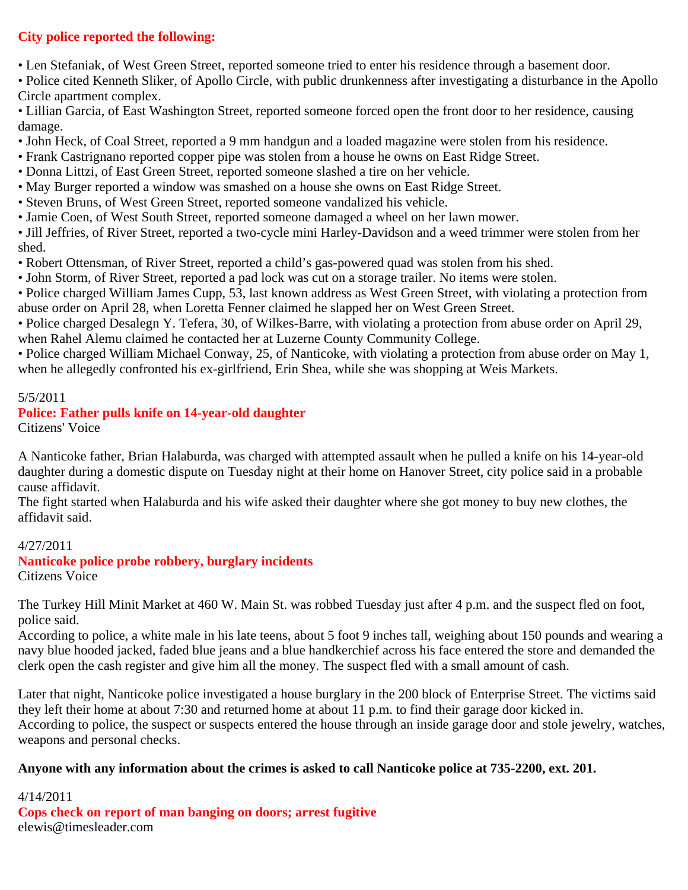**City police reported the following:**

- Len Stefaniak, of West Green Street, reported someone tried to enter his residence through a basement door.
- Police cited Kenneth Sliker, of Apollo Circle, with public drunkenness after investigating a disturbance in the Apollo Circle apartment complex.
- Lillian Garcia, of East Washington Street, reported someone forced open the front door to her residence, causing damage.
- John Heck, of Coal Street, reported a 9 mm handgun and a loaded magazine were stolen from his residence.
- Frank Castrignano reported copper pipe was stolen from a house he owns on East Ridge Street.
- Donna Littzi, of East Green Street, reported someone slashed a tire on her vehicle.
- May Burger reported a window was smashed on a house she owns on East Ridge Street.
- Steven Bruns, of West Green Street, reported someone vandalized his vehicle.
- Jamie Coen, of West South Street, reported someone damaged a wheel on her lawn mower.
- Jill Jeffries, of River Street, reported a two-cycle mini Harley-Davidson and a weed trimmer were stolen from her shed.
- Robert Ottensman, of River Street, reported a child's gas-powered quad was stolen from his shed.
- John Storm, of River Street, reported a pad lock was cut on a storage trailer. No items were stolen.
- Police charged William James Cupp, 53, last known address as West Green Street, with violating a protection from abuse order on April 28, when Loretta Fenner claimed he slapped her on West Green Street.
- Police charged Desalegn Y. Tefera, 30, of Wilkes-Barre, with violating a protection from abuse order on April 29, when Rahel Alemu claimed he contacted her at Luzerne County Community College.
- Police charged William Michael Conway, 25, of Nanticoke, with violating a protection from abuse order on May 1, when he allegedly confronted his ex-girlfriend, Erin Shea, while she was shopping at Weis Markets.

5/5/2011

**Police: Father pulls knife on 14-year-old daughter**

Citizens' Voice

A Nanticoke father, Brian Halaburda, was charged with attempted assault when he pulled a knife on his 14-year-old daughter during a domestic dispute on Tuesday night at their home on Hanover Street, city police said in a probable cause affidavit.

The fight started when Halaburda and his wife asked their daughter where she got money to buy new clothes, the affidavit said.

4/27/2011

**Nanticoke police probe robbery, burglary incidents**

Citizens Voice

The Turkey Hill Minit Market at 460 W. Main St. was robbed Tuesday just after 4 p.m. and the suspect fled on foot, police said.

According to police, a white male in his late teens, about 5 foot 9 inches tall, weighing about 150 pounds and wearing a navy blue hooded jacked, faded blue jeans and a blue handkerchief across his face entered the store and demanded the clerk open the cash register and give him all the money. The suspect fled with a small amount of cash.

Later that night, Nanticoke police investigated a house burglary in the 200 block of Enterprise Street. The victims said they left their home at about 7:30 and returned home at about 11 p.m. to find their garage door kicked in.

According to police, the suspect or suspects entered the house through an inside garage door and stole jewelry, watches, weapons and personal checks.

**Anyone with any information about the crimes is asked to call Nanticoke police at 735-2200, ext. 201.**

4/14/2011

**Cops check on report of man banging on doors; arrest fugitive**

elewis@timesleader.com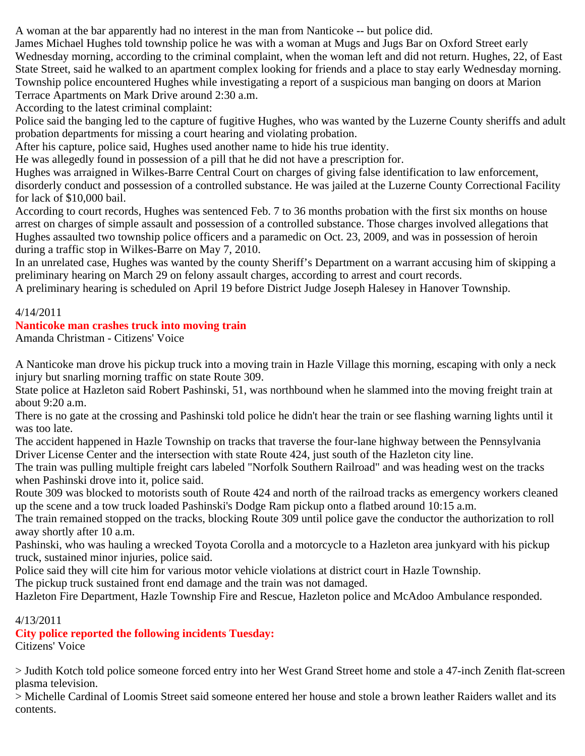A woman at the bar apparently had no interest in the man from Nanticoke -- but police did.

James Michael Hughes told township police he was with a woman at Mugs and Jugs Bar on Oxford Street early Wednesday morning, according to the criminal complaint, when the woman left and did not return. Hughes, 22, of East State Street, said he walked to an apartment complex looking for friends and a place to stay early Wednesday morning.

Township police encountered Hughes while investigating a report of a suspicious man banging on doors at Marion Terrace Apartments on Mark Drive around 2:30 a.m.

According to the latest criminal complaint:

Police said the banging led to the capture of fugitive Hughes, who was wanted by the Luzerne County sheriffs and adult probation departments for missing a court hearing and violating probation.

After his capture, police said, Hughes used another name to hide his true identity.

He was allegedly found in possession of a pill that he did not have a prescription for.

Hughes was arraigned in Wilkes-Barre Central Court on charges of giving false identification to law enforcement, disorderly conduct and possession of a controlled substance. He was jailed at the Luzerne County Correctional Facility for lack of $10,000 bail.

According to court records, Hughes was sentenced Feb. 7 to 36 months probation with the first six months on house arrest on charges of simple assault and possession of a controlled substance. Those charges involved allegations that Hughes assaulted two township police officers and a paramedic on Oct. 23, 2009, and was in possession of heroin during a traffic stop in Wilkes-Barre on May 7, 2010.

In an unrelated case, Hughes was wanted by the county Sheriff's Department on a warrant accusing him of skipping a preliminary hearing on March 29 on felony assault charges, according to arrest and court records.

A preliminary hearing is scheduled on April 19 before District Judge Joseph Halesey in Hanover Township.

4/14/2011

**Nanticoke man crashes truck into moving train**

Amanda Christman - Citizens' Voice

A Nanticoke man drove his pickup truck into a moving train in Hazle Village this morning, escaping with only a neck injury but snarling morning traffic on state Route 309.

State police at Hazleton said Robert Pashinski, 51, was northbound when he slammed into the moving freight train at about 9:20 a.m.

There is no gate at the crossing and Pashinski told police he didn't hear the train or see flashing warning lights until it was too late.

The accident happened in Hazle Township on tracks that traverse the four-lane highway between the Pennsylvania Driver License Center and the intersection with state Route 424, just south of the Hazleton city line.

The train was pulling multiple freight cars labeled "Norfolk Southern Railroad" and was heading west on the tracks when Pashinski drove into it, police said.

Route 309 was blocked to motorists south of Route 424 and north of the railroad tracks as emergency workers cleaned up the scene and a tow truck loaded Pashinski's Dodge Ram pickup onto a flatbed around 10:15 a.m.

The train remained stopped on the tracks, blocking Route 309 until police gave the conductor the authorization to roll away shortly after 10 a.m.

Pashinski, who was hauling a wrecked Toyota Corolla and a motorcycle to a Hazleton area junkyard with his pickup truck, sustained minor injuries, police said.

Police said they will cite him for various motor vehicle violations at district court in Hazle Township.

The pickup truck sustained front end damage and the train was not damaged.

Hazleton Fire Department, Hazle Township Fire and Rescue, Hazleton police and McAdoo Ambulance responded.

4/13/2011

**City police reported the following incidents Tuesday:**

Citizens' Voice

> Judith Kotch told police someone forced entry into her West Grand Street home and stole a 47-inch Zenith flat-screen plasma television.

> Michelle Cardinal of Loomis Street said someone entered her house and stole a brown leather Raiders wallet and its contents.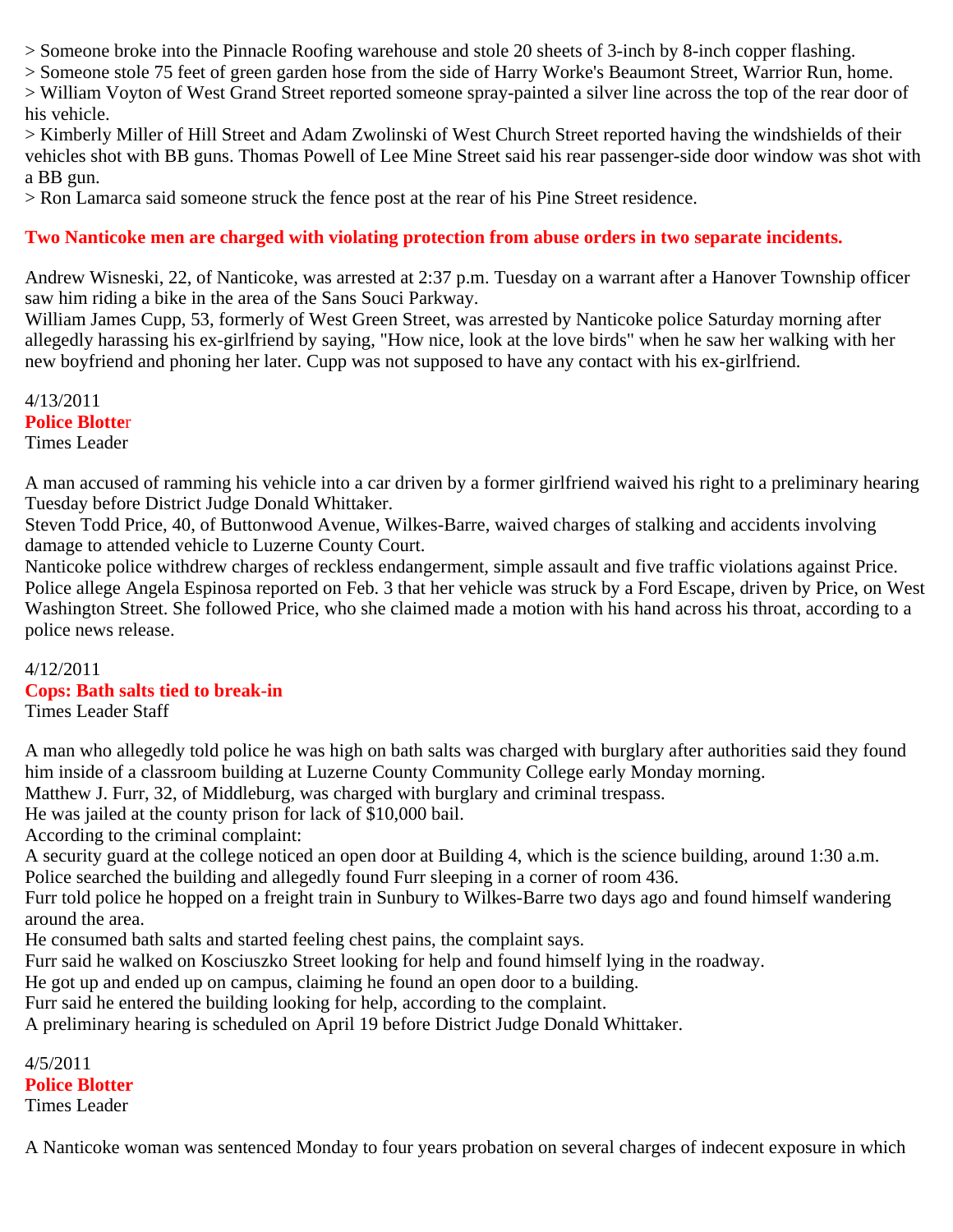> Someone broke into the Pinnacle Roofing warehouse and stole 20 sheets of 3-inch by 8-inch copper flashing.
> Someone stole 75 feet of green garden hose from the side of Harry Worke's Beaumont Street, Warrior Run, home.
> William Voyton of West Grand Street reported someone spray-painted a silver line across the top of the rear door of his vehicle.
> Kimberly Miller of Hill Street and Adam Zwolinski of West Church Street reported having the windshields of their vehicles shot with BB guns. Thomas Powell of Lee Mine Street said his rear passenger-side door window was shot with a BB gun.
> Ron Lamarca said someone struck the fence post at the rear of his Pine Street residence.

**Two Nanticoke men are charged with violating protection from abuse orders in two separate incidents.**

Andrew Wisneski, 22, of Nanticoke, was arrested at 2:37 p.m. Tuesday on a warrant after a Hanover Township officer saw him riding a bike in the area of the Sans Souci Parkway.
William James Cupp, 53, formerly of West Green Street, was arrested by Nanticoke police Saturday morning after allegedly harassing his ex-girlfriend by saying, "How nice, look at the love birds" when he saw her walking with her new boyfriend and phoning her later. Cupp was not supposed to have any contact with his ex-girlfriend.

4/13/2011
**Police Blotter**
Times Leader

A man accused of ramming his vehicle into a car driven by a former girlfriend waived his right to a preliminary hearing Tuesday before District Judge Donald Whittaker.
Steven Todd Price, 40, of Buttonwood Avenue, Wilkes-Barre, waived charges of stalking and accidents involving damage to attended vehicle to Luzerne County Court.
Nanticoke police withdrew charges of reckless endangerment, simple assault and five traffic violations against Price.
Police allege Angela Espinosa reported on Feb. 3 that her vehicle was struck by a Ford Escape, driven by Price, on West Washington Street. She followed Price, who she claimed made a motion with his hand across his throat, according to a police news release.

4/12/2011
**Cops: Bath salts tied to break-in**
Times Leader Staff

A man who allegedly told police he was high on bath salts was charged with burglary after authorities said they found him inside of a classroom building at Luzerne County Community College early Monday morning.
Matthew J. Furr, 32, of Middleburg, was charged with burglary and criminal trespass.
He was jailed at the county prison for lack of $10,000 bail.
According to the criminal complaint:
A security guard at the college noticed an open door at Building 4, which is the science building, around 1:30 a.m.
Police searched the building and allegedly found Furr sleeping in a corner of room 436.
Furr told police he hopped on a freight train in Sunbury to Wilkes-Barre two days ago and found himself wandering around the area.
He consumed bath salts and started feeling chest pains, the complaint says.
Furr said he walked on Kosciuszko Street looking for help and found himself lying in the roadway.
He got up and ended up on campus, claiming he found an open door to a building.
Furr said he entered the building looking for help, according to the complaint.
A preliminary hearing is scheduled on April 19 before District Judge Donald Whittaker.

4/5/2011
**Police Blotter**
Times Leader

A Nanticoke woman was sentenced Monday to four years probation on several charges of indecent exposure in which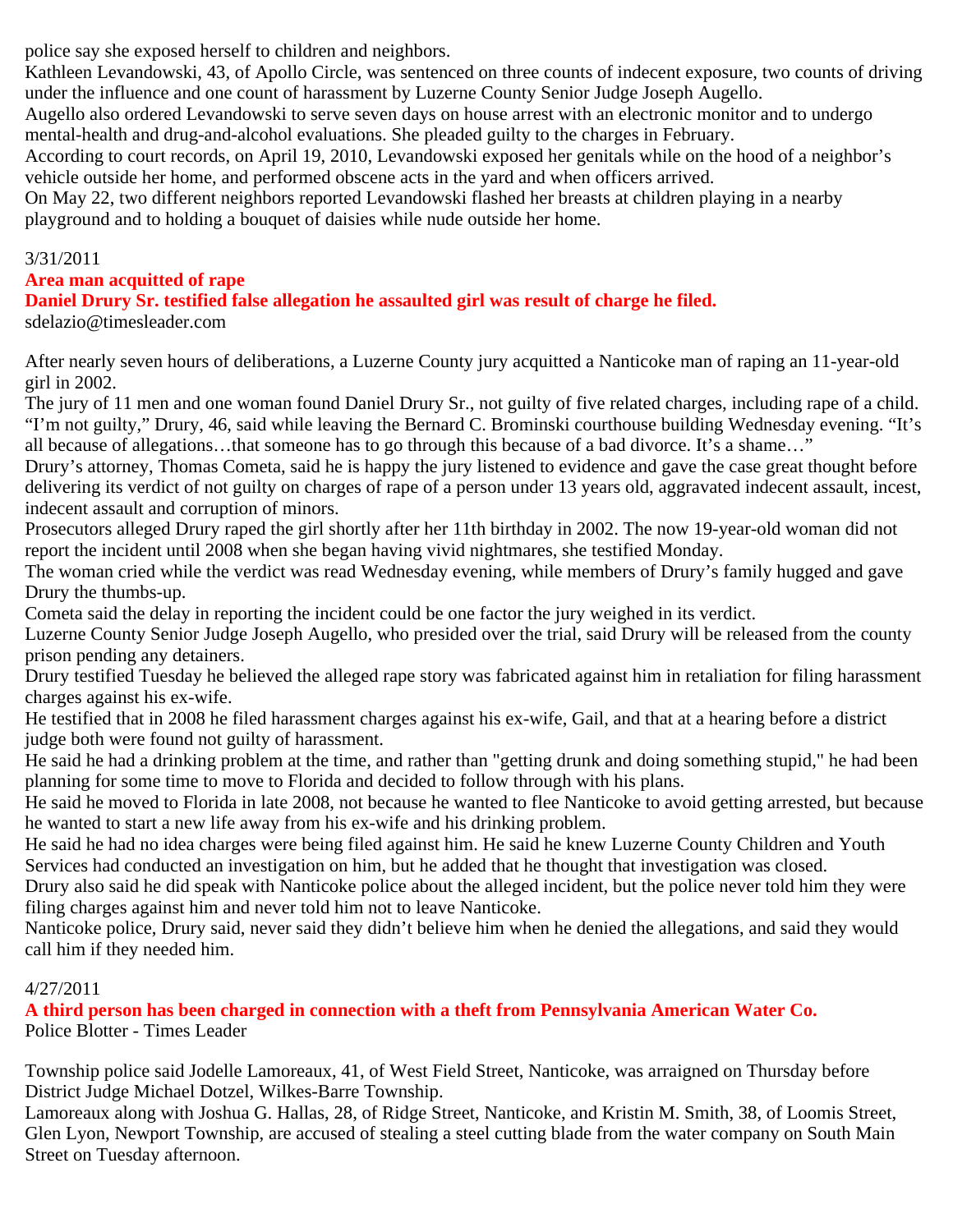police say she exposed herself to children and neighbors.

Kathleen Levandowski, 43, of Apollo Circle, was sentenced on three counts of indecent exposure, two counts of driving under the influence and one count of harassment by Luzerne County Senior Judge Joseph Augello.

Augello also ordered Levandowski to serve seven days on house arrest with an electronic monitor and to undergo mental-health and drug-and-alcohol evaluations. She pleaded guilty to the charges in February.

According to court records, on April 19, 2010, Levandowski exposed her genitals while on the hood of a neighbor's vehicle outside her home, and performed obscene acts in the yard and when officers arrived.

On May 22, two different neighbors reported Levandowski flashed her breasts at children playing in a nearby playground and to holding a bouquet of daisies while nude outside her home.

3/31/2011

**Area man acquitted of rape**

**Daniel Drury Sr. testified false allegation he assaulted girl was result of charge he filed.**

sdelazio@timesleader.com

After nearly seven hours of deliberations, a Luzerne County jury acquitted a Nanticoke man of raping an 11-year-old girl in 2002.

The jury of 11 men and one woman found Daniel Drury Sr., not guilty of five related charges, including rape of a child.

"I'm not guilty," Drury, 46, said while leaving the Bernard C. Brominski courthouse building Wednesday evening. "It's all because of allegations…that someone has to go through this because of a bad divorce. It's a shame…"

Drury's attorney, Thomas Cometa, said he is happy the jury listened to evidence and gave the case great thought before delivering its verdict of not guilty on charges of rape of a person under 13 years old, aggravated indecent assault, incest, indecent assault and corruption of minors.

Prosecutors alleged Drury raped the girl shortly after her 11th birthday in 2002. The now 19-year-old woman did not report the incident until 2008 when she began having vivid nightmares, she testified Monday.

The woman cried while the verdict was read Wednesday evening, while members of Drury's family hugged and gave Drury the thumbs-up.

Cometa said the delay in reporting the incident could be one factor the jury weighed in its verdict.

Luzerne County Senior Judge Joseph Augello, who presided over the trial, said Drury will be released from the county prison pending any detainers.

Drury testified Tuesday he believed the alleged rape story was fabricated against him in retaliation for filing harassment charges against his ex-wife.

He testified that in 2008 he filed harassment charges against his ex-wife, Gail, and that at a hearing before a district judge both were found not guilty of harassment.

He said he had a drinking problem at the time, and rather than "getting drunk and doing something stupid," he had been planning for some time to move to Florida and decided to follow through with his plans.

He said he moved to Florida in late 2008, not because he wanted to flee Nanticoke to avoid getting arrested, but because he wanted to start a new life away from his ex-wife and his drinking problem.

He said he had no idea charges were being filed against him. He said he knew Luzerne County Children and Youth Services had conducted an investigation on him, but he added that he thought that investigation was closed.

Drury also said he did speak with Nanticoke police about the alleged incident, but the police never told him they were filing charges against him and never told him not to leave Nanticoke.

Nanticoke police, Drury said, never said they didn't believe him when he denied the allegations, and said they would call him if they needed him.

4/27/2011

**A third person has been charged in connection with a theft from Pennsylvania American Water Co.**

Police Blotter - Times Leader

Township police said Jodelle Lamoreaux, 41, of West Field Street, Nanticoke, was arraigned on Thursday before District Judge Michael Dotzel, Wilkes-Barre Township.

Lamoreaux along with Joshua G. Hallas, 28, of Ridge Street, Nanticoke, and Kristin M. Smith, 38, of Loomis Street, Glen Lyon, Newport Township, are accused of stealing a steel cutting blade from the water company on South Main Street on Tuesday afternoon.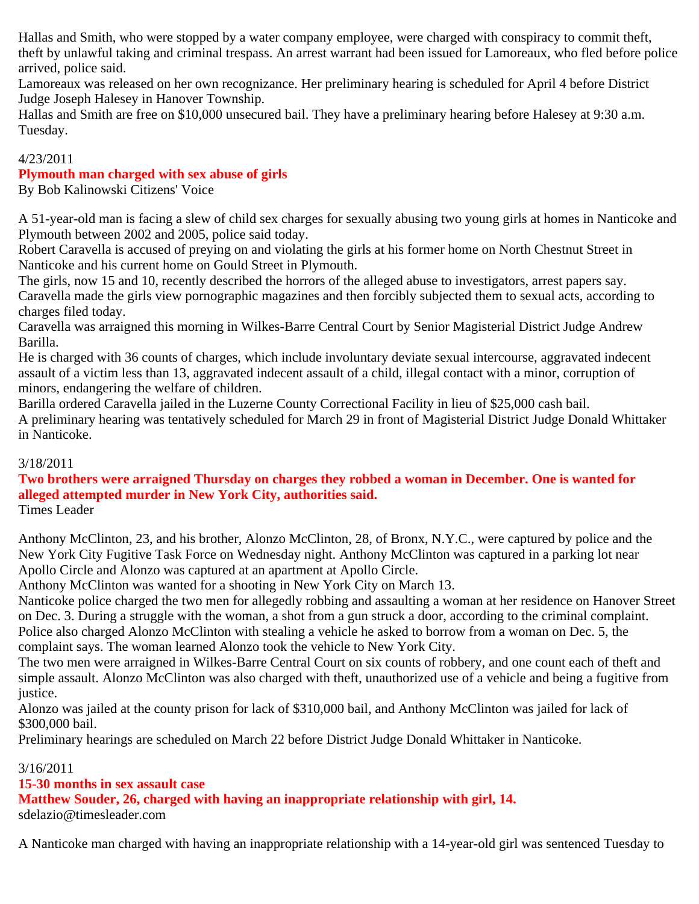Hallas and Smith, who were stopped by a water company employee, were charged with conspiracy to commit theft, theft by unlawful taking and criminal trespass. An arrest warrant had been issued for Lamoreaux, who fled before police arrived, police said.
Lamoreaux was released on her own recognizance. Her preliminary hearing is scheduled for April 4 before District Judge Joseph Halesey in Hanover Township.
Hallas and Smith are free on $10,000 unsecured bail. They have a preliminary hearing before Halesey at 9:30 a.m. Tuesday.

4/23/2011

**Plymouth man charged with sex abuse of girls**

By Bob Kalinowski Citizens' Voice

A 51-year-old man is facing a slew of child sex charges for sexually abusing two young girls at homes in Nanticoke and Plymouth between 2002 and 2005, police said today.
Robert Caravella is accused of preying on and violating the girls at his former home on North Chestnut Street in Nanticoke and his current home on Gould Street in Plymouth.
The girls, now 15 and 10, recently described the horrors of the alleged abuse to investigators, arrest papers say.
Caravella made the girls view pornographic magazines and then forcibly subjected them to sexual acts, according to charges filed today.
Caravella was arraigned this morning in Wilkes-Barre Central Court by Senior Magisterial District Judge Andrew Barilla.
He is charged with 36 counts of charges, which include involuntary deviate sexual intercourse, aggravated indecent assault of a victim less than 13, aggravated indecent assault of a child, illegal contact with a minor, corruption of minors, endangering the welfare of children.
Barilla ordered Caravella jailed in the Luzerne County Correctional Facility in lieu of $25,000 cash bail.
A preliminary hearing was tentatively scheduled for March 29 in front of Magisterial District Judge Donald Whittaker in Nanticoke.

3/18/2011

**Two brothers were arraigned Thursday on charges they robbed a woman in December. One is wanted for alleged attempted murder in New York City, authorities said.**

Times Leader

Anthony McClinton, 23, and his brother, Alonzo McClinton, 28, of Bronx, N.Y.C., were captured by police and the New York City Fugitive Task Force on Wednesday night. Anthony McClinton was captured in a parking lot near Apollo Circle and Alonzo was captured at an apartment at Apollo Circle.
Anthony McClinton was wanted for a shooting in New York City on March 13.
Nanticoke police charged the two men for allegedly robbing and assaulting a woman at her residence on Hanover Street on Dec. 3. During a struggle with the woman, a shot from a gun struck a door, according to the criminal complaint.
Police also charged Alonzo McClinton with stealing a vehicle he asked to borrow from a woman on Dec. 5, the complaint says. The woman learned Alonzo took the vehicle to New York City.
The two men were arraigned in Wilkes-Barre Central Court on six counts of robbery, and one count each of theft and simple assault. Alonzo McClinton was also charged with theft, unauthorized use of a vehicle and being a fugitive from justice.
Alonzo was jailed at the county prison for lack of $310,000 bail, and Anthony McClinton was jailed for lack of $300,000 bail.
Preliminary hearings are scheduled on March 22 before District Judge Donald Whittaker in Nanticoke.

3/16/2011

**15-30 months in sex assault case**

**Matthew Souder, 26, charged with having an inappropriate relationship with girl, 14.**

sdelazio@timesleader.com

A Nanticoke man charged with having an inappropriate relationship with a 14-year-old girl was sentenced Tuesday to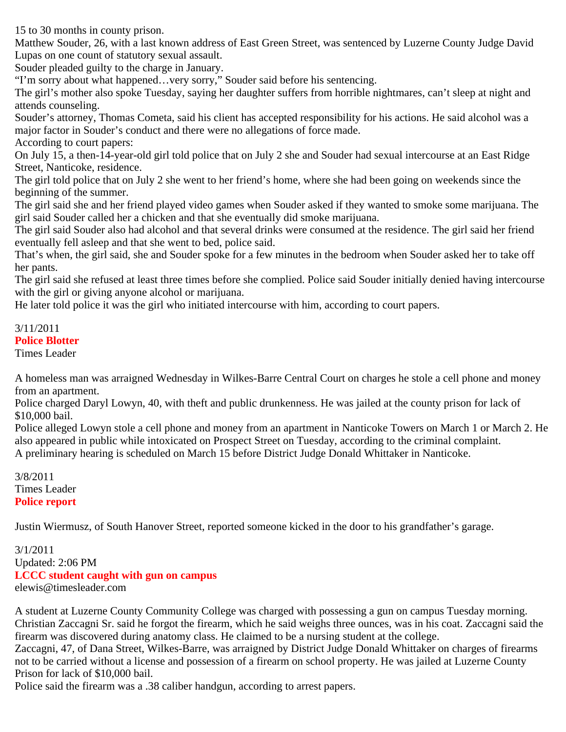15 to 30 months in county prison.

Matthew Souder, 26, with a last known address of East Green Street, was sentenced by Luzerne County Judge David Lupas on one count of statutory sexual assault.

Souder pleaded guilty to the charge in January.

"I'm sorry about what happened…very sorry," Souder said before his sentencing.

The girl's mother also spoke Tuesday, saying her daughter suffers from horrible nightmares, can't sleep at night and attends counseling.

Souder's attorney, Thomas Cometa, said his client has accepted responsibility for his actions. He said alcohol was a major factor in Souder's conduct and there were no allegations of force made.

According to court papers:

On July 15, a then-14-year-old girl told police that on July 2 she and Souder had sexual intercourse at an East Ridge Street, Nanticoke, residence.

The girl told police that on July 2 she went to her friend's home, where she had been going on weekends since the beginning of the summer.

The girl said she and her friend played video games when Souder asked if they wanted to smoke some marijuana. The girl said Souder called her a chicken and that she eventually did smoke marijuana.

The girl said Souder also had alcohol and that several drinks were consumed at the residence. The girl said her friend eventually fell asleep and that she went to bed, police said.

That's when, the girl said, she and Souder spoke for a few minutes in the bedroom when Souder asked her to take off her pants.

The girl said she refused at least three times before she complied. Police said Souder initially denied having intercourse with the girl or giving anyone alcohol or marijuana.

He later told police it was the girl who initiated intercourse with him, according to court papers.

3/11/2011

**Police Blotter**

Times Leader

A homeless man was arraigned Wednesday in Wilkes-Barre Central Court on charges he stole a cell phone and money from an apartment.

Police charged Daryl Lowyn, 40, with theft and public drunkenness. He was jailed at the county prison for lack of $10,000 bail.

Police alleged Lowyn stole a cell phone and money from an apartment in Nanticoke Towers on March 1 or March 2. He also appeared in public while intoxicated on Prospect Street on Tuesday, according to the criminal complaint.

A preliminary hearing is scheduled on March 15 before District Judge Donald Whittaker in Nanticoke.

3/8/2011

Times Leader

**Police report**

Justin Wiermusz, of South Hanover Street, reported someone kicked in the door to his grandfather's garage.

3/1/2011

Updated: 2:06 PM

**LCCC student caught with gun on campus**

elewis@timesleader.com

A student at Luzerne County Community College was charged with possessing a gun on campus Tuesday morning.

Christian Zaccagni Sr. said he forgot the firearm, which he said weighs three ounces, was in his coat. Zaccagni said the firearm was discovered during anatomy class. He claimed to be a nursing student at the college.

Zaccagni, 47, of Dana Street, Wilkes-Barre, was arraigned by District Judge Donald Whittaker on charges of firearms not to be carried without a license and possession of a firearm on school property. He was jailed at Luzerne County Prison for lack of $10,000 bail.

Police said the firearm was a .38 caliber handgun, according to arrest papers.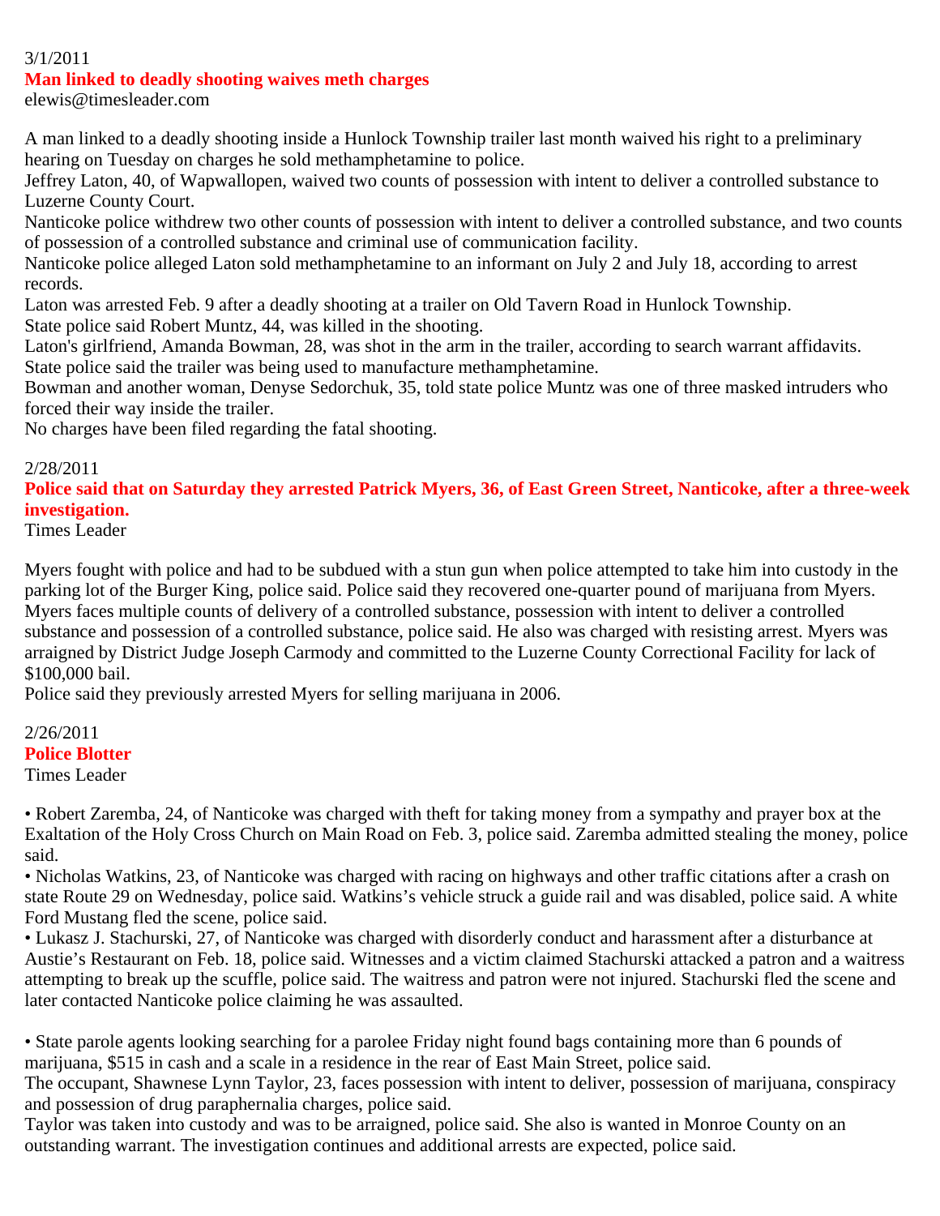3/1/2011

**Man linked to deadly shooting waives meth charges**

elewis@timesleader.com

A man linked to a deadly shooting inside a Hunlock Township trailer last month waived his right to a preliminary hearing on Tuesday on charges he sold methamphetamine to police.

Jeffrey Laton, 40, of Wapwallopen, waived two counts of possession with intent to deliver a controlled substance to Luzerne County Court.

Nanticoke police withdrew two other counts of possession with intent to deliver a controlled substance, and two counts of possession of a controlled substance and criminal use of communication facility.

Nanticoke police alleged Laton sold methamphetamine to an informant on July 2 and July 18, according to arrest records.

Laton was arrested Feb. 9 after a deadly shooting at a trailer on Old Tavern Road in Hunlock Township.

State police said Robert Muntz, 44, was killed in the shooting.

Laton's girlfriend, Amanda Bowman, 28, was shot in the arm in the trailer, according to search warrant affidavits.

State police said the trailer was being used to manufacture methamphetamine.

Bowman and another woman, Denyse Sedorchuk, 35, told state police Muntz was one of three masked intruders who forced their way inside the trailer.

No charges have been filed regarding the fatal shooting.

2/28/2011

**Police said that on Saturday they arrested Patrick Myers, 36, of East Green Street, Nanticoke, after a three-week investigation.**

Times Leader

Myers fought with police and had to be subdued with a stun gun when police attempted to take him into custody in the parking lot of the Burger King, police said. Police said they recovered one-quarter pound of marijuana from Myers. Myers faces multiple counts of delivery of a controlled substance, possession with intent to deliver a controlled substance and possession of a controlled substance, police said. He also was charged with resisting arrest. Myers was arraigned by District Judge Joseph Carmody and committed to the Luzerne County Correctional Facility for lack of $100,000 bail.

Police said they previously arrested Myers for selling marijuana in 2006.

2/26/2011

**Police Blotter**

Times Leader

• Robert Zaremba, 24, of Nanticoke was charged with theft for taking money from a sympathy and prayer box at the Exaltation of the Holy Cross Church on Main Road on Feb. 3, police said. Zaremba admitted stealing the money, police said.

• Nicholas Watkins, 23, of Nanticoke was charged with racing on highways and other traffic citations after a crash on state Route 29 on Wednesday, police said. Watkins's vehicle struck a guide rail and was disabled, police said. A white Ford Mustang fled the scene, police said.

• Lukasz J. Stachurski, 27, of Nanticoke was charged with disorderly conduct and harassment after a disturbance at Austie's Restaurant on Feb. 18, police said. Witnesses and a victim claimed Stachurski attacked a patron and a waitress attempting to break up the scuffle, police said. The waitress and patron were not injured. Stachurski fled the scene and later contacted Nanticoke police claiming he was assaulted.

• State parole agents looking searching for a parolee Friday night found bags containing more than 6 pounds of marijuana, $515 in cash and a scale in a residence in the rear of East Main Street, police said.

The occupant, Shawnese Lynn Taylor, 23, faces possession with intent to deliver, possession of marijuana, conspiracy and possession of drug paraphernalia charges, police said.

Taylor was taken into custody and was to be arraigned, police said. She also is wanted in Monroe County on an outstanding warrant. The investigation continues and additional arrests are expected, police said.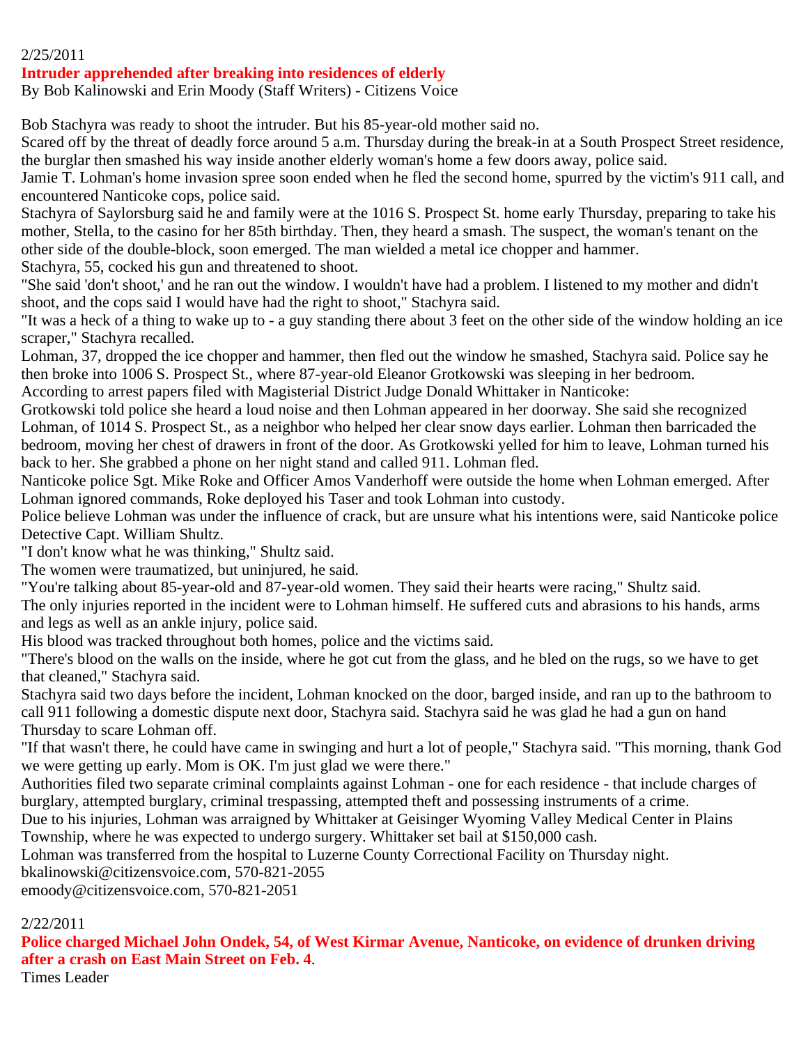2/25/2011

**Intruder apprehended after breaking into residences of elderly**

By Bob Kalinowski and Erin Moody (Staff Writers) - Citizens Voice

Bob Stachyra was ready to shoot the intruder. But his 85-year-old mother said no.

Scared off by the threat of deadly force around 5 a.m. Thursday during the break-in at a South Prospect Street residence, the burglar then smashed his way inside another elderly woman's home a few doors away, police said.

Jamie T. Lohman's home invasion spree soon ended when he fled the second home, spurred by the victim's 911 call, and encountered Nanticoke cops, police said.

Stachyra of Saylorsburg said he and family were at the 1016 S. Prospect St. home early Thursday, preparing to take his mother, Stella, to the casino for her 85th birthday. Then, they heard a smash. The suspect, the woman's tenant on the other side of the double-block, soon emerged. The man wielded a metal ice chopper and hammer.

Stachyra, 55, cocked his gun and threatened to shoot.

"She said 'don't shoot,' and he ran out the window. I wouldn't have had a problem. I listened to my mother and didn't shoot, and the cops said I would have had the right to shoot," Stachyra said.

"It was a heck of a thing to wake up to - a guy standing there about 3 feet on the other side of the window holding an ice scraper," Stachyra recalled.

Lohman, 37, dropped the ice chopper and hammer, then fled out the window he smashed, Stachyra said. Police say he then broke into 1006 S. Prospect St., where 87-year-old Eleanor Grotkowski was sleeping in her bedroom.

According to arrest papers filed with Magisterial District Judge Donald Whittaker in Nanticoke:

Grotkowski told police she heard a loud noise and then Lohman appeared in her doorway. She said she recognized Lohman, of 1014 S. Prospect St., as a neighbor who helped her clear snow days earlier. Lohman then barricaded the bedroom, moving her chest of drawers in front of the door. As Grotkowski yelled for him to leave, Lohman turned his back to her. She grabbed a phone on her night stand and called 911. Lohman fled.

Nanticoke police Sgt. Mike Roke and Officer Amos Vanderhoff were outside the home when Lohman emerged. After Lohman ignored commands, Roke deployed his Taser and took Lohman into custody.

Police believe Lohman was under the influence of crack, but are unsure what his intentions were, said Nanticoke police Detective Capt. William Shultz.

"I don't know what he was thinking," Shultz said.

The women were traumatized, but uninjured, he said.

"You're talking about 85-year-old and 87-year-old women. They said their hearts were racing," Shultz said.

The only injuries reported in the incident were to Lohman himself. He suffered cuts and abrasions to his hands, arms and legs as well as an ankle injury, police said.

His blood was tracked throughout both homes, police and the victims said.

"There's blood on the walls on the inside, where he got cut from the glass, and he bled on the rugs, so we have to get that cleaned," Stachyra said.

Stachyra said two days before the incident, Lohman knocked on the door, barged inside, and ran up to the bathroom to call 911 following a domestic dispute next door, Stachyra said. Stachyra said he was glad he had a gun on hand Thursday to scare Lohman off.

"If that wasn't there, he could have came in swinging and hurt a lot of people," Stachyra said. "This morning, thank God we were getting up early. Mom is OK. I'm just glad we were there."

Authorities filed two separate criminal complaints against Lohman - one for each residence - that include charges of burglary, attempted burglary, criminal trespassing, attempted theft and possessing instruments of a crime.

Due to his injuries, Lohman was arraigned by Whittaker at Geisinger Wyoming Valley Medical Center in Plains Township, where he was expected to undergo surgery. Whittaker set bail at $150,000 cash.

Lohman was transferred from the hospital to Luzerne County Correctional Facility on Thursday night.

bkalinowski@citizensvoice.com, 570-821-2055

emoody@citizensvoice.com, 570-821-2051

2/22/2011

**Police charged Michael John Ondek, 54, of West Kirmar Avenue, Nanticoke, on evidence of drunken driving after a crash on East Main Street on Feb. 4**.

Times Leader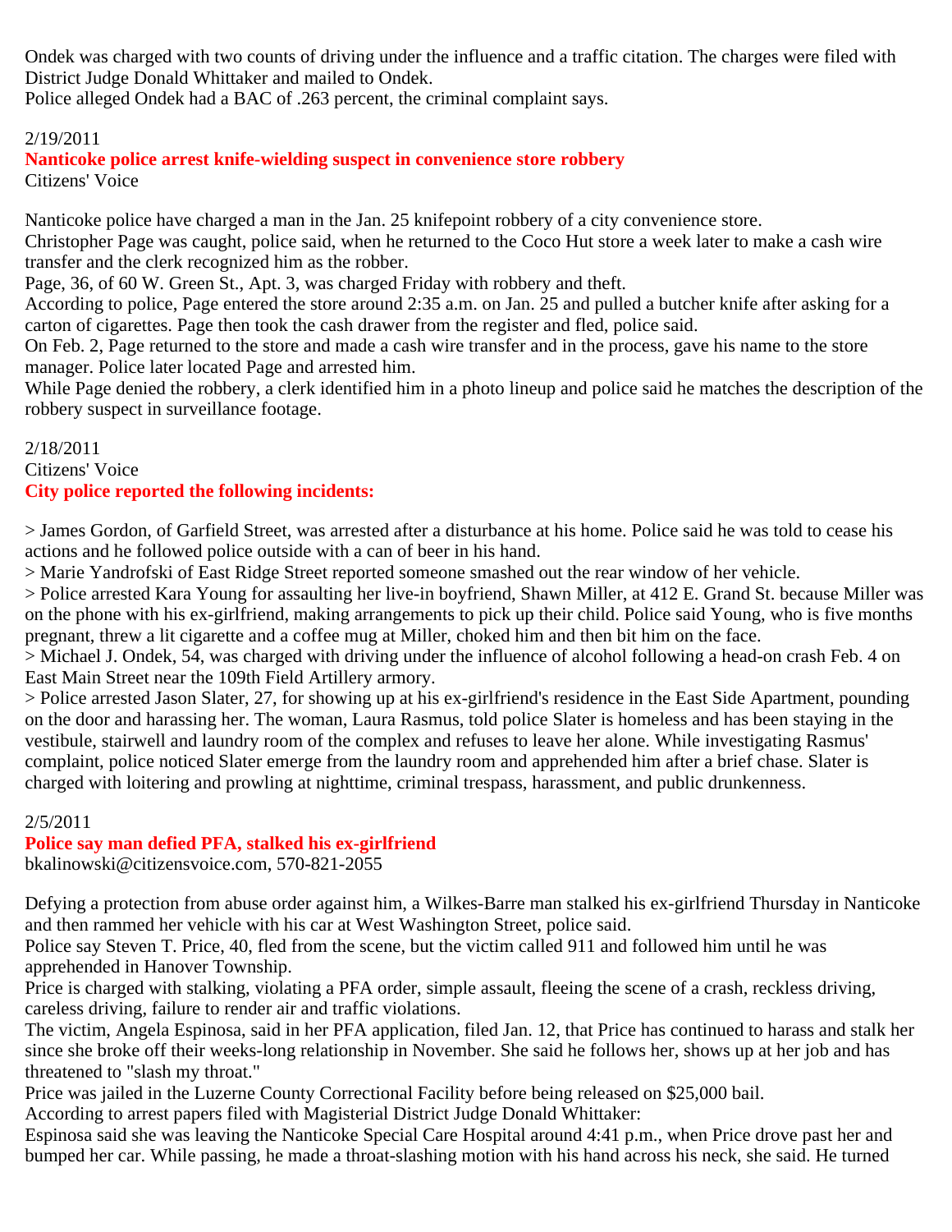Ondek was charged with two counts of driving under the influence and a traffic citation. The charges were filed with District Judge Donald Whittaker and mailed to Ondek.
Police alleged Ondek had a BAC of .263 percent, the criminal complaint says.

2/19/2011

**Nanticoke police arrest knife-wielding suspect in convenience store robbery**

Citizens' Voice

Nanticoke police have charged a man in the Jan. 25 knifepoint robbery of a city convenience store.
Christopher Page was caught, police said, when he returned to the Coco Hut store a week later to make a cash wire transfer and the clerk recognized him as the robber.
Page, 36, of 60 W. Green St., Apt. 3, was charged Friday with robbery and theft.
According to police, Page entered the store around 2:35 a.m. on Jan. 25 and pulled a butcher knife after asking for a carton of cigarettes. Page then took the cash drawer from the register and fled, police said.
On Feb. 2, Page returned to the store and made a cash wire transfer and in the process, gave his name to the store manager. Police later located Page and arrested him.
While Page denied the robbery, a clerk identified him in a photo lineup and police said he matches the description of the robbery suspect in surveillance footage.

2/18/2011

Citizens' Voice

**City police reported the following incidents:**

> James Gordon, of Garfield Street, was arrested after a disturbance at his home. Police said he was told to cease his actions and he followed police outside with a can of beer in his hand.
> Marie Yandrofski of East Ridge Street reported someone smashed out the rear window of her vehicle.
> Police arrested Kara Young for assaulting her live-in boyfriend, Shawn Miller, at 412 E. Grand St. because Miller was on the phone with his ex-girlfriend, making arrangements to pick up their child. Police said Young, who is five months pregnant, threw a lit cigarette and a coffee mug at Miller, choked him and then bit him on the face.
> Michael J. Ondek, 54, was charged with driving under the influence of alcohol following a head-on crash Feb. 4 on East Main Street near the 109th Field Artillery armory.
> Police arrested Jason Slater, 27, for showing up at his ex-girlfriend's residence in the East Side Apartment, pounding on the door and harassing her. The woman, Laura Rasmus, told police Slater is homeless and has been staying in the vestibule, stairwell and laundry room of the complex and refuses to leave her alone. While investigating Rasmus' complaint, police noticed Slater emerge from the laundry room and apprehended him after a brief chase. Slater is charged with loitering and prowling at nighttime, criminal trespass, harassment, and public drunkenness.

2/5/2011

**Police say man defied PFA, stalked his ex-girlfriend**

bkalinowski@citizensvoice.com, 570-821-2055

Defying a protection from abuse order against him, a Wilkes-Barre man stalked his ex-girlfriend Thursday in Nanticoke and then rammed her vehicle with his car at West Washington Street, police said.
Police say Steven T. Price, 40, fled from the scene, but the victim called 911 and followed him until he was apprehended in Hanover Township.
Price is charged with stalking, violating a PFA order, simple assault, fleeing the scene of a crash, reckless driving, careless driving, failure to render air and traffic violations.
The victim, Angela Espinosa, said in her PFA application, filed Jan. 12, that Price has continued to harass and stalk her since she broke off their weeks-long relationship in November. She said he follows her, shows up at her job and has threatened to "slash my throat."
Price was jailed in the Luzerne County Correctional Facility before being released on $25,000 bail.
According to arrest papers filed with Magisterial District Judge Donald Whittaker:
Espinosa said she was leaving the Nanticoke Special Care Hospital around 4:41 p.m., when Price drove past her and bumped her car. While passing, he made a throat-slashing motion with his hand across his neck, she said. He turned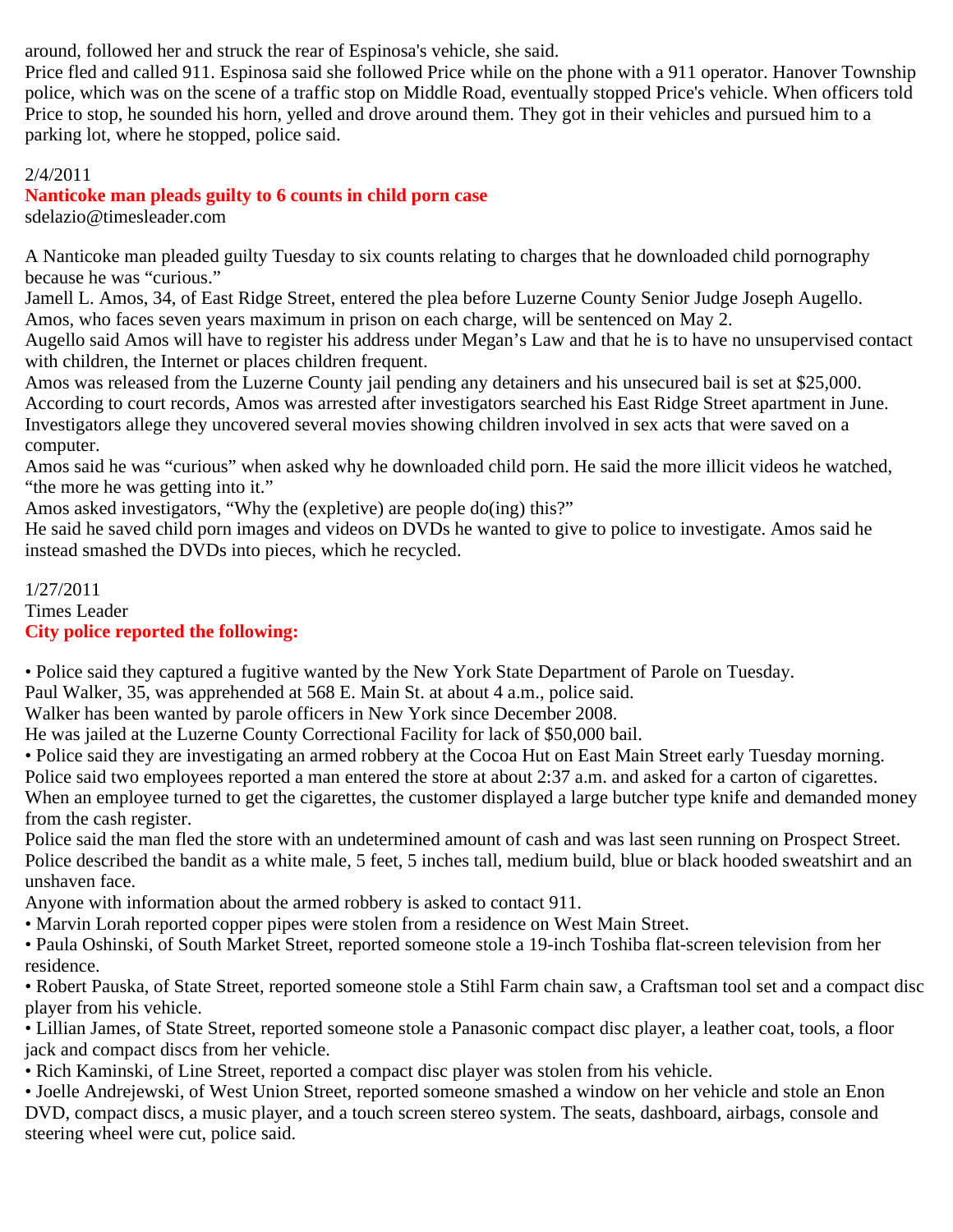around, followed her and struck the rear of Espinosa's vehicle, she said.

Price fled and called 911. Espinosa said she followed Price while on the phone with a 911 operator. Hanover Township police, which was on the scene of a traffic stop on Middle Road, eventually stopped Price's vehicle. When officers told Price to stop, he sounded his horn, yelled and drove around them. They got in their vehicles and pursued him to a parking lot, where he stopped, police said.

2/4/2011

**Nanticoke man pleads guilty to 6 counts in child porn case**

sdelazio@timesleader.com

A Nanticoke man pleaded guilty Tuesday to six counts relating to charges that he downloaded child pornography because he was "curious."

Jamell L. Amos, 34, of East Ridge Street, entered the plea before Luzerne County Senior Judge Joseph Augello.

Amos, who faces seven years maximum in prison on each charge, will be sentenced on May 2.

Augello said Amos will have to register his address under Megan's Law and that he is to have no unsupervised contact with children, the Internet or places children frequent.

Amos was released from the Luzerne County jail pending any detainers and his unsecured bail is set at $25,000.

According to court records, Amos was arrested after investigators searched his East Ridge Street apartment in June.

Investigators allege they uncovered several movies showing children involved in sex acts that were saved on a computer.

Amos said he was "curious" when asked why he downloaded child porn. He said the more illicit videos he watched, "the more he was getting into it."

Amos asked investigators, "Why the (expletive) are people do(ing) this?"

He said he saved child porn images and videos on DVDs he wanted to give to police to investigate. Amos said he instead smashed the DVDs into pieces, which he recycled.

1/27/2011

Times Leader

**City police reported the following:**

• Police said they captured a fugitive wanted by the New York State Department of Parole on Tuesday.

Paul Walker, 35, was apprehended at 568 E. Main St. at about 4 a.m., police said.

Walker has been wanted by parole officers in New York since December 2008.

He was jailed at the Luzerne County Correctional Facility for lack of $50,000 bail.

• Police said they are investigating an armed robbery at the Cocoa Hut on East Main Street early Tuesday morning.

Police said two employees reported a man entered the store at about 2:37 a.m. and asked for a carton of cigarettes. When an employee turned to get the cigarettes, the customer displayed a large butcher type knife and demanded money from the cash register.

Police said the man fled the store with an undetermined amount of cash and was last seen running on Prospect Street.

Police described the bandit as a white male, 5 feet, 5 inches tall, medium build, blue or black hooded sweatshirt and an unshaven face.

Anyone with information about the armed robbery is asked to contact 911.

• Marvin Lorah reported copper pipes were stolen from a residence on West Main Street.

• Paula Oshinski, of South Market Street, reported someone stole a 19-inch Toshiba flat-screen television from her residence.

• Robert Pauska, of State Street, reported someone stole a Stihl Farm chain saw, a Craftsman tool set and a compact disc player from his vehicle.

• Lillian James, of State Street, reported someone stole a Panasonic compact disc player, a leather coat, tools, a floor jack and compact discs from her vehicle.

• Rich Kaminski, of Line Street, reported a compact disc player was stolen from his vehicle.

• Joelle Andrejewski, of West Union Street, reported someone smashed a window on her vehicle and stole an Enon DVD, compact discs, a music player, and a touch screen stereo system. The seats, dashboard, airbags, console and steering wheel were cut, police said.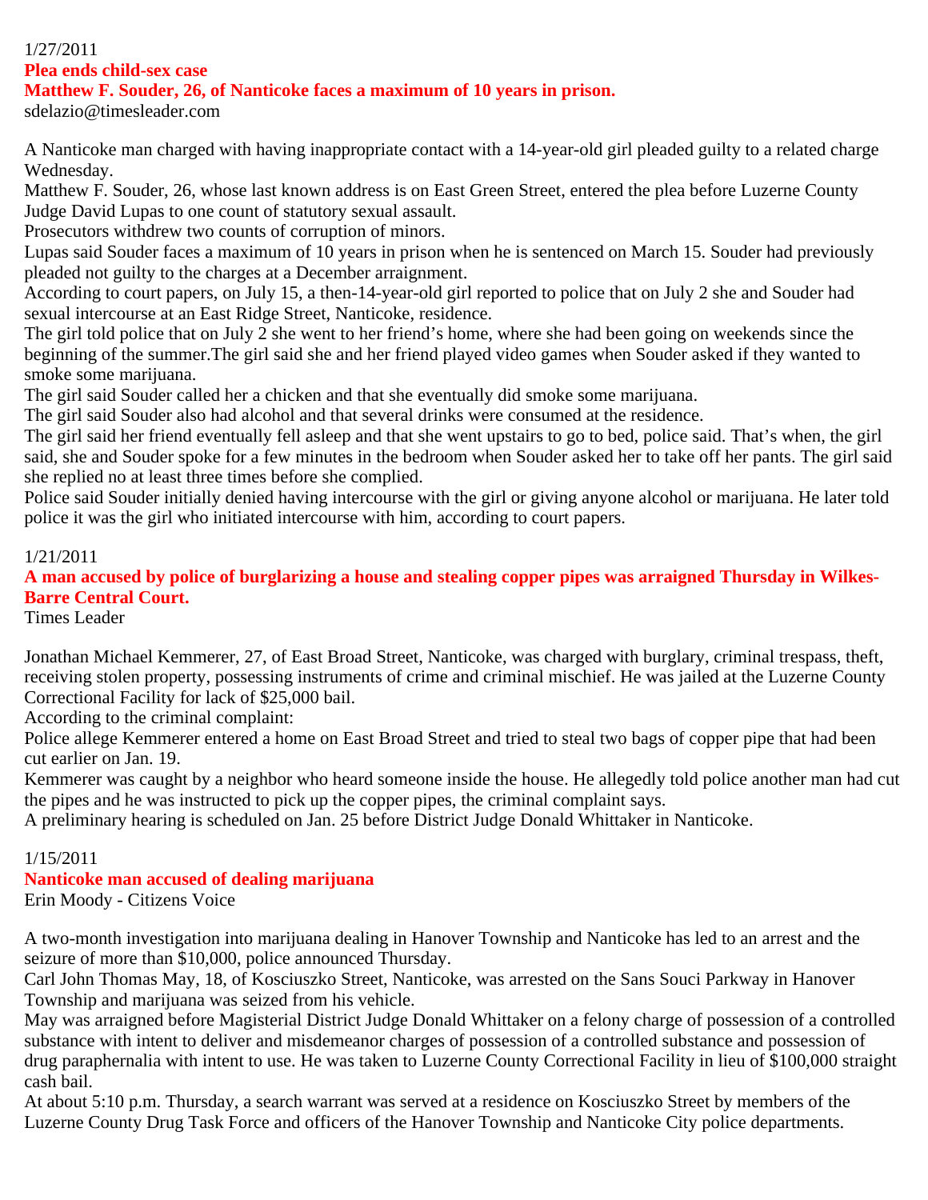1/27/2011

**Plea ends child-sex case**

**Matthew F. Souder, 26, of Nanticoke faces a maximum of 10 years in prison.**

sdelazio@timesleader.com

A Nanticoke man charged with having inappropriate contact with a 14-year-old girl pleaded guilty to a related charge Wednesday.

Matthew F. Souder, 26, whose last known address is on East Green Street, entered the plea before Luzerne County Judge David Lupas to one count of statutory sexual assault.

Prosecutors withdrew two counts of corruption of minors.

Lupas said Souder faces a maximum of 10 years in prison when he is sentenced on March 15. Souder had previously pleaded not guilty to the charges at a December arraignment.

According to court papers, on July 15, a then-14-year-old girl reported to police that on July 2 she and Souder had sexual intercourse at an East Ridge Street, Nanticoke, residence.

The girl told police that on July 2 she went to her friend's home, where she had been going on weekends since the beginning of the summer.The girl said she and her friend played video games when Souder asked if they wanted to smoke some marijuana.

The girl said Souder called her a chicken and that she eventually did smoke some marijuana.

The girl said Souder also had alcohol and that several drinks were consumed at the residence.

The girl said her friend eventually fell asleep and that she went upstairs to go to bed, police said. That's when, the girl said, she and Souder spoke for a few minutes in the bedroom when Souder asked her to take off her pants. The girl said she replied no at least three times before she complied.

Police said Souder initially denied having intercourse with the girl or giving anyone alcohol or marijuana. He later told police it was the girl who initiated intercourse with him, according to court papers.

1/21/2011

**A man accused by police of burglarizing a house and stealing copper pipes was arraigned Thursday in Wilkes-Barre Central Court.**

Times Leader

Jonathan Michael Kemmerer, 27, of East Broad Street, Nanticoke, was charged with burglary, criminal trespass, theft, receiving stolen property, possessing instruments of crime and criminal mischief. He was jailed at the Luzerne County Correctional Facility for lack of $25,000 bail.

According to the criminal complaint:

Police allege Kemmerer entered a home on East Broad Street and tried to steal two bags of copper pipe that had been cut earlier on Jan. 19.

Kemmerer was caught by a neighbor who heard someone inside the house. He allegedly told police another man had cut the pipes and he was instructed to pick up the copper pipes, the criminal complaint says.

A preliminary hearing is scheduled on Jan. 25 before District Judge Donald Whittaker in Nanticoke.

1/15/2011

**Nanticoke man accused of dealing marijuana**

Erin Moody - Citizens Voice

A two-month investigation into marijuana dealing in Hanover Township and Nanticoke has led to an arrest and the seizure of more than $10,000, police announced Thursday.

Carl John Thomas May, 18, of Kosciuszko Street, Nanticoke, was arrested on the Sans Souci Parkway in Hanover Township and marijuana was seized from his vehicle.

May was arraigned before Magisterial District Judge Donald Whittaker on a felony charge of possession of a controlled substance with intent to deliver and misdemeanor charges of possession of a controlled substance and possession of drug paraphernalia with intent to use. He was taken to Luzerne County Correctional Facility in lieu of $100,000 straight cash bail.

At about 5:10 p.m. Thursday, a search warrant was served at a residence on Kosciuszko Street by members of the Luzerne County Drug Task Force and officers of the Hanover Township and Nanticoke City police departments.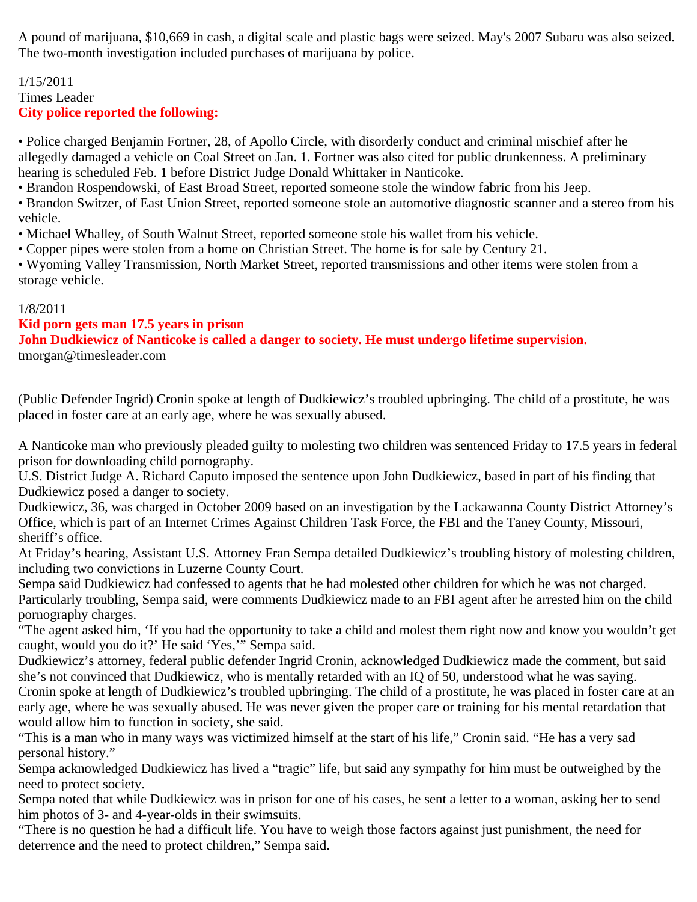A pound of marijuana, $10,669 in cash, a digital scale and plastic bags were seized. May's 2007 Subaru was also seized. The two-month investigation included purchases of marijuana by police.

1/15/2011
Times Leader
**City police reported the following:**

- Police charged Benjamin Fortner, 28, of Apollo Circle, with disorderly conduct and criminal mischief after he allegedly damaged a vehicle on Coal Street on Jan. 1. Fortner was also cited for public drunkenness. A preliminary hearing is scheduled Feb. 1 before District Judge Donald Whittaker in Nanticoke.
- Brandon Rospendowski, of East Broad Street, reported someone stole the window fabric from his Jeep.
- Brandon Switzer, of East Union Street, reported someone stole an automotive diagnostic scanner and a stereo from his vehicle.
- Michael Whalley, of South Walnut Street, reported someone stole his wallet from his vehicle.
- Copper pipes were stolen from a home on Christian Street. The home is for sale by Century 21.
- Wyoming Valley Transmission, North Market Street, reported transmissions and other items were stolen from a storage vehicle.

1/8/2011
**Kid porn gets man 17.5 years in prison**
**John Dudkiewicz of Nanticoke is called a danger to society. He must undergo lifetime supervision.**
tmorgan@timesleader.com

(Public Defender Ingrid) Cronin spoke at length of Dudkiewicz's troubled upbringing. The child of a prostitute, he was placed in foster care at an early age, where he was sexually abused.

A Nanticoke man who previously pleaded guilty to molesting two children was sentenced Friday to 17.5 years in federal prison for downloading child pornography.
U.S. District Judge A. Richard Caputo imposed the sentence upon John Dudkiewicz, based in part of his finding that Dudkiewicz posed a danger to society.
Dudkiewicz, 36, was charged in October 2009 based on an investigation by the Lackawanna County District Attorney's Office, which is part of an Internet Crimes Against Children Task Force, the FBI and the Taney County, Missouri, sheriff's office.
At Friday's hearing, Assistant U.S. Attorney Fran Sempa detailed Dudkiewicz's troubling history of molesting children, including two convictions in Luzerne County Court.
Sempa said Dudkiewicz had confessed to agents that he had molested other children for which he was not charged. Particularly troubling, Sempa said, were comments Dudkiewicz made to an FBI agent after he arrested him on the child pornography charges.
"The agent asked him, 'If you had the opportunity to take a child and molest them right now and know you wouldn't get caught, would you do it?' He said 'Yes,'" Sempa said.
Dudkiewicz's attorney, federal public defender Ingrid Cronin, acknowledged Dudkiewicz made the comment, but said she's not convinced that Dudkiewicz, who is mentally retarded with an IQ of 50, understood what he was saying.
Cronin spoke at length of Dudkiewicz's troubled upbringing. The child of a prostitute, he was placed in foster care at an early age, where he was sexually abused. He was never given the proper care or training for his mental retardation that would allow him to function in society, she said.
"This is a man who in many ways was victimized himself at the start of his life," Cronin said. "He has a very sad personal history."
Sempa acknowledged Dudkiewicz has lived a "tragic" life, but said any sympathy for him must be outweighed by the need to protect society.
Sempa noted that while Dudkiewicz was in prison for one of his cases, he sent a letter to a woman, asking her to send him photos of 3- and 4-year-olds in their swimsuits.
"There is no question he had a difficult life. You have to weigh those factors against just punishment, the need for deterrence and the need to protect children," Sempa said.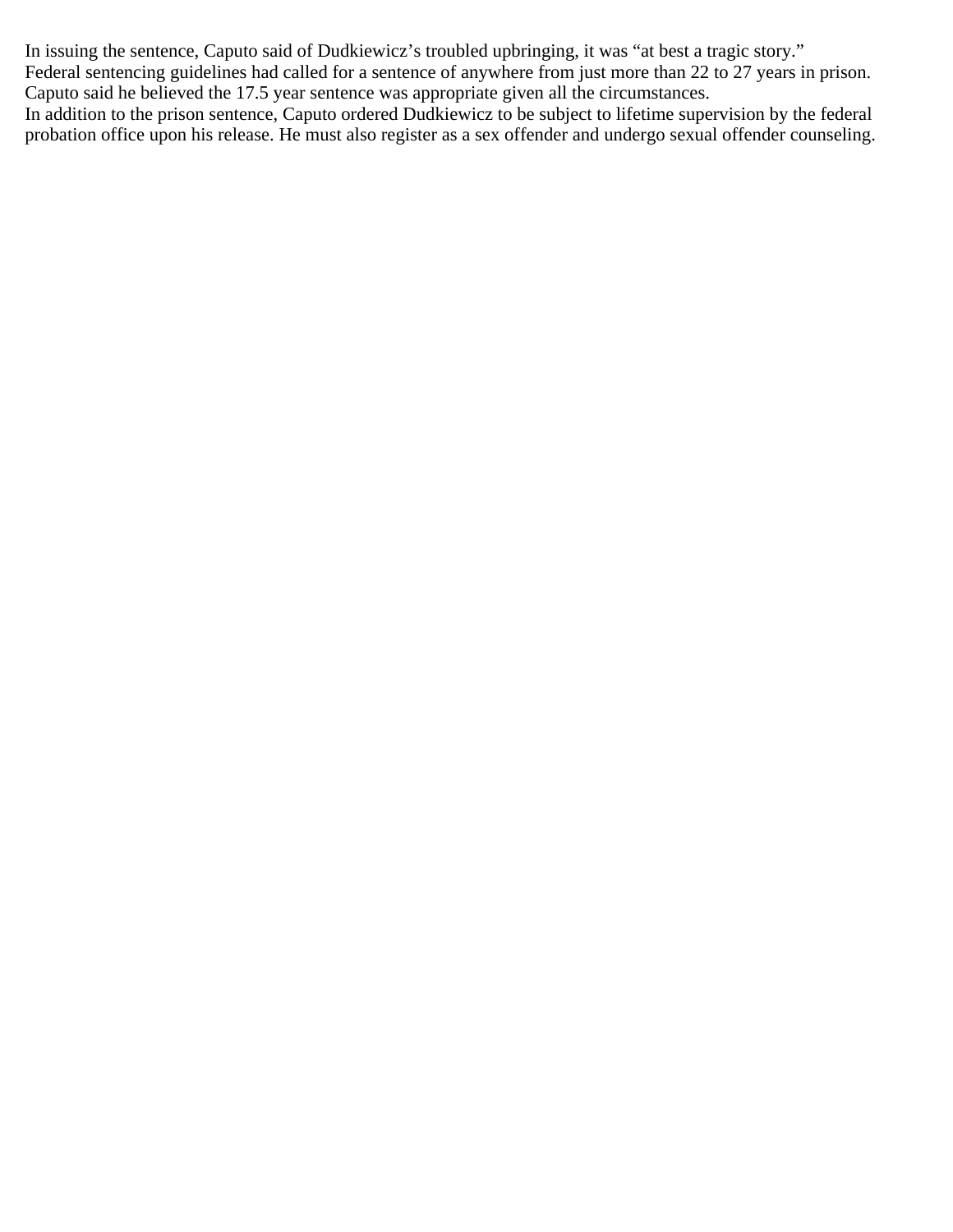In issuing the sentence, Caputo said of Dudkiewicz’s troubled upbringing, it was “at best a tragic story.”

Federal sentencing guidelines had called for a sentence of anywhere from just more than 22 to 27 years in prison.

Caputo said he believed the 17.5 year sentence was appropriate given all the circumstances.

In addition to the prison sentence, Caputo ordered Dudkiewicz to be subject to lifetime supervision by the federal probation office upon his release. He must also register as a sex offender and undergo sexual offender counseling.